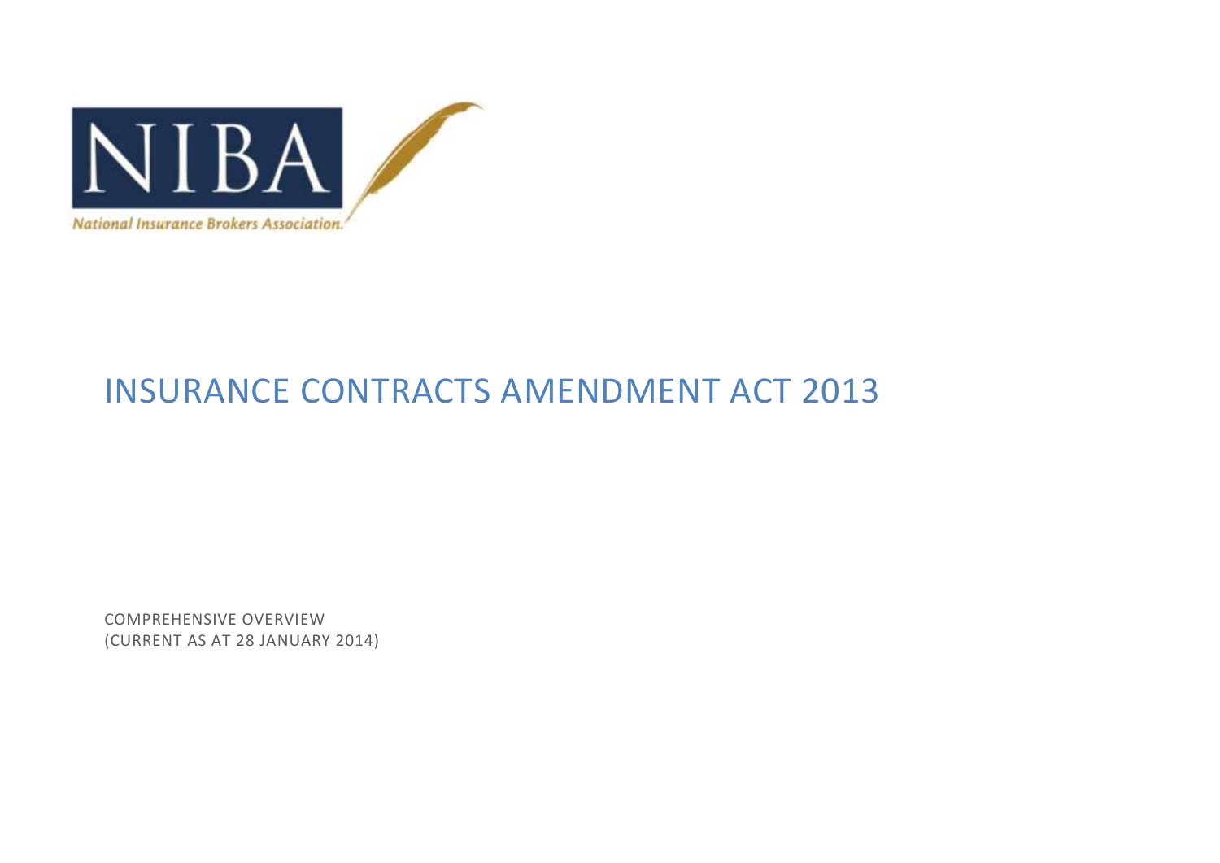NIBA

National Insurance Brokers Association.

# INSURANCE CONTRACTS AMENDMENT ACT 2013

COMPREHENSIVE OVERVIEW
(CURRENT AS AT 28 JANUARY 2014)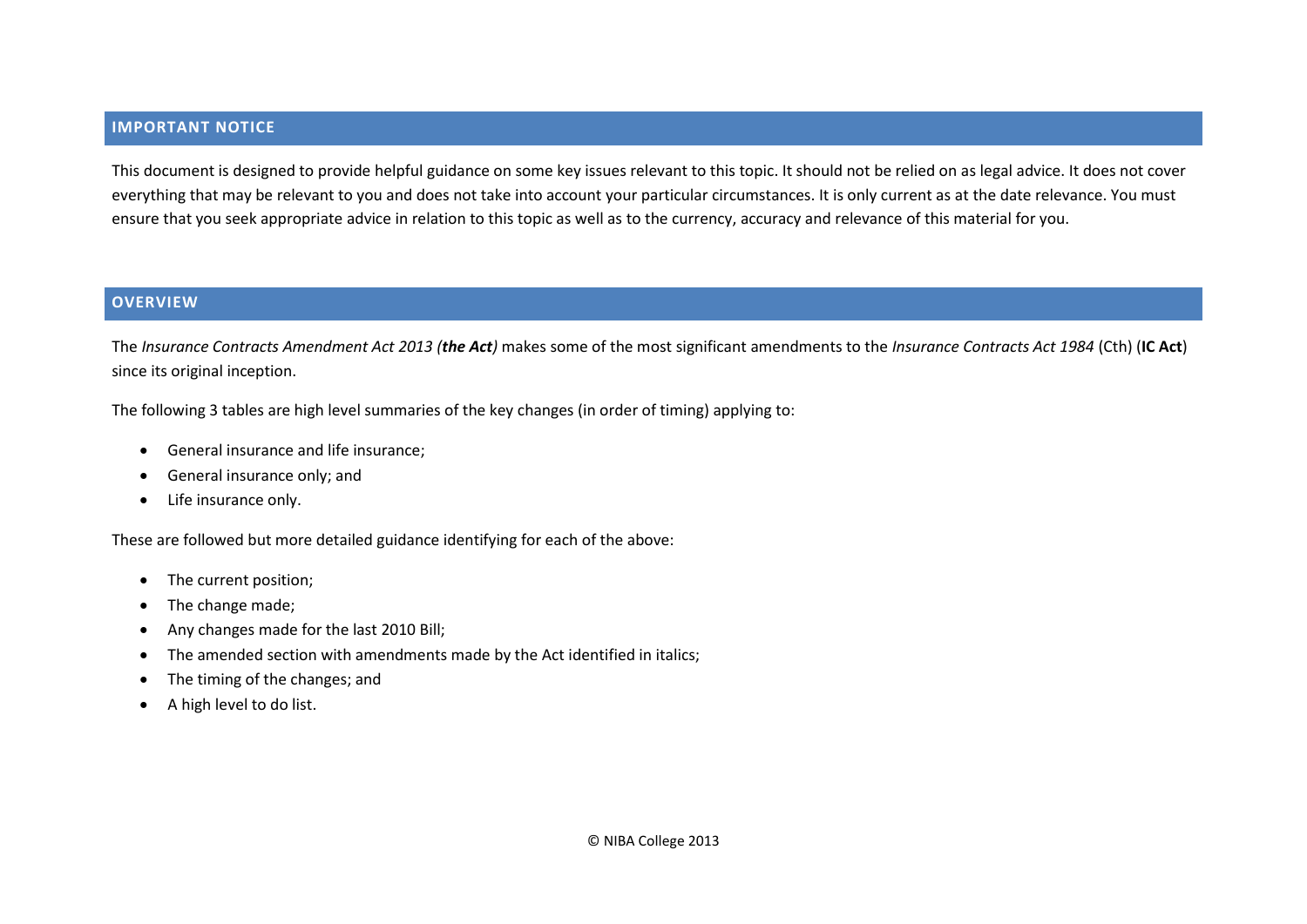## IMPORTANT NOTICE

This document is designed to provide helpful guidance on some key issues relevant to this topic. It should not be relied on as legal advice. It does not cover everything that may be relevant to you and does not take into account your particular circumstances. It is only current as at the date relevance. You must ensure that you seek appropriate advice in relation to this topic as well as to the currency, accuracy and relevance of this material for you.

## OVERVIEW

The *Insurance Contracts Amendment Act 2013 (**the Act**)* makes some of the most significant amendments to the *Insurance Contracts Act 1984* (Cth) (**IC Act**) since its original inception.

The following 3 tables are high level summaries of the key changes (in order of timing) applying to:

- General insurance and life insurance;
- General insurance only; and
- Life insurance only.

These are followed but more detailed guidance identifying for each of the above:

- The current position;
- The change made;
- Any changes made for the last 2010 Bill;
- The amended section with amendments made by the Act identified in italics;
- The timing of the changes; and
- A high level to do list.

© NIBA College 2013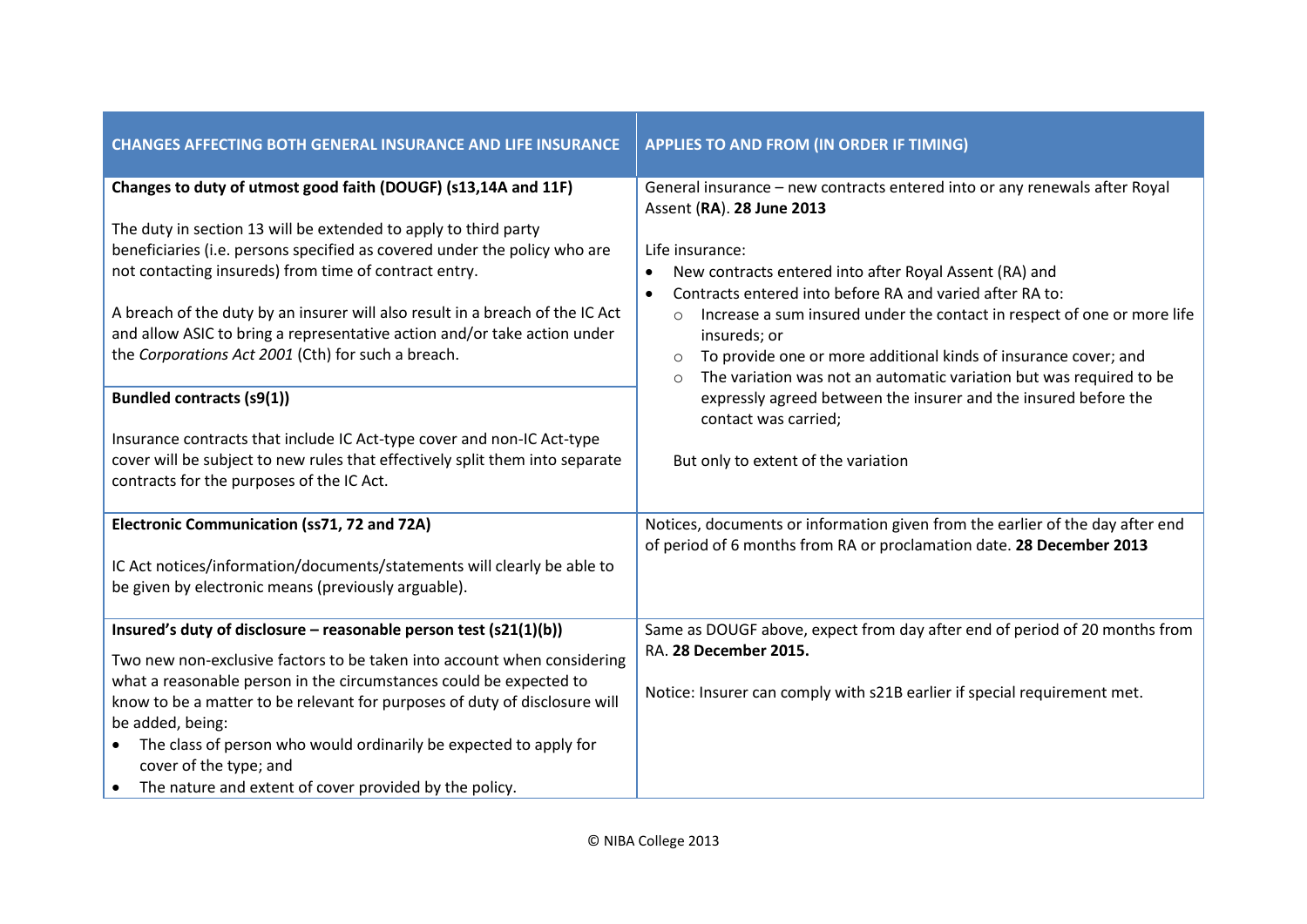| CHANGES AFFECTING BOTH GENERAL INSURANCE AND LIFE INSURANCE | APPLIES TO AND FROM (IN ORDER IF TIMING) |
| --- | --- |
| **Changes to duty of utmost good faith (DOUGF) (s13,14A and 11F)**<br><br>The duty in section 13 will be extended to apply to third party beneficiaries (i.e. persons specified as covered under the policy who are not contacting insureds) from time of contract entry.<br><br>A breach of the duty by an insurer will also result in a breach of the IC Act and allow ASIC to bring a representative action and/or take action under the *Corporations Act 2001* (Cth) for such a breach.<br><br>**Bundled contracts (s9(1))**<br><br>Insurance contracts that include IC Act-type cover and non-IC Act-type cover will be subject to new rules that effectively split them into separate contracts for the purposes of the IC Act. | General insurance – new contracts entered into or any renewals after Royal Assent (**RA**). **28 June 2013**<br><br>Life insurance:<br>• New contracts entered into after Royal Assent (RA) and<br>• Contracts entered into before RA and varied after RA to:<br>  ○ Increase a sum insured under the contact in respect of one or more life insureds; or<br>  ○ To provide one or more additional kinds of insurance cover; and<br>  ○ The variation was not an automatic variation but was required to be expressly agreed between the insurer and the insured before the contact was carried;<br><br>But only to extent of the variation |
| **Electronic Communication (ss71, 72 and 72A)**<br><br>IC Act notices/information/documents/statements will clearly be able to be given by electronic means (previously arguable). | Notices, documents or information given from the earlier of the day after end of period of 6 months from RA or proclamation date. **28 December 2013** |
| **Insured's duty of disclosure – reasonable person test (s21(1)(b))**<br><br>Two new non-exclusive factors to be taken into account when considering what a reasonable person in the circumstances could be expected to know to be a matter to be relevant for purposes of duty of disclosure will be added, being:<br>• The class of person who would ordinarily be expected to apply for cover of the type; and<br>• The nature and extent of cover provided by the policy. | Same as DOUGF above, expect from day after end of period of 20 months from RA. **28 December 2015.**<br><br>Notice: Insurer can comply with s21B earlier if special requirement met. |

© NIBA College 2013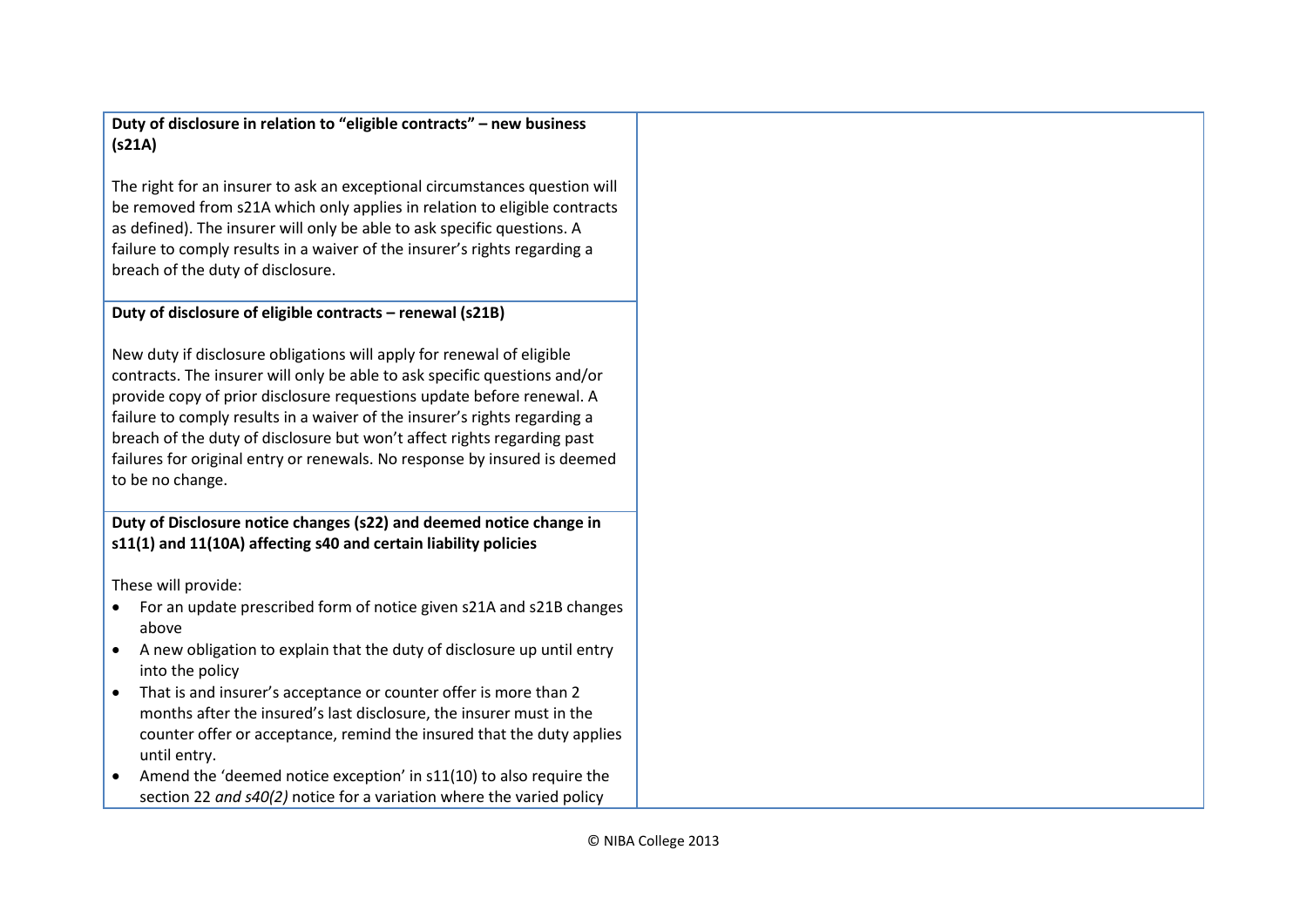| | |
|---|---|
| **Duty of disclosure in relation to "eligible contracts" – new business (s21A)**<br><br>The right for an insurer to ask an exceptional circumstances question will be removed from s21A which only applies in relation to eligible contracts as defined). The insurer will only be able to ask specific questions. A failure to comply results in a waiver of the insurer's rights regarding a breach of the duty of disclosure. | |
| **Duty of disclosure of eligible contracts – renewal (s21B)**<br><br>New duty if disclosure obligations will apply for renewal of eligible contracts. The insurer will only be able to ask specific questions and/or provide copy of prior disclosure requestions update before renewal. A failure to comply results in a waiver of the insurer's rights regarding a breach of the duty of disclosure but won't affect rights regarding past failures for original entry or renewals. No response by insured is deemed to be no change. | |
| **Duty of Disclosure notice changes (s22) and deemed notice change in s11(1) and 11(10A) affecting s40 and certain liability policies**<br><br>These will provide:<br>• For an update prescribed form of notice given s21A and s21B changes above<br>• A new obligation to explain that the duty of disclosure up until entry into the policy<br>• That is and insurer's acceptance or counter offer is more than 2 months after the insured's last disclosure, the insurer must in the counter offer or acceptance, remind the insured that the duty applies until entry.<br>• Amend the 'deemed notice exception' in s11(10) to also require the section 22 *and s40(2)* notice for a variation where the varied policy | |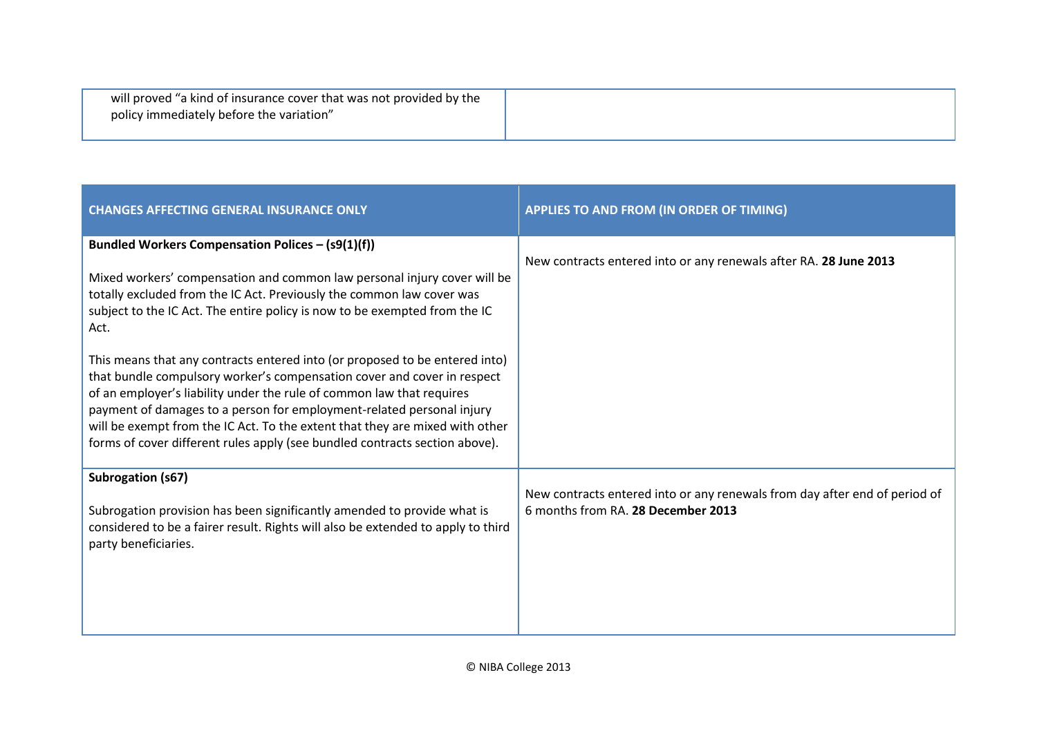| | |
|---|---|
| will proved "a kind of insurance cover that was not provided by the policy immediately before the variation" | |

| CHANGES AFFECTING GENERAL INSURANCE ONLY | APPLIES TO AND FROM (IN ORDER OF TIMING) |
|---|---|
| **Bundled Workers Compensation Polices – (s9(1)(f))**<br><br>Mixed workers' compensation and common law personal injury cover will be totally excluded from the IC Act. Previously the common law cover was subject to the IC Act. The entire policy is now to be exempted from the IC Act.<br><br>This means that any contracts entered into (or proposed to be entered into) that bundle compulsory worker's compensation cover and cover in respect of an employer's liability under the rule of common law that requires payment of damages to a person for employment-related personal injury will be exempt from the IC Act. To the extent that they are mixed with other forms of cover different rules apply (see bundled contracts section above). | New contracts entered into or any renewals after RA. **28 June 2013** |
| **Subrogation (s67)**<br><br>Subrogation provision has been significantly amended to provide what is considered to be a fairer result. Rights will also be extended to apply to third party beneficiaries. | New contracts entered into or any renewals from day after end of period of 6 months from RA. **28 December 2013** |

© NIBA College 2013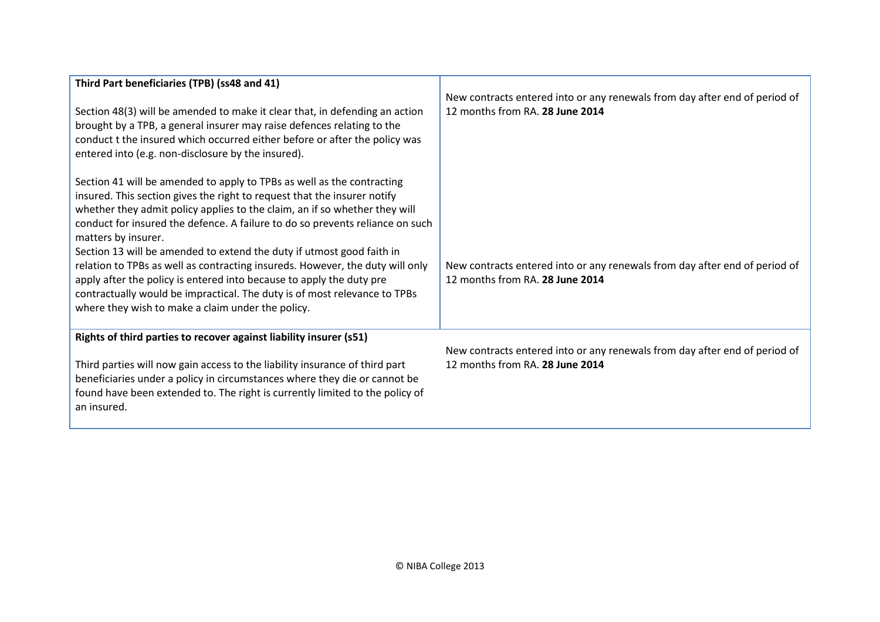| | |
|---|---|
| **Third Part beneficiaries (TPB) (ss48 and 41)**<br><br>Section 48(3) will be amended to make it clear that, in defending an action brought by a TPB, a general insurer may raise defences relating to the conduct t the insured which occurred either before or after the policy was entered into (e.g. non-disclosure by the insured).<br><br>Section 41 will be amended to apply to TPBs as well as the contracting insured. This section gives the right to request that the insurer notify whether they admit policy applies to the claim, an if so whether they will conduct for insured the defence. A failure to do so prevents reliance on such matters by insurer.<br>Section 13 will be amended to extend the duty if utmost good faith in relation to TPBs as well as contracting insureds. However, the duty will only apply after the policy is entered into because to apply the duty pre contractually would be impractical. The duty is of most relevance to TPBs where they wish to make a claim under the policy. | New contracts entered into or any renewals from day after end of period of 12 months from RA. **28 June 2014**<br><br>New contracts entered into or any renewals from day after end of period of 12 months from RA. **28 June 2014** |
| **Rights of third parties to recover against liability insurer (s51)**<br><br>Third parties will now gain access to the liability insurance of third part beneficiaries under a policy in circumstances where they die or cannot be found have been extended to. The right is currently limited to the policy of an insured. | New contracts entered into or any renewals from day after end of period of 12 months from RA. **28 June 2014** |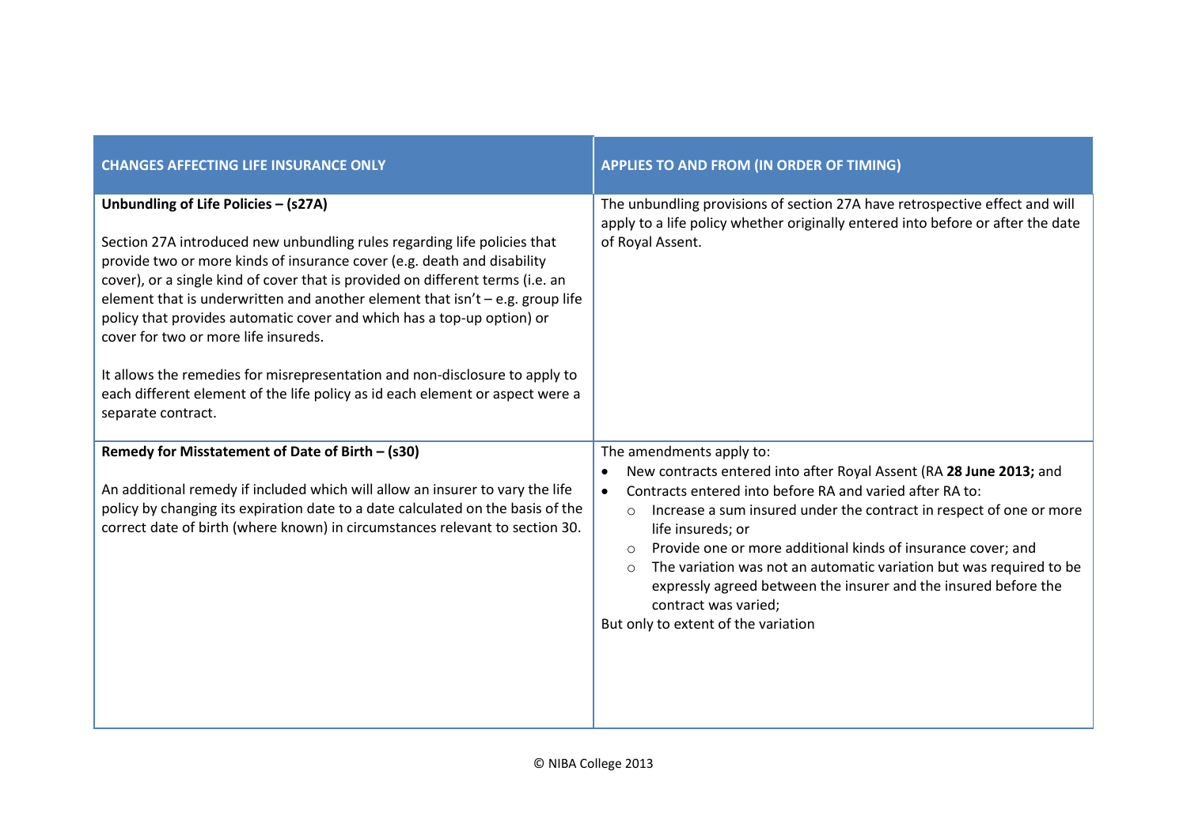| CHANGES AFFECTING LIFE INSURANCE ONLY | APPLIES TO AND FROM (IN ORDER OF TIMING) |
|---|---|
| **Unbundling of Life Policies – (s27A)**<br><br>Section 27A introduced new unbundling rules regarding life policies that provide two or more kinds of insurance cover (e.g. death and disability cover), or a single kind of cover that is provided on different terms (i.e. an element that is underwritten and another element that isn't – e.g. group life policy that provides automatic cover and which has a top-up option) or cover for two or more life insureds.<br><br>It allows the remedies for misrepresentation and non-disclosure to apply to each different element of the life policy as id each element or aspect were a separate contract. | The unbundling provisions of section 27A have retrospective effect and will apply to a life policy whether originally entered into before or after the date of Royal Assent. |
| **Remedy for Misstatement of Date of Birth – (s30)**<br><br>An additional remedy if included which will allow an insurer to vary the life policy by changing its expiration date to a date calculated on the basis of the correct date of birth (where known) in circumstances relevant to section 30. | The amendments apply to:<br>• New contracts entered into after Royal Assent (RA **28 June 2013;** and<br>• Contracts entered into before RA and varied after RA to:<br>&nbsp;&nbsp;&nbsp;&nbsp;○ Increase a sum insured under the contract in respect of one or more life insureds; or<br>&nbsp;&nbsp;&nbsp;&nbsp;○ Provide one or more additional kinds of insurance cover; and<br>&nbsp;&nbsp;&nbsp;&nbsp;○ The variation was not an automatic variation but was required to be expressly agreed between the insurer and the insured before the contract was varied;<br>But only to extent of the variation |

© NIBA College 2013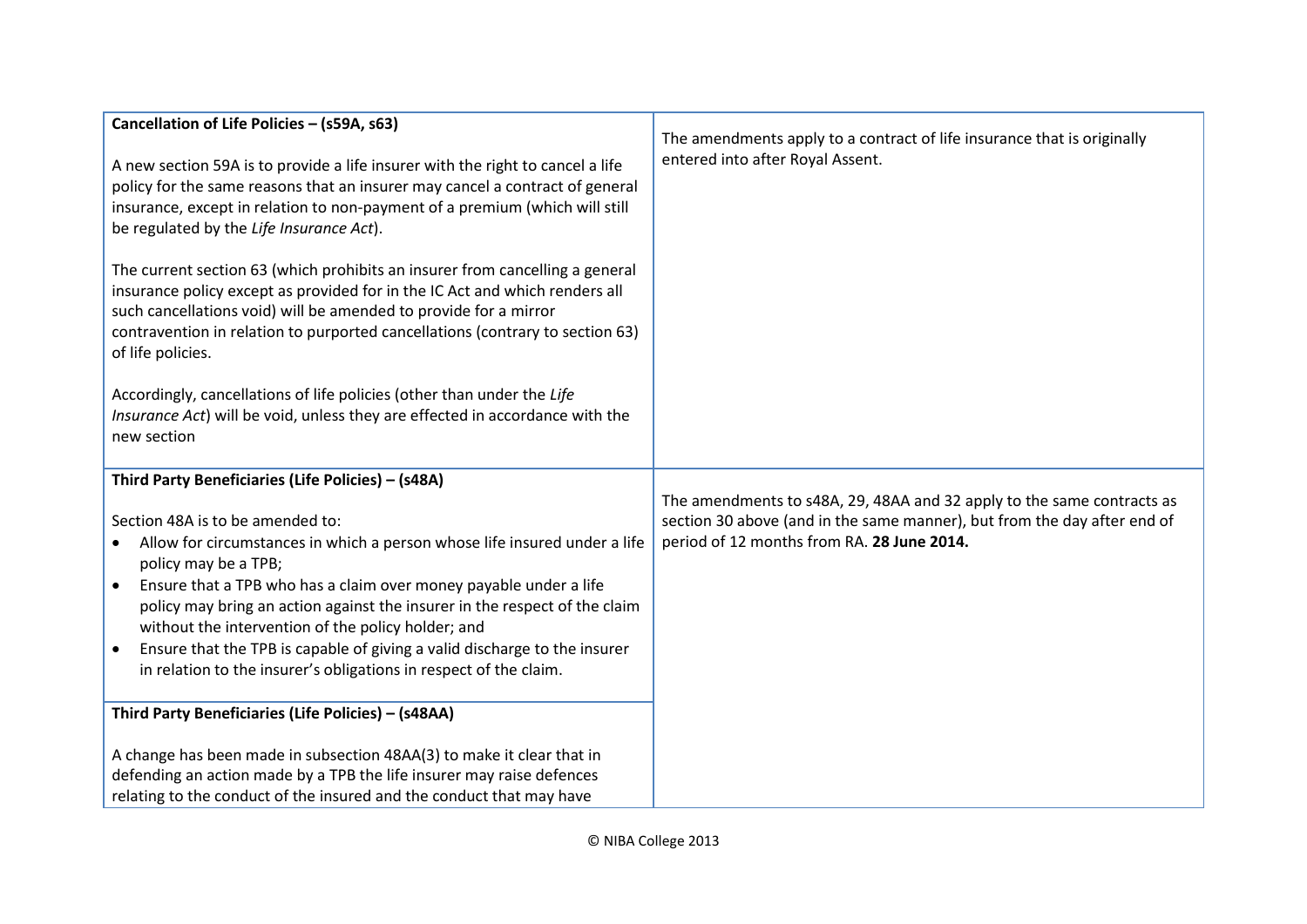| | |
|---|---|
| **Cancellation of Life Policies – (s59A, s63)**<br><br>A new section 59A is to provide a life insurer with the right to cancel a life policy for the same reasons that an insurer may cancel a contract of general insurance, except in relation to non-payment of a premium (which will still be regulated by the *Life Insurance Act*).<br><br>The current section 63 (which prohibits an insurer from cancelling a general insurance policy except as provided for in the IC Act and which renders all such cancellations void) will be amended to provide for a mirror contravention in relation to purported cancellations (contrary to section 63) of life policies.<br><br>Accordingly, cancellations of life policies (other than under the *Life Insurance Act*) will be void, unless they are effected in accordance with the new section | The amendments apply to a contract of life insurance that is originally entered into after Royal Assent. |
| **Third Party Beneficiaries (Life Policies) – (s48A)**<br><br>Section 48A is to be amended to:<br>• Allow for circumstances in which a person whose life insured under a life policy may be a TPB;<br>• Ensure that a TPB who has a claim over money payable under a life policy may bring an action against the insurer in the respect of the claim without the intervention of the policy holder; and<br>• Ensure that the TPB is capable of giving a valid discharge to the insurer in relation to the insurer's obligations in respect of the claim. | The amendments to s48A, 29, 48AA and 32 apply to the same contracts as section 30 above (and in the same manner), but from the day after end of period of 12 months from RA. **28 June 2014.** |
| **Third Party Beneficiaries (Life Policies) – (s48AA)**<br><br>A change has been made in subsection 48AA(3) to make it clear that in defending an action made by a TPB the life insurer may raise defences relating to the conduct of the insured and the conduct that may have | |

© NIBA College 2013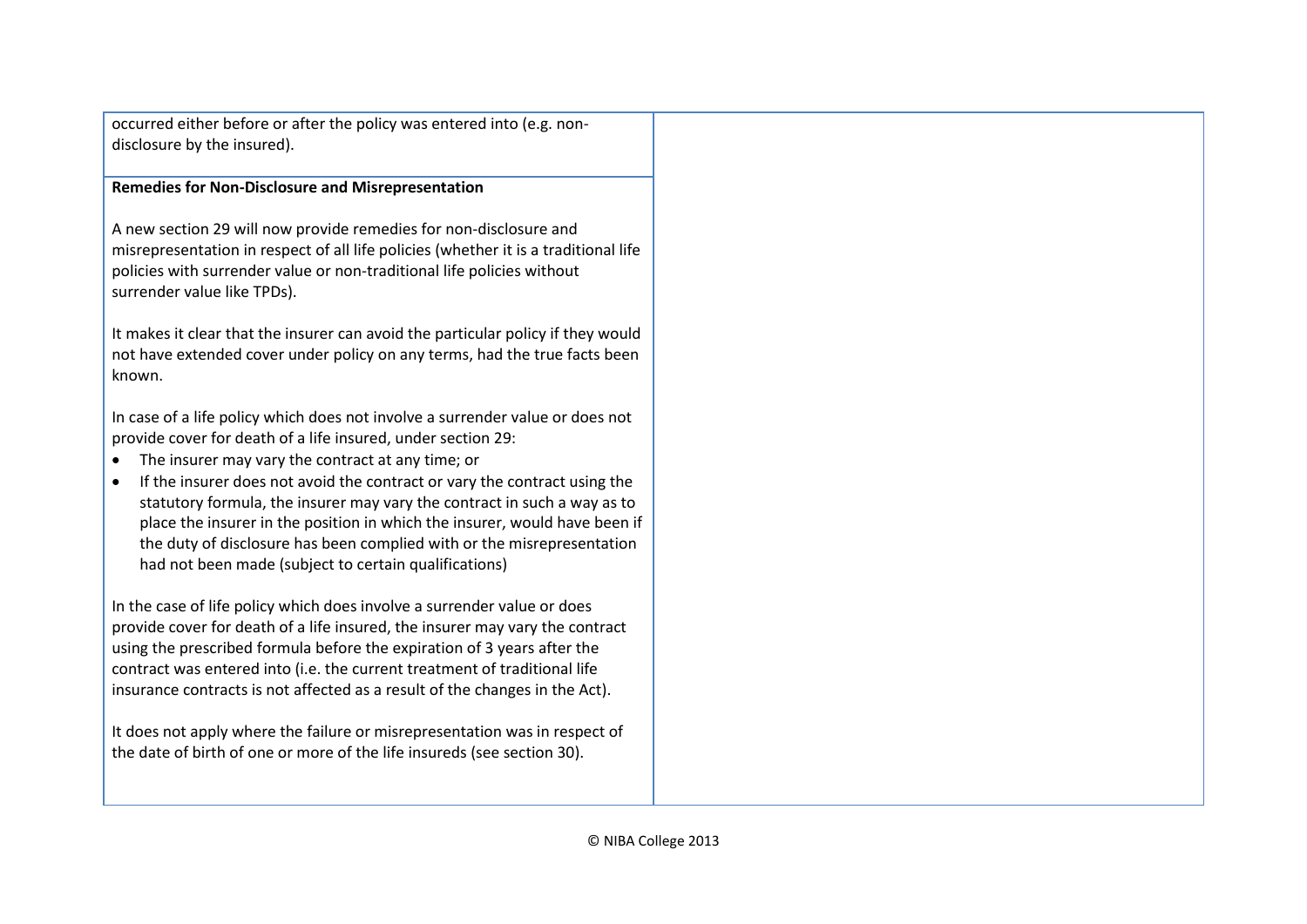| | |
|---|---|
| occurred either before or after the policy was entered into (e.g. non-disclosure by the insured). | |
| **Remedies for Non-Disclosure and Misrepresentation**<br><br>A new section 29 will now provide remedies for non-disclosure and misrepresentation in respect of all life policies (whether it is a traditional life policies with surrender value or non-traditional life policies without surrender value like TPDs).<br><br>It makes it clear that the insurer can avoid the particular policy if they would not have extended cover under policy on any terms, had the true facts been known.<br><br>In case of a life policy which does not involve a surrender value or does not provide cover for death of a life insured, under section 29:<br>• The insurer may vary the contract at any time; or<br>• If the insurer does not avoid the contract or vary the contract using the statutory formula, the insurer may vary the contract in such a way as to place the insurer in the position in which the insurer, would have been if the duty of disclosure has been complied with or the misrepresentation had not been made (subject to certain qualifications)<br><br>In the case of life policy which does involve a surrender value or does provide cover for death of a life insured, the insurer may vary the contract using the prescribed formula before the expiration of 3 years after the contract was entered into (i.e. the current treatment of traditional life insurance contracts is not affected as a result of the changes in the Act).<br><br>It does not apply where the failure or misrepresentation was in respect of the date of birth of one or more of the life insureds (see section 30). | |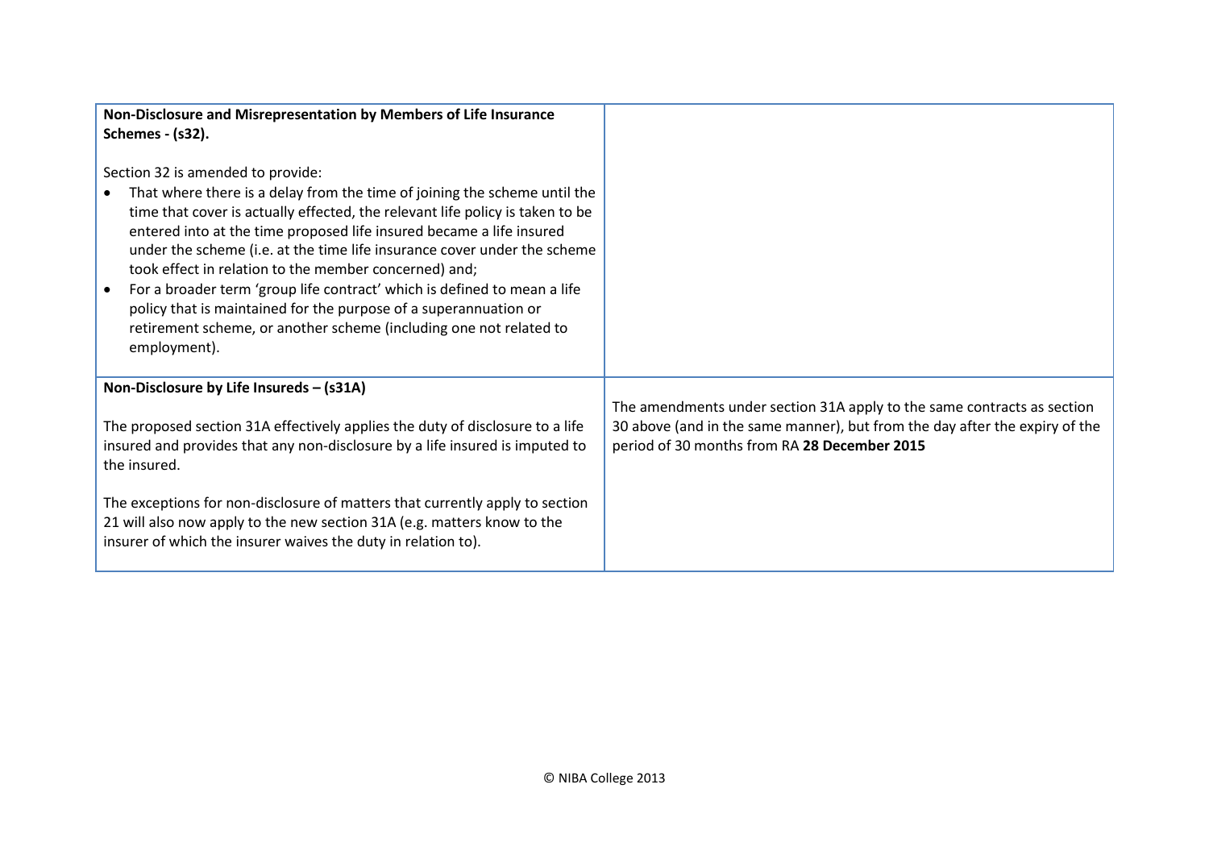| | |
|---|---|
| **Non-Disclosure and Misrepresentation by Members of Life Insurance Schemes - (s32).**<br><br>Section 32 is amended to provide:<br>• That where there is a delay from the time of joining the scheme until the time that cover is actually effected, the relevant life policy is taken to be entered into at the time proposed life insured became a life insured under the scheme (i.e. at the time life insurance cover under the scheme took effect in relation to the member concerned) and;<br>• For a broader term 'group life contract' which is defined to mean a life policy that is maintained for the purpose of a superannuation or retirement scheme, or another scheme (including one not related to employment). | |
| **Non-Disclosure by Life Insureds – (s31A)**<br><br>The proposed section 31A effectively applies the duty of disclosure to a life insured and provides that any non-disclosure by a life insured is imputed to the insured.<br><br>The exceptions for non-disclosure of matters that currently apply to section 21 will also now apply to the new section 31A (e.g. matters know to the insurer of which the insurer waives the duty in relation to). | The amendments under section 31A apply to the same contracts as section 30 above (and in the same manner), but from the day after the expiry of the period of 30 months from RA **28 December 2015** |

© NIBA College 2013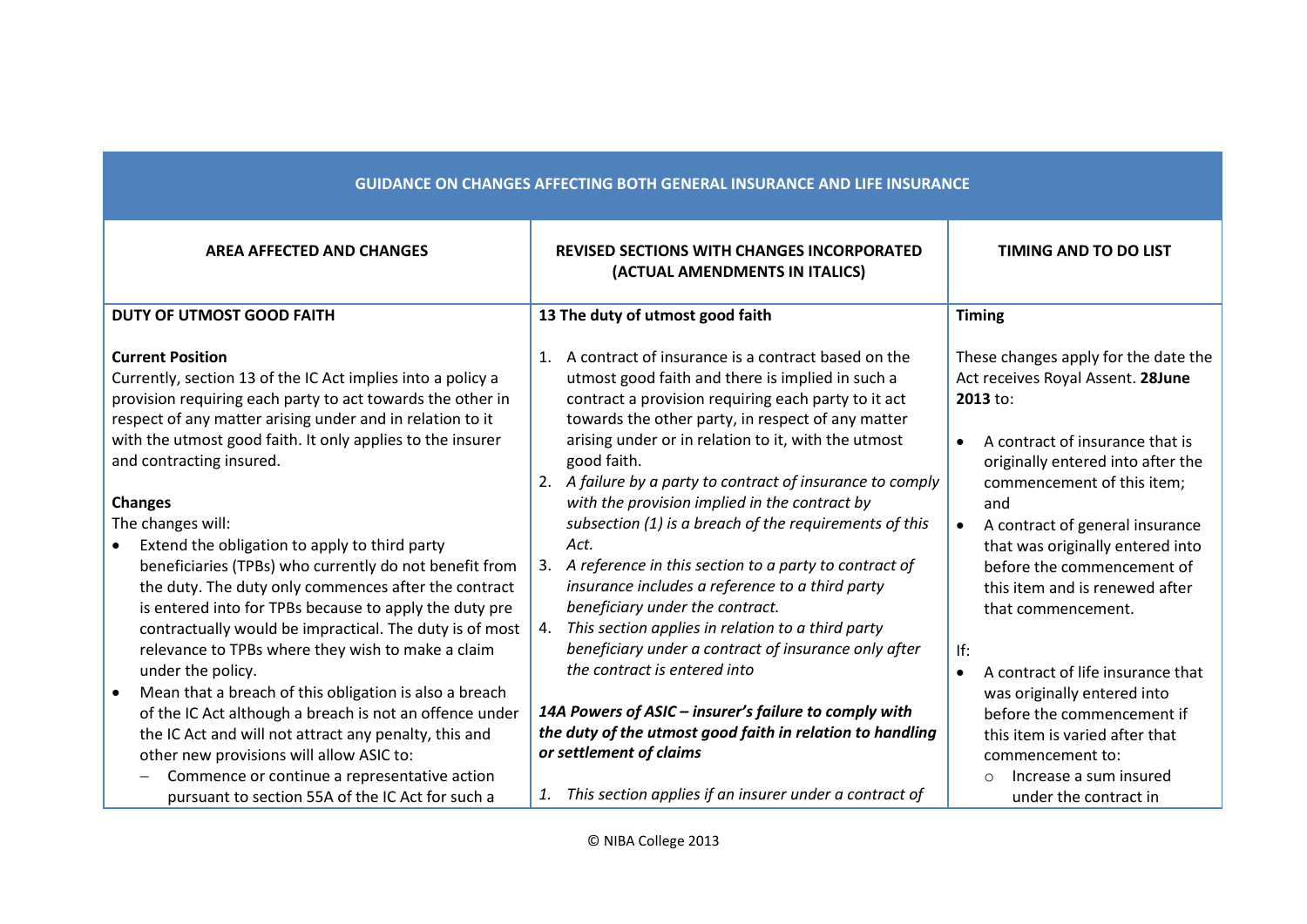| GUIDANCE ON CHANGES AFFECTING BOTH GENERAL INSURANCE AND LIFE INSURANCE | | |
|---|---|---|
| **AREA AFFECTED AND CHANGES** | **REVISED SECTIONS WITH CHANGES INCORPORATED (ACTUAL AMENDMENTS IN ITALICS)** | **TIMING AND TO DO LIST** |
| **DUTY OF UTMOST GOOD FAITH**<br><br>**Current Position**<br>Currently, section 13 of the IC Act implies into a policy a provision requiring each party to act towards the other in respect of any matter arising under and in relation to it with the utmost good faith. It only applies to the insurer and contracting insured.<br><br>**Changes**<br>The changes will:<br>• Extend the obligation to apply to third party beneficiaries (TPBs) who currently do not benefit from the duty. The duty only commences after the contract is entered into for TPBs because to apply the duty pre contractually would be impractical. The duty is of most relevance to TPBs where they wish to make a claim under the policy.<br>• Mean that a breach of this obligation is also a breach of the IC Act although a breach is not an offence under the IC Act and will not attract any penalty, this and other new provisions will allow ASIC to:<br>– Commence or continue a representative action pursuant to section 55A of the IC Act for such a | **13 The duty of utmost good faith**<br><br>1. A contract of insurance is a contract based on the utmost good faith and there is implied in such a contract a provision requiring each party to it act towards the other party, in respect of any matter arising under or in relation to it, with the utmost good faith.<br>2. *A failure by a party to contract of insurance to comply with the provision implied in the contract by subsection (1) is a breach of the requirements of this Act.*<br>3. *A reference in this section to a party to contract of insurance includes a reference to a third party beneficiary under the contract.*<br>4. *This section applies in relation to a third party beneficiary under a contract of insurance only after the contract is entered into*<br><br>***14A Powers of ASIC – insurer's failure to comply with the duty of the utmost good faith in relation to handling or settlement of claims***<br><br>*1. This section applies if an insurer under a contract of* | **Timing**<br><br>These changes apply for the date the Act receives Royal Assent. **28June 2013** to:<br><br>• A contract of insurance that is originally entered into after the commencement of this item; and<br>• A contract of general insurance that was originally entered into before the commencement of this item and is renewed after that commencement.<br><br>If:<br>• A contract of life insurance that was originally entered into before the commencement if this item is varied after that commencement to:<br>  ○ Increase a sum insured under the contract in |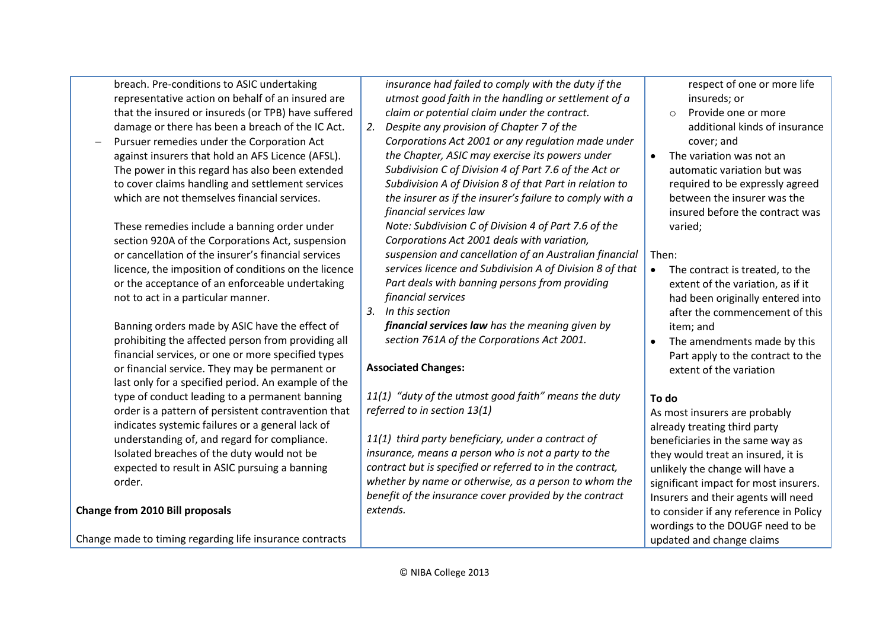| | | |
|---|---|---|
| breach. Pre-conditions to ASIC undertaking representative action on behalf of an insured are that the insured or insureds (or TPB) have suffered damage or there has been a breach of the IC Act.<br>– Pursuer remedies under the Corporation Act against insurers that hold an AFS Licence (AFSL). The power in this regard has also been extended to cover claims handling and settlement services which are not themselves financial services.<br><br>These remedies include a banning order under section 920A of the Corporations Act, suspension or cancellation of the insurer's financial services licence, the imposition of conditions on the licence or the acceptance of an enforceable undertaking not to act in a particular manner.<br><br>Banning orders made by ASIC have the effect of prohibiting the affected person from providing all financial services, or one or more specified types or financial service. They may be permanent or last only for a specified period. An example of the type of conduct leading to a permanent banning order is a pattern of persistent contravention that indicates systemic failures or a general lack of understanding of, and regard for compliance. Isolated breaches of the duty would not be expected to result in ASIC pursuing a banning order.<br><br>**Change from 2010 Bill proposals**<br><br>Change made to timing regarding life insurance contracts | *insurance had failed to comply with the duty if the utmost good faith in the handling or settlement of a claim or potential claim under the contract.*<br>2. *Despite any provision of Chapter 7 of the Corporations Act 2001 or any regulation made under the Chapter, ASIC may exercise its powers under Subdivision C of Division 4 of Part 7.6 of the Act or Subdivision A of Division 8 of that Part in relation to the insurer as if the insurer's failure to comply with a financial services law*<br>*Note: Subdivision C of Division 4 of Part 7.6 of the Corporations Act 2001 deals with variation, suspension and cancellation of an Australian financial services licence and Subdivision A of Division 8 of that Part deals with banning persons from providing financial services*<br>3. *In this section*<br>***financial services law*** *has the meaning given by section 761A of the Corporations Act 2001.*<br><br>**Associated Changes:**<br><br>*11(1) "duty of the utmost good faith" means the duty referred to in section 13(1)*<br><br>*11(1) third party beneficiary, under a contract of insurance, means a person who is not a party to the contract but is specified or referred to in the contract, whether by name or otherwise, as a person to whom the benefit of the insurance cover provided by the contract extends.* | respect of one or more life insureds; or<br>○ Provide one or more additional kinds of insurance cover; and<br>• The variation was not an automatic variation but was required to be expressly agreed between the insurer was the insured before the contract was varied;<br><br>Then:<br>• The contract is treated, to the extent of the variation, as if it had been originally entered into after the commencement of this item; and<br>• The amendments made by this Part apply to the contract to the extent of the variation<br><br>**To do**<br>As most insurers are probably already treating third party beneficiaries in the same way as they would treat an insured, it is unlikely the change will have a significant impact for most insurers. Insurers and their agents will need to consider if any reference in Policy wordings to the DOUGF need to be updated and change claims |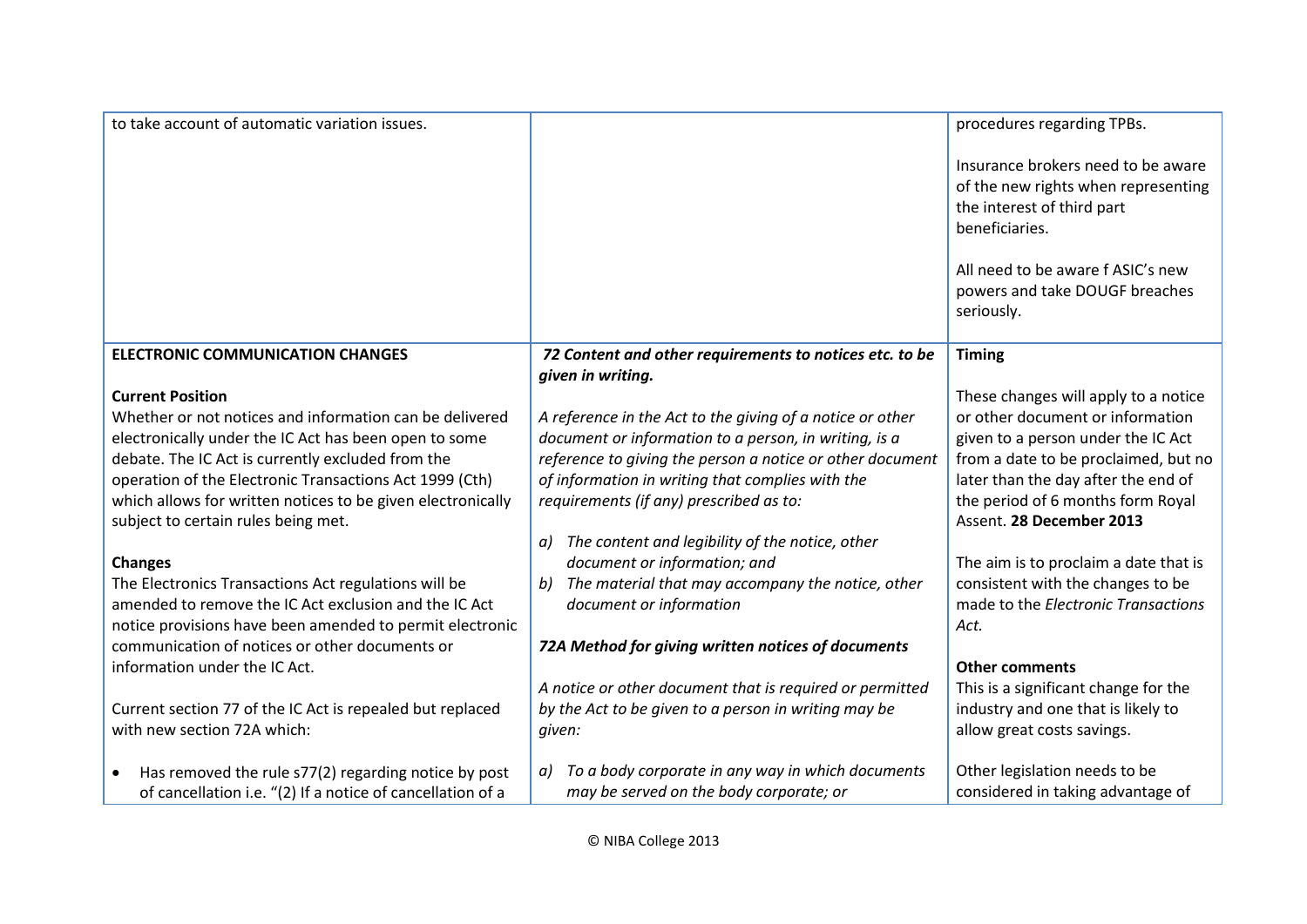| | | |
|---|---|---|
| to take account of automatic variation issues. | | procedures regarding TPBs.<br><br>Insurance brokers need to be aware of the new rights when representing the interest of third part beneficiaries.<br><br>All need to be aware f ASIC's new powers and take DOUGF breaches seriously. |
| **ELECTRONIC COMMUNICATION CHANGES**<br><br>**Current Position**<br>Whether or not notices and information can be delivered electronically under the IC Act has been open to some debate. The IC Act is currently excluded from the operation of the Electronic Transactions Act 1999 (Cth) which allows for written notices to be given electronically subject to certain rules being met.<br><br>**Changes**<br>The Electronics Transactions Act regulations will be amended to remove the IC Act exclusion and the IC Act notice provisions have been amended to permit electronic communication of notices or other documents or information under the IC Act.<br><br>Current section 77 of the IC Act is repealed but replaced with new section 72A which:<br><br>• Has removed the rule s77(2) regarding notice by post of cancellation i.e. "(2) If a notice of cancellation of a | ***72 Content and other requirements to notices etc. to be given in writing.***<br><br>*A reference in the Act to the giving of a notice or other document or information to a person, in writing, is a reference to giving the person a notice or other document of information in writing that complies with the requirements (if any) prescribed as to:*<br><br>*a) The content and legibility of the notice, other document or information; and*<br>*b) The material that may accompany the notice, other document or information*<br><br>***72A Method for giving written notices of documents***<br><br>*A notice or other document that is required or permitted by the Act to be given to a person in writing may be given:*<br><br>*a) To a body corporate in any way in which documents may be served on the body corporate; or* | **Timing**<br><br>These changes will apply to a notice or other document or information given to a person under the IC Act from a date to be proclaimed, but no later than the day after the end of the period of 6 months form Royal Assent. **28 December 2013**<br><br>The aim is to proclaim a date that is consistent with the changes to be made to the *Electronic Transactions Act.*<br><br>**Other comments**<br>This is a significant change for the industry and one that is likely to allow great costs savings.<br><br>Other legislation needs to be considered in taking advantage of |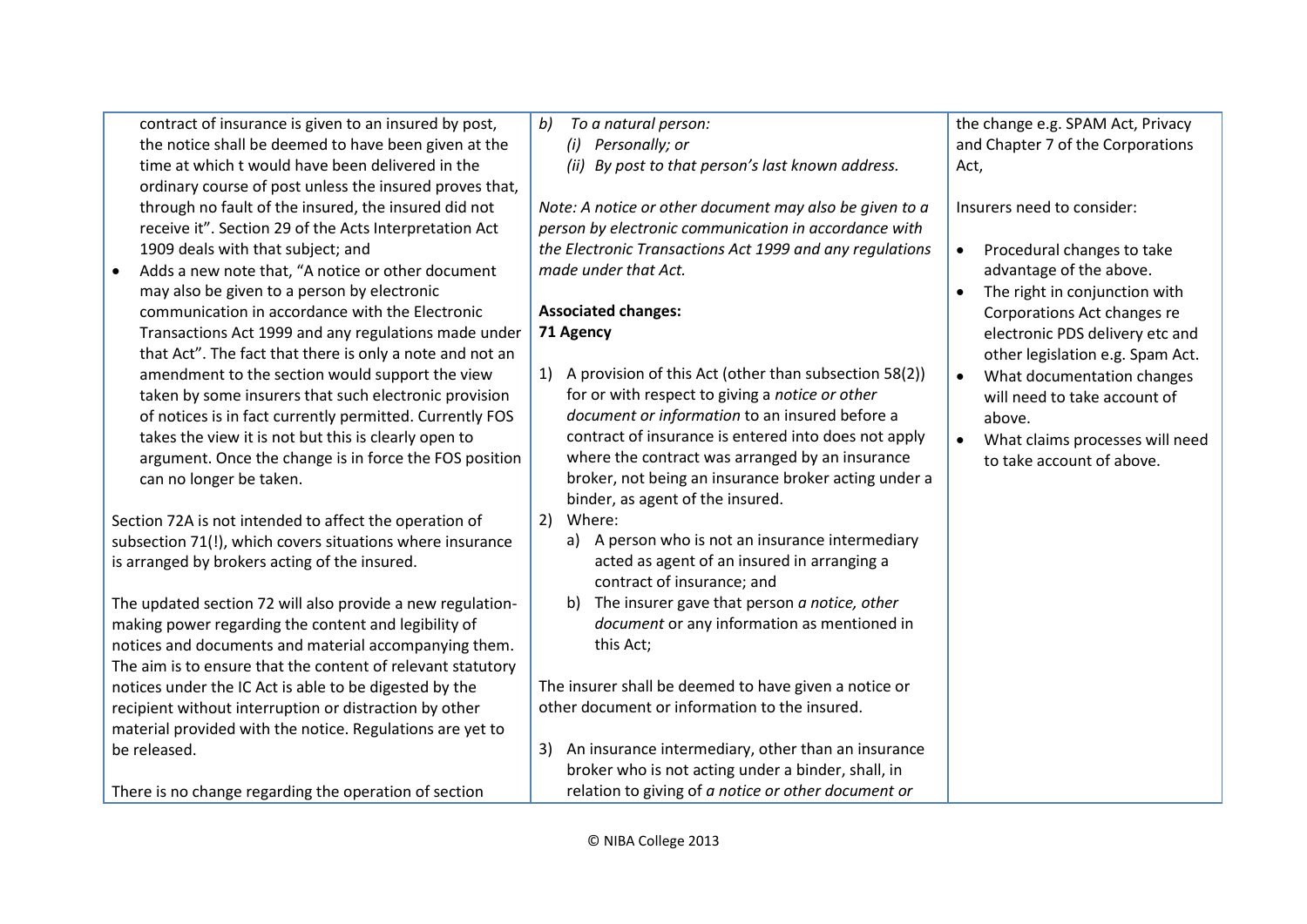| | | |
|---|---|---|
| contract of insurance is given to an insured by post, the notice shall be deemed to have been given at the time at which t would have been delivered in the ordinary course of post unless the insured proves that, through no fault of the insured, the insured did not receive it". Section 29 of the Acts Interpretation Act 1909 deals with that subject; and<br>• Adds a new note that, "A notice or other document may also be given to a person by electronic communication in accordance with the Electronic Transactions Act 1999 and any regulations made under that Act". The fact that there is only a note and not an amendment to the section would support the view taken by some insurers that such electronic provision of notices is in fact currently permitted. Currently FOS takes the view it is not but this is clearly open to argument. Once the change is in force the FOS position can no longer be taken.<br><br>Section 72A is not intended to affect the operation of subsection 71(!), which covers situations where insurance is arranged by brokers acting of the insured.<br><br>The updated section 72 will also provide a new regulation-making power regarding the content and legibility of notices and documents and material accompanying them. The aim is to ensure that the content of relevant statutory notices under the IC Act is able to be digested by the recipient without interruption or distraction by other material provided with the notice. Regulations are yet to be released.<br><br>There is no change regarding the operation of section | *b) To a natural person:*<br>*(i) Personally; or*<br>*(ii) By post to that person's last known address.*<br><br>*Note: A notice or other document may also be given to a person by electronic communication in accordance with the Electronic Transactions Act 1999 and any regulations made under that Act.*<br><br>**Associated changes:**<br>**71 Agency**<br><br>1) A provision of this Act (other than subsection 58(2)) for or with respect to giving a *notice or other document or information* to an insured before a contract of insurance is entered into does not apply where the contract was arranged by an insurance broker, not being an insurance broker acting under a binder, as agent of the insured.<br>2) Where:<br>a) A person who is not an insurance intermediary acted as agent of an insured in arranging a contract of insurance; and<br>b) The insurer gave that person *a notice, other document* or any information as mentioned in this Act;<br><br>The insurer shall be deemed to have given a notice or other document or information to the insured.<br><br>3) An insurance intermediary, other than an insurance broker who is not acting under a binder, shall, in relation to giving of *a notice or other document or* | the change e.g. SPAM Act, Privacy and Chapter 7 of the Corporations Act,<br><br>Insurers need to consider:<br><br>• Procedural changes to take advantage of the above.<br>• The right in conjunction with Corporations Act changes re electronic PDS delivery etc and other legislation e.g. Spam Act.<br>• What documentation changes will need to take account of above.<br>• What claims processes will need to take account of above. |

© NIBA College 2013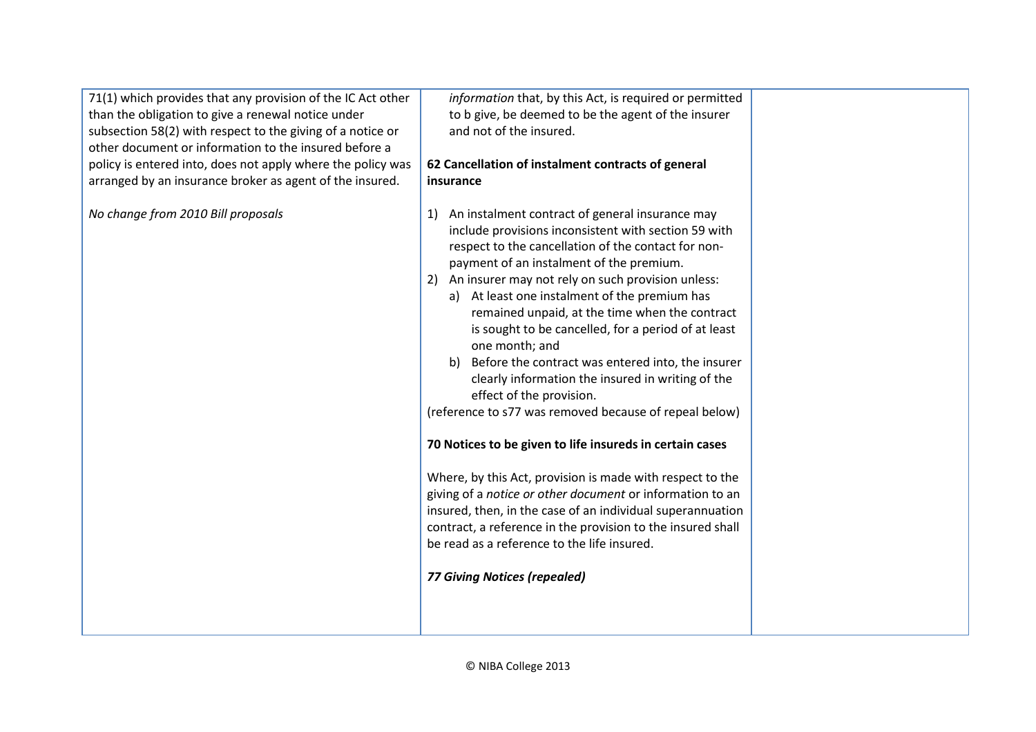| | | |
|---|---|---|
| 71(1) which provides that any provision of the IC Act other than the obligation to give a renewal notice under subsection 58(2) with respect to the giving of a notice or other document or information to the insured before a policy is entered into, does not apply where the policy was arranged by an insurance broker as agent of the insured.<br><br>*No change from 2010 Bill proposals* | *information* that, by this Act, is required or permitted to b give, be deemed to be the agent of the insurer and not of the insured.<br><br>**62 Cancellation of instalment contracts of general insurance**<br><br>1) An instalment contract of general insurance may include provisions inconsistent with section 59 with respect to the cancellation of the contact for non-payment of an instalment of the premium.<br>2) An insurer may not rely on such provision unless:<br>a) At least one instalment of the premium has remained unpaid, at the time when the contract is sought to be cancelled, for a period of at least one month; and<br>b) Before the contract was entered into, the insurer clearly information the insured in writing of the effect of the provision.<br>(reference to s77 was removed because of repeal below)<br><br>**70 Notices to be given to life insureds in certain cases**<br><br>Where, by this Act, provision is made with respect to the giving of a *notice or other document* or information to an insured, then, in the case of an individual superannuation contract, a reference in the provision to the insured shall be read as a reference to the life insured.<br><br>***77 Giving Notices (repealed)*** | |

© NIBA College 2013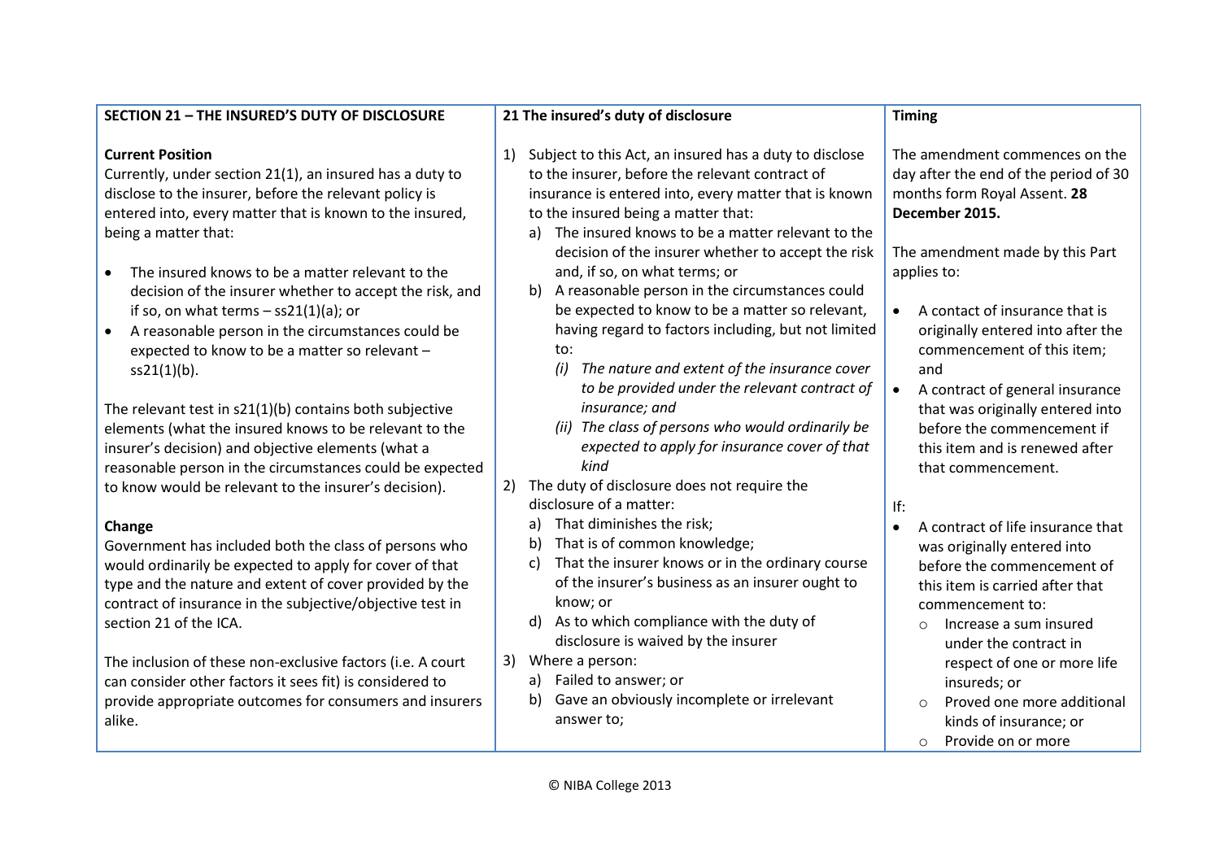| SECTION 21 – THE INSURED'S DUTY OF DISCLOSURE | 21 The insured's duty of disclosure | Timing |
|---|---|---|
| **Current Position**<br>Currently, under section 21(1), an insured has a duty to disclose to the insurer, before the relevant policy is entered into, every matter that is known to the insured, being a matter that:<br><br>• The insured knows to be a matter relevant to the decision of the insurer whether to accept the risk, and if so, on what terms – ss21(1)(a); or<br>• A reasonable person in the circumstances could be expected to know to be a matter so relevant – ss21(1)(b).<br><br>The relevant test in s21(1)(b) contains both subjective elements (what the insured knows to be relevant to the insurer's decision) and objective elements (what a reasonable person in the circumstances could be expected to know would be relevant to the insurer's decision).<br><br>**Change**<br>Government has included both the class of persons who would ordinarily be expected to apply for cover of that type and the nature and extent of cover provided by the contract of insurance in the subjective/objective test in section 21 of the ICA.<br><br>The inclusion of these non-exclusive factors (i.e. A court can consider other factors it sees fit) is considered to provide appropriate outcomes for consumers and insurers alike. | 1) Subject to this Act, an insured has a duty to disclose to the insurer, before the relevant contract of insurance is entered into, every matter that is known to the insured being a matter that:<br>a) The insured knows to be a matter relevant to the decision of the insurer whether to accept the risk and, if so, on what terms; or<br>b) A reasonable person in the circumstances could be expected to know to be a matter so relevant, having regard to factors including, but not limited to:<br>*(i) The nature and extent of the insurance cover to be provided under the relevant contract of insurance; and*<br>*(ii) The class of persons who would ordinarily be expected to apply for insurance cover of that kind*<br>2) The duty of disclosure does not require the disclosure of a matter:<br>a) That diminishes the risk;<br>b) That is of common knowledge;<br>c) That the insurer knows or in the ordinary course of the insurer's business as an insurer ought to know; or<br>d) As to which compliance with the duty of disclosure is waived by the insurer<br>3) Where a person:<br>a) Failed to answer; or<br>b) Gave an obviously incomplete or irrelevant answer to; | The amendment commences on the day after the end of the period of 30 months form Royal Assent. **28 December 2015.**<br><br>The amendment made by this Part applies to:<br><br>• A contact of insurance that is originally entered into after the commencement of this item; and<br>• A contract of general insurance that was originally entered into before the commencement if this item and is renewed after that commencement.<br><br>If:<br><br>• A contract of life insurance that was originally entered into before the commencement of this item is carried after that commencement to:<br>  ○ Increase a sum insured under the contract in respect of one or more life insureds; or<br>  ○ Proved one more additional kinds of insurance; or<br>  ○ Provide on or more |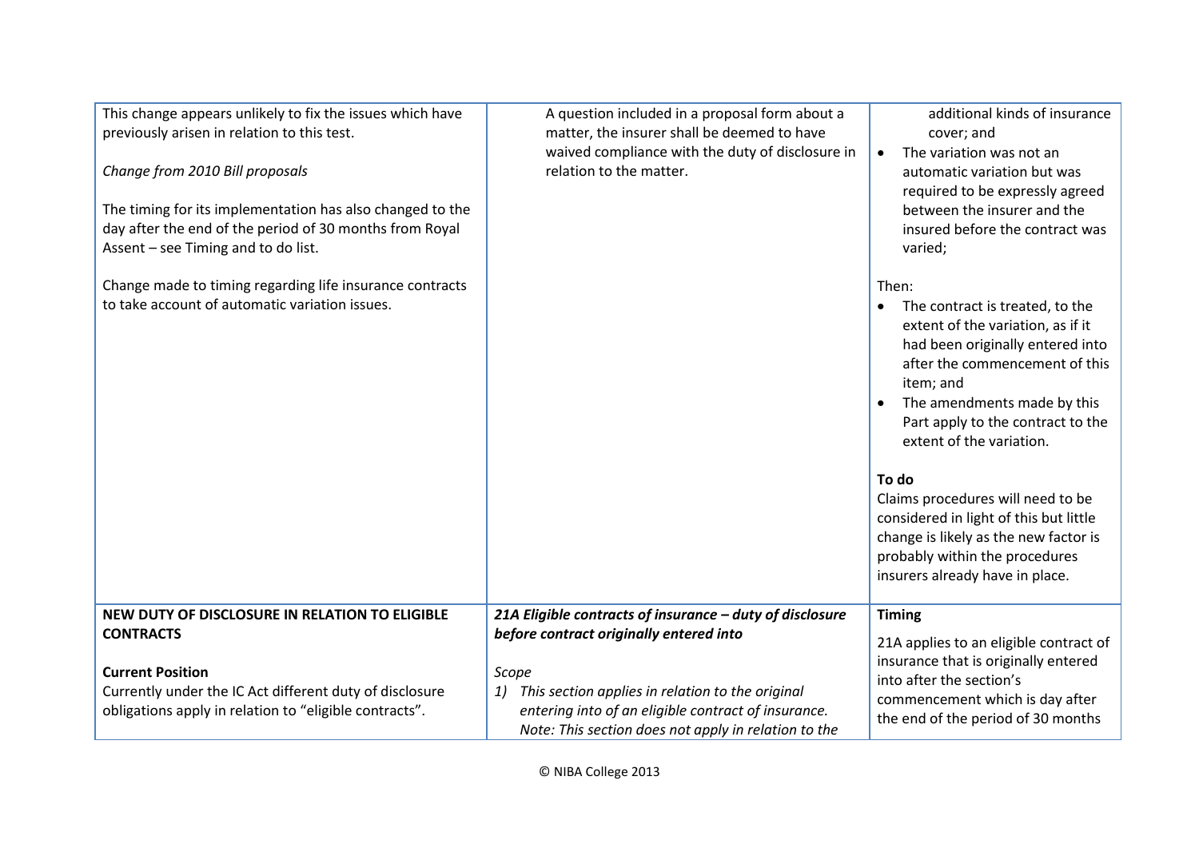| | | |
|---|---|---|
| This change appears unlikely to fix the issues which have previously arisen in relation to this test.<br><br>*Change from 2010 Bill proposals*<br><br>The timing for its implementation has also changed to the day after the end of the period of 30 months from Royal Assent – see Timing and to do list.<br><br>Change made to timing regarding life insurance contracts to take account of automatic variation issues. | A question included in a proposal form about a matter, the insurer shall be deemed to have waived compliance with the duty of disclosure in relation to the matter. | additional kinds of insurance cover; and<br>• The variation was not an automatic variation but was required to be expressly agreed between the insurer and the insured before the contract was varied;<br><br>Then:<br>• The contract is treated, to the extent of the variation, as if it had been originally entered into after the commencement of this item; and<br>• The amendments made by this Part apply to the contract to the extent of the variation.<br><br>**To do**<br>Claims procedures will need to be considered in light of this but little change is likely as the new factor is probably within the procedures insurers already have in place. |
| **NEW DUTY OF DISCLOSURE IN RELATION TO ELIGIBLE CONTRACTS**<br><br>**Current Position**<br>Currently under the IC Act different duty of disclosure obligations apply in relation to "eligible contracts". | ***21A Eligible contracts of insurance – duty of disclosure before contract originally entered into***<br><br>*Scope*<br>*1) This section applies in relation to the original entering into of an eligible contract of insurance.*<br>*Note: This section does not apply in relation to the* | **Timing**<br><br>21A applies to an eligible contract of insurance that is originally entered into after the section's commencement which is day after the end of the period of 30 months |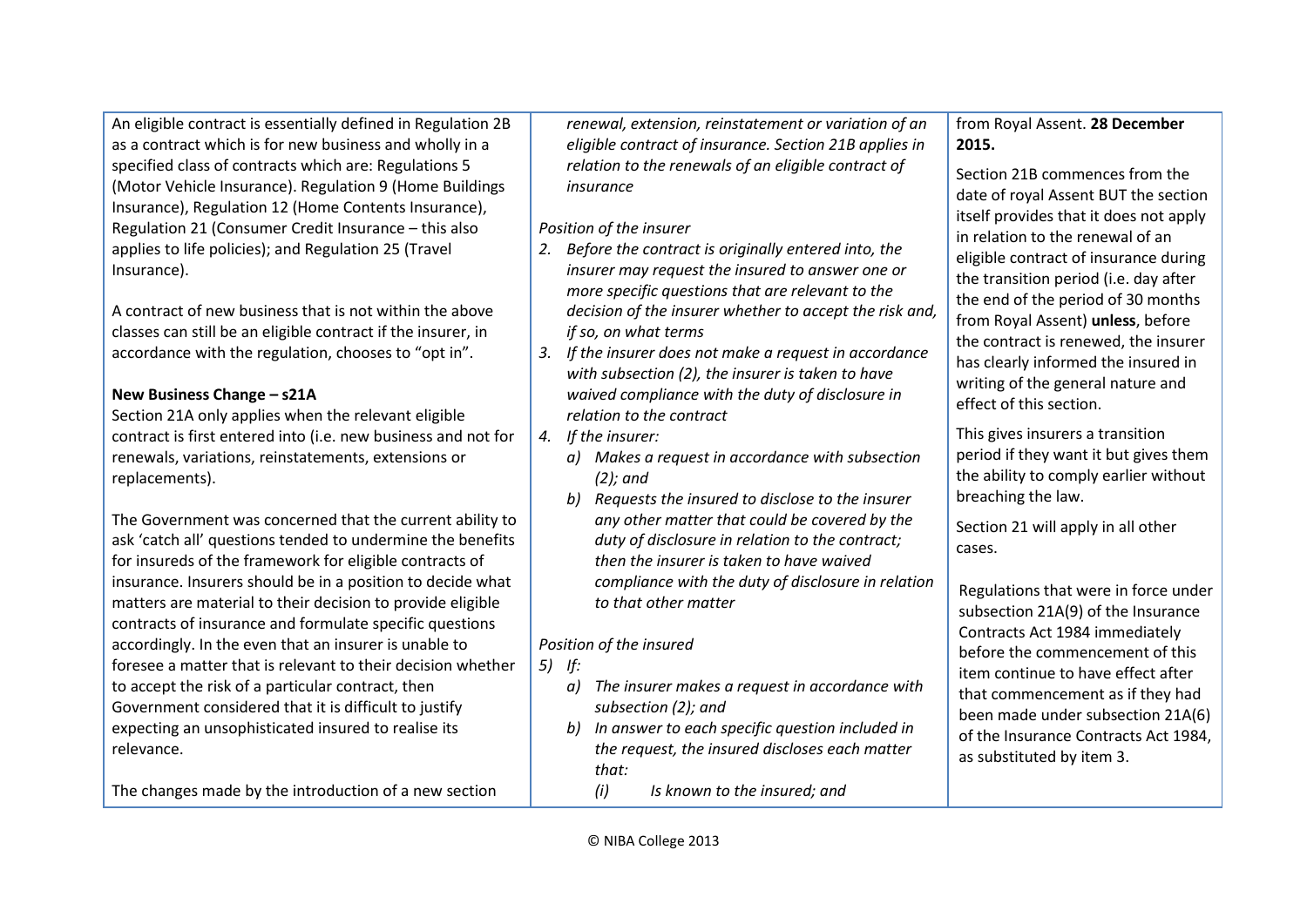An eligible contract is essentially defined in Regulation 2B as a contract which is for new business and wholly in a specified class of contracts which are: Regulations 5 (Motor Vehicle Insurance). Regulation 9 (Home Buildings Insurance), Regulation 12 (Home Contents Insurance), Regulation 21 (Consumer Credit Insurance – this also applies to life policies); and Regulation 25 (Travel Insurance).

A contract of new business that is not within the above classes can still be an eligible contract if the insurer, in accordance with the regulation, chooses to "opt in".

**New Business Change – s21A**

Section 21A only applies when the relevant eligible contract is first entered into (i.e. new business and not for renewals, variations, reinstatements, extensions or replacements).

The Government was concerned that the current ability to ask 'catch all' questions tended to undermine the benefits for insureds of the framework for eligible contracts of insurance. Insurers should be in a position to decide what matters are material to their decision to provide eligible contracts of insurance and formulate specific questions accordingly. In the even that an insurer is unable to foresee a matter that is relevant to their decision whether to accept the risk of a particular contract, then Government considered that it is difficult to justify expecting an unsophisticated insured to realise its relevance.

The changes made by the introduction of a new section

*renewal, extension, reinstatement or variation of an eligible contract of insurance. Section 21B applies in relation to the renewals of an eligible contract of insurance*

*Position of the insurer*

2. *Before the contract is originally entered into, the insurer may request the insured to answer one or more specific questions that are relevant to the decision of the insurer whether to accept the risk and, if so, on what terms*
3. *If the insurer does not make a request in accordance with subsection (2), the insurer is taken to have waived compliance with the duty of disclosure in relation to the contract*
4. *If the insurer:*
   a) *Makes a request in accordance with subsection (2); and*
   b) *Requests the insured to disclose to the insurer any other matter that could be covered by the duty of disclosure in relation to the contract; then the insurer is taken to have waived compliance with the duty of disclosure in relation to that other matter*

*Position of the insured*

5) *If:*
   a) *The insurer makes a request in accordance with subsection (2); and*
   b) *In answer to each specific question included in the request, the insured discloses each matter that:*
      (i) *Is known to the insured; and*

from Royal Assent. **28 December 2015.**

Section 21B commences from the date of royal Assent BUT the section itself provides that it does not apply in relation to the renewal of an eligible contract of insurance during the transition period (i.e. day after the end of the period of 30 months from Royal Assent) **unless**, before the contract is renewed, the insurer has clearly informed the insured in writing of the general nature and effect of this section.

This gives insurers a transition period if they want it but gives them the ability to comply earlier without breaching the law.

Section 21 will apply in all other cases.

Regulations that were in force under subsection 21A(9) of the Insurance Contracts Act 1984 immediately before the commencement of this item continue to have effect after that commencement as if they had been made under subsection 21A(6) of the Insurance Contracts Act 1984, as substituted by item 3.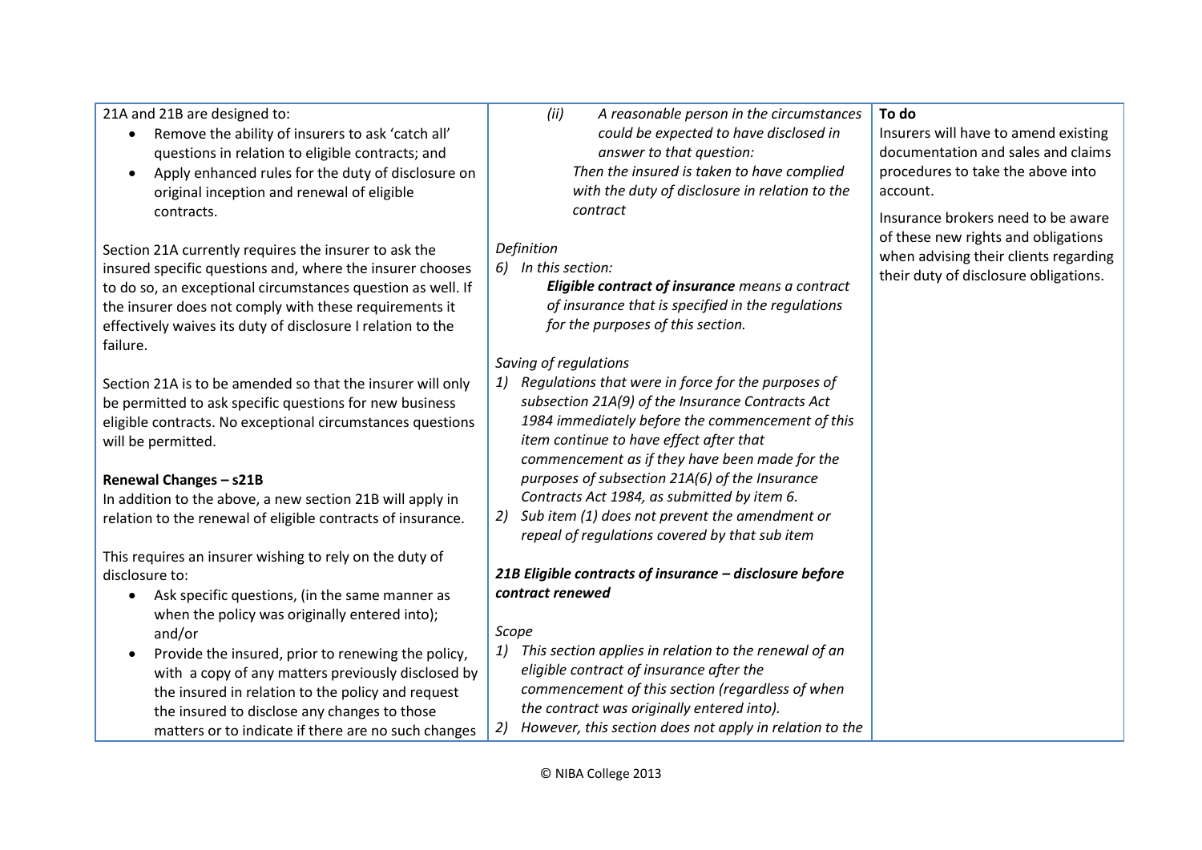| | | |
|---|---|---|
| 21A and 21B are designed to:<br>• Remove the ability of insurers to ask 'catch all' questions in relation to eligible contracts; and<br>• Apply enhanced rules for the duty of disclosure on original inception and renewal of eligible contracts.<br><br>Section 21A currently requires the insurer to ask the insured specific questions and, where the insurer chooses to do so, an exceptional circumstances question as well. If the insurer does not comply with these requirements it effectively waives its duty of disclosure I relation to the failure.<br><br>Section 21A is to be amended so that the insurer will only be permitted to ask specific questions for new business eligible contracts. No exceptional circumstances questions will be permitted.<br><br>**Renewal Changes – s21B**<br>In addition to the above, a new section 21B will apply in relation to the renewal of eligible contracts of insurance.<br><br>This requires an insurer wishing to rely on the duty of disclosure to:<br>• Ask specific questions, (in the same manner as when the policy was originally entered into); and/or<br>• Provide the insured, prior to renewing the policy, with a copy of any matters previously disclosed by the insured in relation to the policy and request the insured to disclose any changes to those matters or to indicate if there are no such changes | *(ii) A reasonable person in the circumstances could be expected to have disclosed in answer to that question:*<br>*Then the insured is taken to have complied with the duty of disclosure in relation to the contract*<br><br>*Definition*<br>*6) In this section:*<br>***Eligible contract of insurance*** *means a contract of insurance that is specified in the regulations for the purposes of this section.*<br><br>*Saving of regulations*<br>*1) Regulations that were in force for the purposes of subsection 21A(9) of the Insurance Contracts Act 1984 immediately before the commencement of this item continue to have effect after that commencement as if they have been made for the purposes of subsection 21A(6) of the Insurance Contracts Act 1984, as submitted by item 6.*<br>*2) Sub item (1) does not prevent the amendment or repeal of regulations covered by that sub item*<br><br>***21B Eligible contracts of insurance – disclosure before contract renewed***<br><br>*Scope*<br>*1) This section applies in relation to the renewal of an eligible contract of insurance after the commencement of this section (regardless of when the contract was originally entered into).*<br>*2) However, this section does not apply in relation to the* | **To do**<br>Insurers will have to amend existing documentation and sales and claims procedures to take the above into account.<br><br>Insurance brokers need to be aware of these new rights and obligations when advising their clients regarding their duty of disclosure obligations. |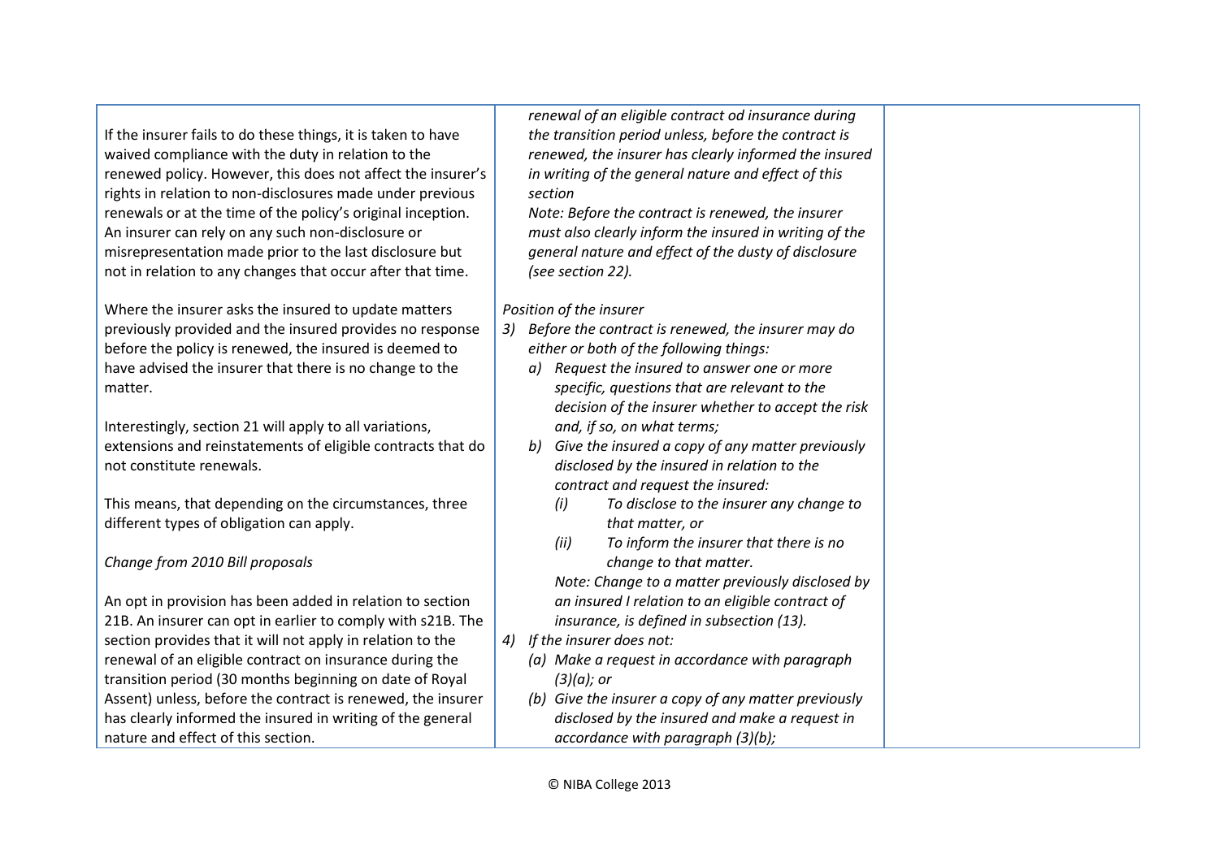| | | |
|---|---|---|
| If the insurer fails to do these things, it is taken to have waived compliance with the duty in relation to the renewed policy. However, this does not affect the insurer's rights in relation to non-disclosures made under previous renewals or at the time of the policy's original inception. An insurer can rely on any such non-disclosure or misrepresentation made prior to the last disclosure but not in relation to any changes that occur after that time.<br><br>Where the insurer asks the insured to update matters previously provided and the insured provides no response before the policy is renewed, the insured is deemed to have advised the insurer that there is no change to the matter.<br><br>Interestingly, section 21 will apply to all variations, extensions and reinstatements of eligible contracts that do not constitute renewals.<br><br>This means, that depending on the circumstances, three different types of obligation can apply.<br><br>*Change from 2010 Bill proposals*<br><br>An opt in provision has been added in relation to section 21B. An insurer can opt in earlier to comply with s21B. The section provides that it will not apply in relation to the renewal of an eligible contract on insurance during the transition period (30 months beginning on date of Royal Assent) unless, before the contract is renewed, the insurer has clearly informed the insured in writing of the general nature and effect of this section. | *renewal of an eligible contract od insurance during the transition period unless, before the contract is renewed, the insurer has clearly informed the insured in writing of the general nature and effect of this section*<br>*Note: Before the contract is renewed, the insurer must also clearly inform the insured in writing of the general nature and effect of the dusty of disclosure (see section 22).*<br><br>*Position of the insurer*<br>*3) Before the contract is renewed, the insurer may do either or both of the following things:*<br>*a) Request the insured to answer one or more specific, questions that are relevant to the decision of the insurer whether to accept the risk and, if so, on what terms;*<br>*b) Give the insured a copy of any matter previously disclosed by the insured in relation to the contract and request the insured:*<br>*(i) To disclose to the insurer any change to that matter, or*<br>*(ii) To inform the insurer that there is no change to that matter.*<br>*Note: Change to a matter previously disclosed by an insured I relation to an eligible contract of insurance, is defined in subsection (13).*<br>*4) If the insurer does not:*<br>*(a) Make a request in accordance with paragraph (3)(a); or*<br>*(b) Give the insurer a copy of any matter previously disclosed by the insured and make a request in accordance with paragraph (3)(b);* | |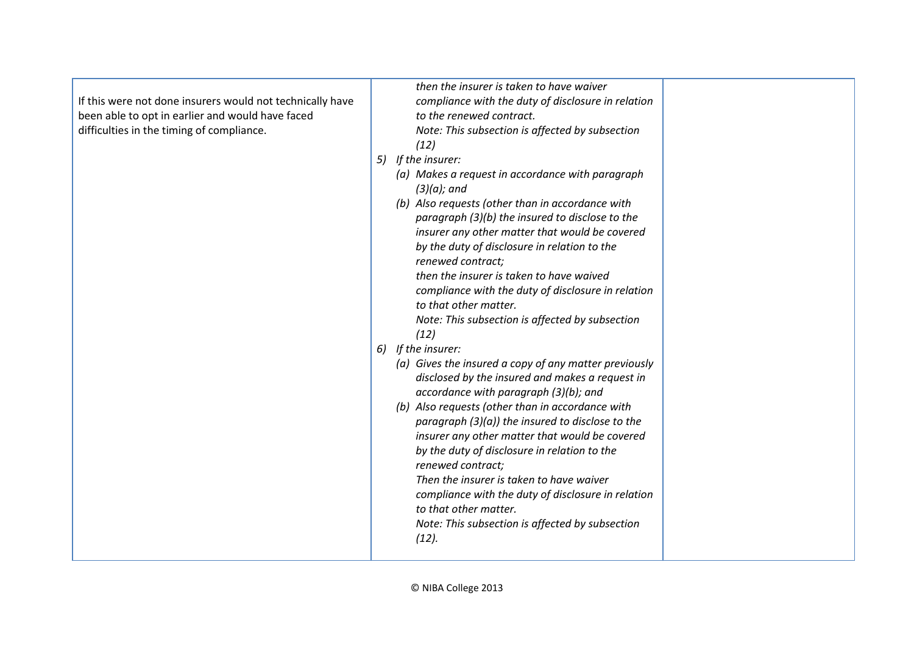| | | |
|---|---|---|
| If this were not done insurers would not technically have been able to opt in earlier and would have faced difficulties in the timing of compliance. | *then the insurer is taken to have waiver compliance with the duty of disclosure in relation to the renewed contract.*<br>*Note: This subsection is affected by subsection (12)*<br>5) *If the insurer:*<br>*(a) Makes a request in accordance with paragraph (3)(a); and*<br>*(b) Also requests (other than in accordance with paragraph (3)(b) the insured to disclose to the insurer any other matter that would be covered by the duty of disclosure in relation to the renewed contract;*<br>*then the insurer is taken to have waived compliance with the duty of disclosure in relation to that other matter.*<br>*Note: This subsection is affected by subsection (12)*<br>6) *If the insurer:*<br>*(a) Gives the insured a copy of any matter previously disclosed by the insured and makes a request in accordance with paragraph (3)(b); and*<br>*(b) Also requests (other than in accordance with paragraph (3)(a)) the insured to disclose to the insurer any other matter that would be covered by the duty of disclosure in relation to the renewed contract;*<br>*Then the insurer is taken to have waiver compliance with the duty of disclosure in relation to that other matter.*<br>*Note: This subsection is affected by subsection (12).* | |

© NIBA College 2013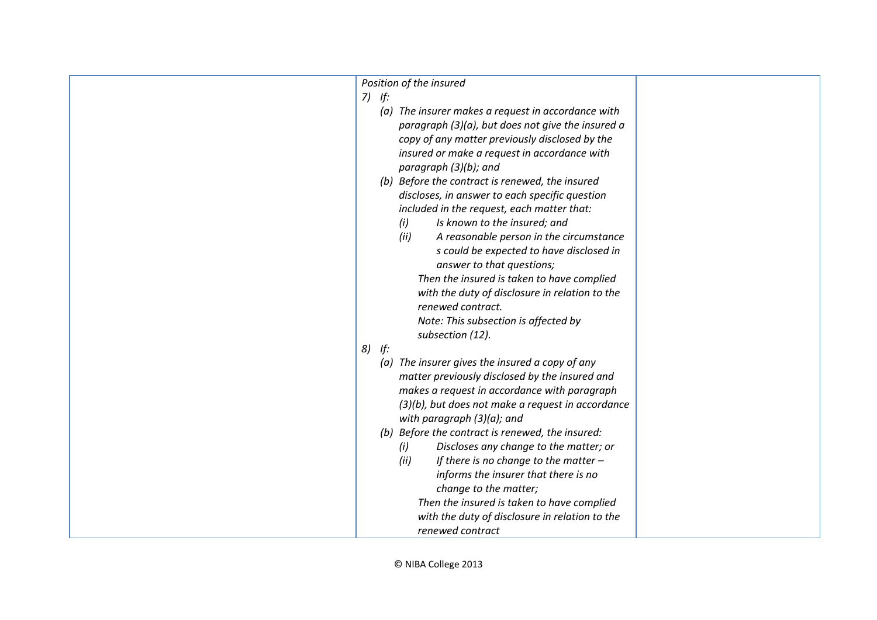| | *Position of the insured*<br>*7) If:*<br>*(a) The insurer makes a request in accordance with paragraph (3)(a), but does not give the insured a copy of any matter previously disclosed by the insured or make a request in accordance with paragraph (3)(b); and*<br>*(b) Before the contract is renewed, the insured discloses, in answer to each specific question included in the request, each matter that:*<br>*(i) Is known to the insured; and*<br>*(ii) A reasonable person in the circumstance s could be expected to have disclosed in answer to that questions;*<br>*Then the insured is taken to have complied with the duty of disclosure in relation to the renewed contract.*<br>*Note: This subsection is affected by subsection (12).*<br>*8) If:*<br>*(a) The insurer gives the insured a copy of any matter previously disclosed by the insured and makes a request in accordance with paragraph (3)(b), but does not make a request in accordance with paragraph (3)(a); and*<br>*(b) Before the contract is renewed, the insured:*<br>*(i) Discloses any change to the matter; or*<br>*(ii) If there is no change to the matter – informs the insurer that there is no change to the matter;*<br>*Then the insured is taken to have complied with the duty of disclosure in relation to the renewed contract* | |
|---|---|---|

© NIBA College 2013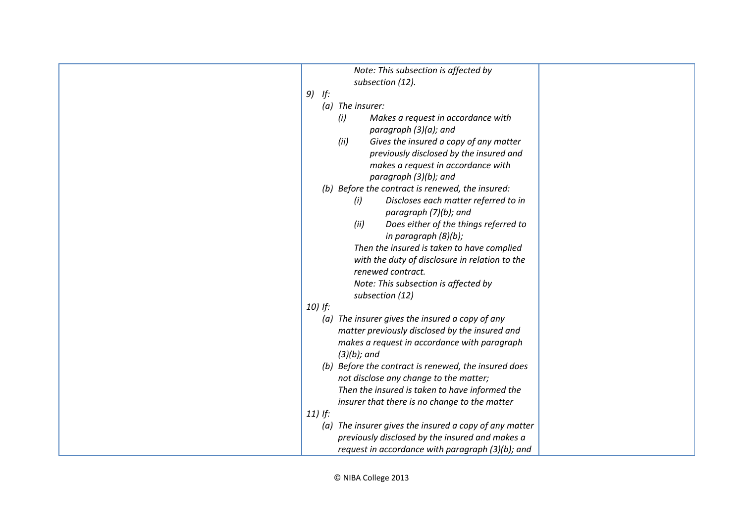| | | |
|---|---|---|
| | *Note: This subsection is affected by subsection (12).*<br>*9) If:*<br>*(a) The insurer:*<br>*(i) Makes a request in accordance with paragraph (3)(a); and*<br>*(ii) Gives the insured a copy of any matter previously disclosed by the insured and makes a request in accordance with paragraph (3)(b); and*<br>*(b) Before the contract is renewed, the insured:*<br>*(i) Discloses each matter referred to in paragraph (7)(b); and*<br>*(ii) Does either of the things referred to in paragraph (8)(b);*<br>*Then the insured is taken to have complied with the duty of disclosure in relation to the renewed contract.*<br>*Note: This subsection is affected by subsection (12)*<br>*10) If:*<br>*(a) The insurer gives the insured a copy of any matter previously disclosed by the insured and makes a request in accordance with paragraph (3)(b); and*<br>*(b) Before the contract is renewed, the insured does not disclose any change to the matter;*<br>*Then the insured is taken to have informed the insurer that there is no change to the matter*<br>*11) If:*<br>*(a) The insurer gives the insured a copy of any matter previously disclosed by the insured and makes a request in accordance with paragraph (3)(b); and* | |

© NIBA College 2013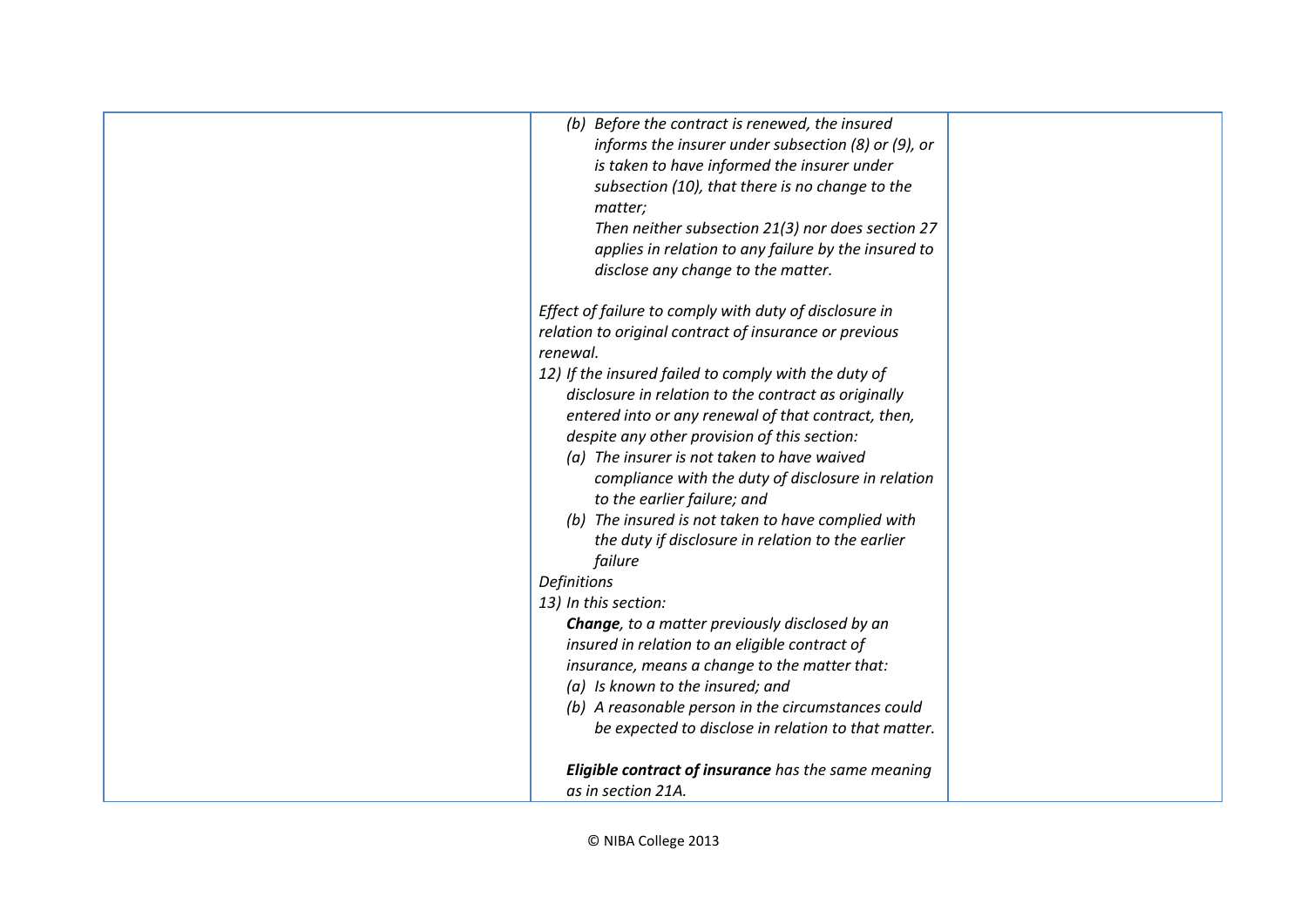| | | |
|---|---|---|
| | *(b) Before the contract is renewed, the insured informs the insurer under subsection (8) or (9), or is taken to have informed the insurer under subsection (10), that there is no change to the matter;*<br>*Then neither subsection 21(3) nor does section 27 applies in relation to any failure by the insured to disclose any change to the matter.*<br><br>*Effect of failure to comply with duty of disclosure in relation to original contract of insurance or previous renewal.*<br>*12) If the insured failed to comply with the duty of disclosure in relation to the contract as originally entered into or any renewal of that contract, then, despite any other provision of this section:*<br>*(a) The insurer is not taken to have waived compliance with the duty of disclosure in relation to the earlier failure; and*<br>*(b) The insured is not taken to have complied with the duty if disclosure in relation to the earlier failure*<br>*Definitions*<br>*13) In this section:*<br>***Change**, to a matter previously disclosed by an insured in relation to an eligible contract of insurance, means a change to the matter that:*<br>*(a) Is known to the insured; and*<br>*(b) A reasonable person in the circumstances could be expected to disclose in relation to that matter.*<br><br>***Eligible contract of insurance** has the same meaning as in section 21A.* | |

© NIBA College 2013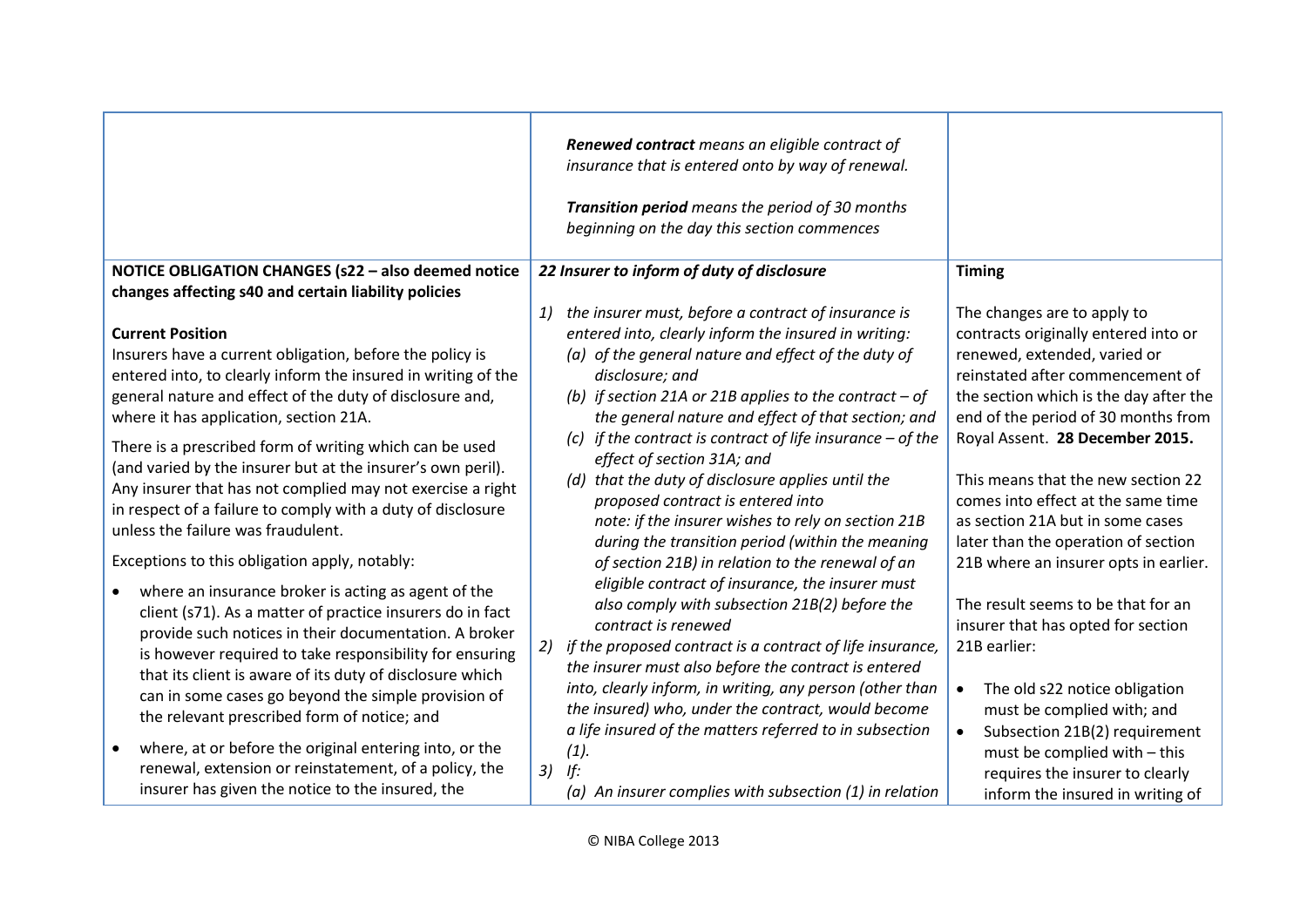| | | |
|---|---|---|
| | ***Renewed contract*** *means an eligible contract of insurance that is entered onto by way of renewal.*<br><br>***Transition period*** *means the period of 30 months beginning on the day this section commences* | |
| **NOTICE OBLIGATION CHANGES (s22 – also deemed notice changes affecting s40 and certain liability policies**<br><br>**Current Position**<br>Insurers have a current obligation, before the policy is entered into, to clearly inform the insured in writing of the general nature and effect of the duty of disclosure and, where it has application, section 21A.<br><br>There is a prescribed form of writing which can be used (and varied by the insurer but at the insurer's own peril). Any insurer that has not complied may not exercise a right in respect of a failure to comply with a duty of disclosure unless the failure was fraudulent.<br><br>Exceptions to this obligation apply, notably:<br><br>• where an insurance broker is acting as agent of the client (s71). As a matter of practice insurers do in fact provide such notices in their documentation. A broker is however required to take responsibility for ensuring that its client is aware of its duty of disclosure which can in some cases go beyond the simple provision of the relevant prescribed form of notice; and<br><br>• where, at or before the original entering into, or the renewal, extension or reinstatement, of a policy, the insurer has given the notice to the insured, the | ***22 Insurer to inform of duty of disclosure***<br><br>*1) the insurer must, before a contract of insurance is entered into, clearly inform the insured in writing:*<br>*(a) of the general nature and effect of the duty of disclosure; and*<br>*(b) if section 21A or 21B applies to the contract – of the general nature and effect of that section; and*<br>*(c) if the contract is contract of life insurance – of the effect of section 31A; and*<br>*(d) that the duty of disclosure applies until the proposed contract is entered into*<br>*note: if the insurer wishes to rely on section 21B during the transition period (within the meaning of section 21B) in relation to the renewal of an eligible contract of insurance, the insurer must also comply with subsection 21B(2) before the contract is renewed*<br>*2) if the proposed contract is a contract of life insurance, the insurer must also before the contract is entered into, clearly inform, in writing, any person (other than the insured) who, under the contract, would become a life insured of the matters referred to in subsection (1).*<br>*3) If:*<br>*(a) An insurer complies with subsection (1) in relation* | **Timing**<br><br>The changes are to apply to contracts originally entered into or renewed, extended, varied or reinstated after commencement of the section which is the day after the end of the period of 30 months from Royal Assent. **28 December 2015.**<br><br>This means that the new section 22 comes into effect at the same time as section 21A but in some cases later than the operation of section 21B where an insurer opts in earlier.<br><br>The result seems to be that for an insurer that has opted for section 21B earlier:<br><br>• The old s22 notice obligation must be complied with; and<br>• Subsection 21B(2) requirement must be complied with – this requires the insurer to clearly inform the insured in writing of |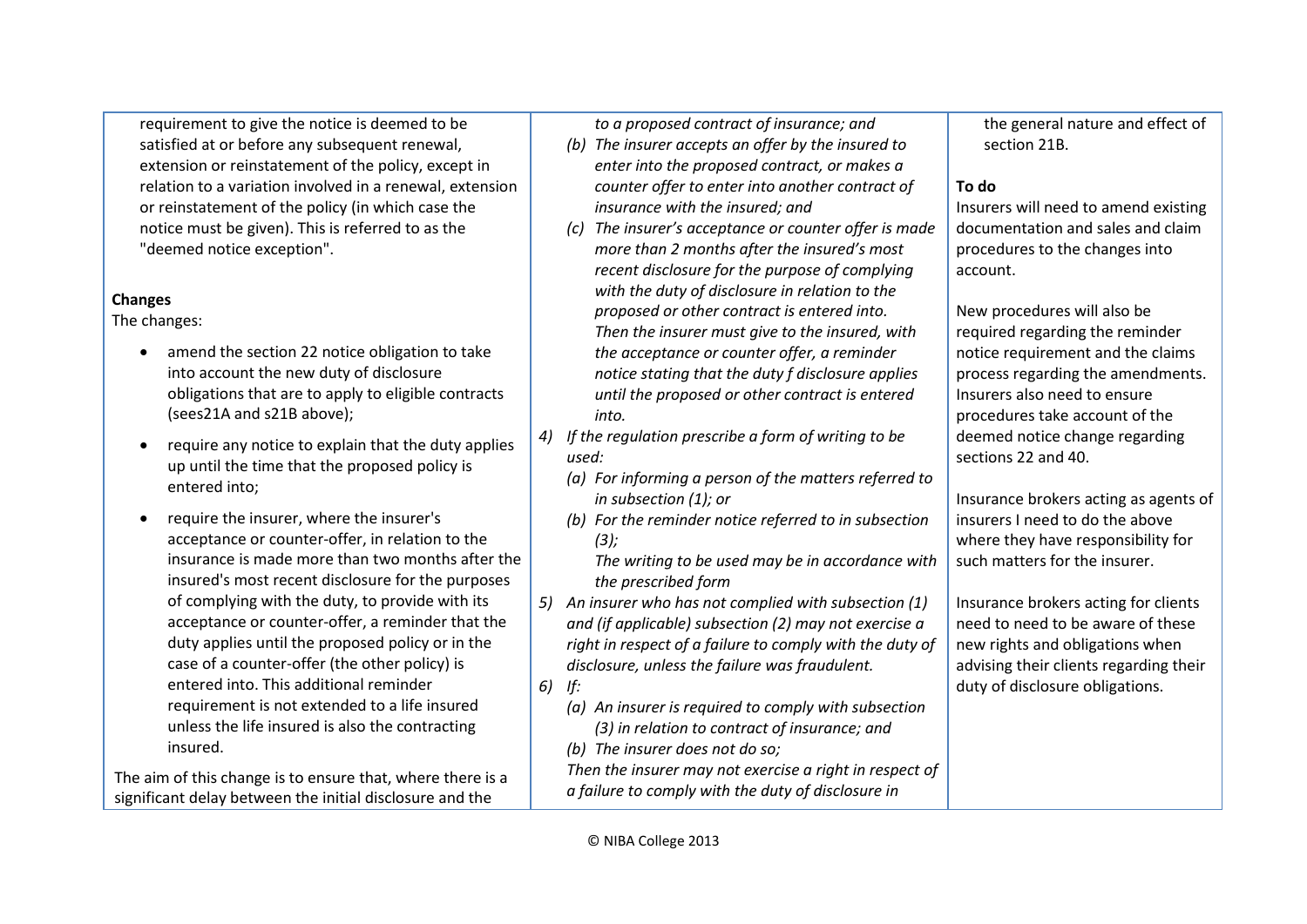| | | |
|---|---|---|
| requirement to give the notice is deemed to be satisfied at or before any subsequent renewal, extension or reinstatement of the policy, except in relation to a variation involved in a renewal, extension or reinstatement of the policy (in which case the notice must be given). This is referred to as the "deemed notice exception".<br><br>**Changes**<br>The changes:<br>• amend the section 22 notice obligation to take into account the new duty of disclosure obligations that are to apply to eligible contracts (sees21A and s21B above);<br>• require any notice to explain that the duty applies up until the time that the proposed policy is entered into;<br>• require the insurer, where the insurer's acceptance or counter-offer, in relation to the insurance is made more than two months after the insured's most recent disclosure for the purposes of complying with the duty, to provide with its acceptance or counter-offer, a reminder that the duty applies until the proposed policy or in the case of a counter-offer (the other policy) is entered into. This additional reminder requirement is not extended to a life insured unless the life insured is also the contracting insured.<br><br>The aim of this change is to ensure that, where there is a significant delay between the initial disclosure and the | *to a proposed contract of insurance; and*<br>*(b) The insurer accepts an offer by the insured to enter into the proposed contract, or makes a counter offer to enter into another contract of insurance with the insured; and*<br>*(c) The insurer's acceptance or counter offer is made more than 2 months after the insured's most recent disclosure for the purpose of complying with the duty of disclosure in relation to the proposed or other contract is entered into. Then the insurer must give to the insured, with the acceptance or counter offer, a reminder notice stating that the duty f disclosure applies until the proposed or other contract is entered into.*<br>*4) If the regulation prescribe a form of writing to be used:*<br>*(a) For informing a person of the matters referred to in subsection (1); or*<br>*(b) For the reminder notice referred to in subsection (3);*<br>*The writing to be used may be in accordance with the prescribed form*<br>*5) An insurer who has not complied with subsection (1) and (if applicable) subsection (2) may not exercise a right in respect of a failure to comply with the duty of disclosure, unless the failure was fraudulent.*<br>*6) If:*<br>*(a) An insurer is required to comply with subsection (3) in relation to contract of insurance; and*<br>*(b) The insurer does not do so;*<br>*Then the insurer may not exercise a right in respect of a failure to comply with the duty of disclosure in* | the general nature and effect of section 21B.<br><br>**To do**<br>Insurers will need to amend existing documentation and sales and claim procedures to the changes into account.<br><br>New procedures will also be required regarding the reminder notice requirement and the claims process regarding the amendments. Insurers also need to ensure procedures take account of the deemed notice change regarding sections 22 and 40.<br><br>Insurance brokers acting as agents of insurers I need to do the above where they have responsibility for such matters for the insurer.<br><br>Insurance brokers acting for clients need to need to be aware of these new rights and obligations when advising their clients regarding their duty of disclosure obligations. |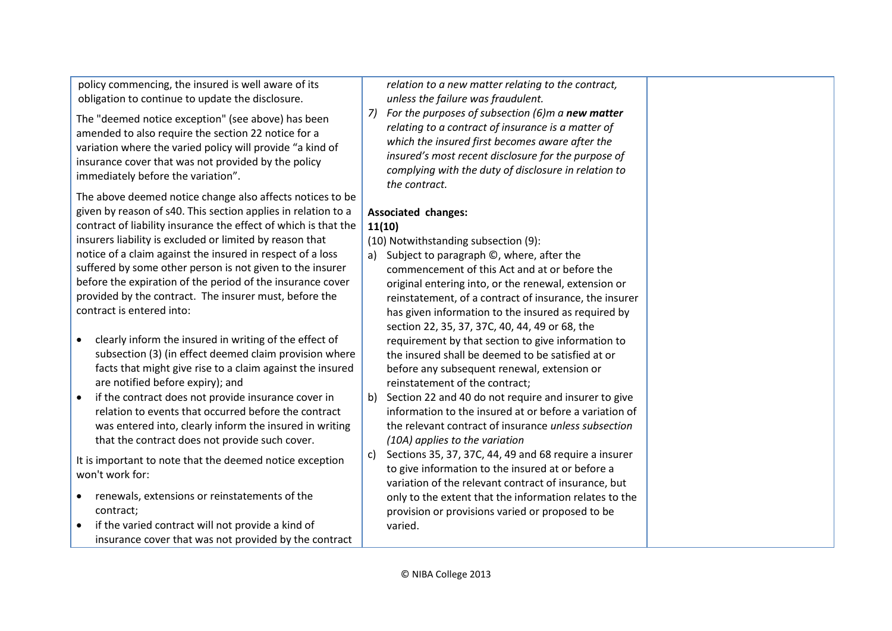| | | |
|---|---|---|
| policy commencing, the insured is well aware of its obligation to continue to update the disclosure.<br><br>The "deemed notice exception" (see above) has been amended to also require the section 22 notice for a variation where the varied policy will provide "a kind of insurance cover that was not provided by the policy immediately before the variation".<br><br>The above deemed notice change also affects notices to be given by reason of s40. This section applies in relation to a contract of liability insurance the effect of which is that the insurers liability is excluded or limited by reason that notice of a claim against the insured in respect of a loss suffered by some other person is not given to the insurer before the expiration of the period of the insurance cover provided by the contract. The insurer must, before the contract is entered into:<br><br>• clearly inform the insured in writing of the effect of subsection (3) (in effect deemed claim provision where facts that might give rise to a claim against the insured are notified before expiry); and<br>• if the contract does not provide insurance cover in relation to events that occurred before the contract was entered into, clearly inform the insured in writing that the contract does not provide such cover.<br><br>It is important to note that the deemed notice exception won't work for:<br><br>• renewals, extensions or reinstatements of the contract;<br>• if the varied contract will not provide a kind of insurance cover that was not provided by the contract | *relation to a new matter relating to the contract, unless the failure was fraudulent.*<br><br>*7) For the purposes of subsection (6)m a **new matter** relating to a contract of insurance is a matter of which the insured first becomes aware after the insured's most recent disclosure for the purpose of complying with the duty of disclosure in relation to the contract.*<br><br>**Associated changes:**<br>**11(10)**<br>(10) Notwithstanding subsection (9):<br>a) Subject to paragraph ©, where, after the commencement of this Act and at or before the original entering into, or the renewal, extension or reinstatement, of a contract of insurance, the insurer has given information to the insured as required by section 22, 35, 37, 37C, 40, 44, 49 or 68, the requirement by that section to give information to the insured shall be deemed to be satisfied at or before any subsequent renewal, extension or reinstatement of the contract;<br>b) Section 22 and 40 do not require and insurer to give information to the insured at or before a variation of the relevant contract of insurance *unless subsection (10A) applies to the variation*<br>c) Sections 35, 37, 37C, 44, 49 and 68 require a insurer to give information to the insured at or before a variation of the relevant contract of insurance, but only to the extent that the information relates to the provision or provisions varied or proposed to be varied. | |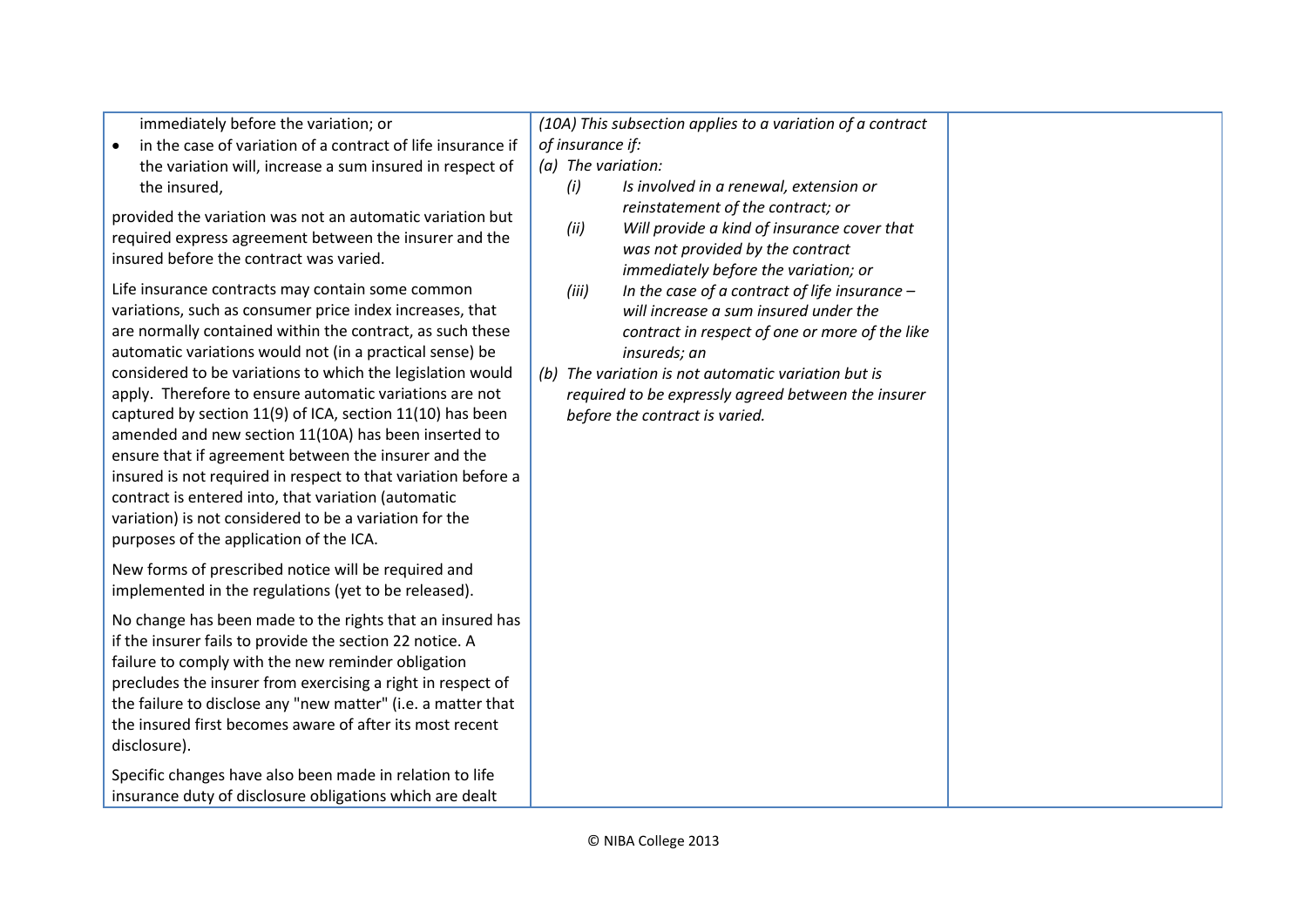| | | |
|---|---|---|
| immediately before the variation; or<br>• in the case of variation of a contract of life insurance if the variation will, increase a sum insured in respect of the insured,<br><br>provided the variation was not an automatic variation but required express agreement between the insurer and the insured before the contract was varied.<br><br>Life insurance contracts may contain some common variations, such as consumer price index increases, that are normally contained within the contract, as such these automatic variations would not (in a practical sense) be considered to be variations to which the legislation would apply. Therefore to ensure automatic variations are not captured by section 11(9) of ICA, section 11(10) has been amended and new section 11(10A) has been inserted to ensure that if agreement between the insurer and the insured is not required in respect to that variation before a contract is entered into, that variation (automatic variation) is not considered to be a variation for the purposes of the application of the ICA.<br><br>New forms of prescribed notice will be required and implemented in the regulations (yet to be released).<br><br>No change has been made to the rights that an insured has if the insurer fails to provide the section 22 notice. A failure to comply with the new reminder obligation precludes the insurer from exercising a right in respect of the failure to disclose any "new matter" (i.e. a matter that the insured first becomes aware of after its most recent disclosure).<br><br>Specific changes have also been made in relation to life insurance duty of disclosure obligations which are dealt | *(10A) This subsection applies to a variation of a contract of insurance if:*<br>*(a) The variation:*<br>*(i) Is involved in a renewal, extension or reinstatement of the contract; or*<br>*(ii) Will provide a kind of insurance cover that was not provided by the contract immediately before the variation; or*<br>*(iii) In the case of a contract of life insurance – will increase a sum insured under the contract in respect of one or more of the like insureds; an*<br>*(b) The variation is not automatic variation but is required to be expressly agreed between the insurer before the contract is varied.* | |

© NIBA College 2013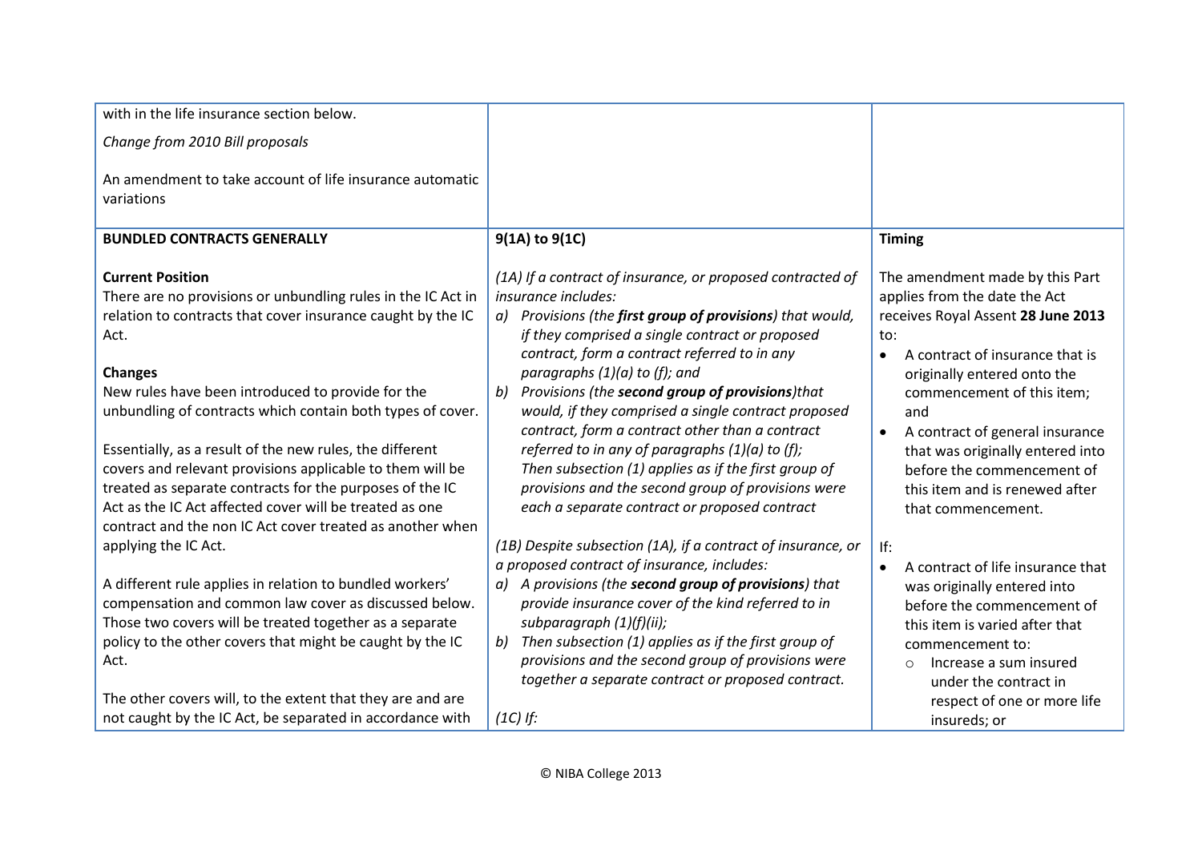| | | |
|---|---|---|
| with in the life insurance section below.<br><br>*Change from 2010 Bill proposals*<br><br>An amendment to take account of life insurance automatic variations | | |
| **BUNDLED CONTRACTS GENERALLY**<br><br>**Current Position**<br>There are no provisions or unbundling rules in the IC Act in relation to contracts that cover insurance caught by the IC Act.<br><br>**Changes**<br>New rules have been introduced to provide for the unbundling of contracts which contain both types of cover.<br><br>Essentially, as a result of the new rules, the different covers and relevant provisions applicable to them will be treated as separate contracts for the purposes of the IC Act as the IC Act affected cover will be treated as one contract and the non IC Act cover treated as another when applying the IC Act.<br><br>A different rule applies in relation to bundled workers' compensation and common law cover as discussed below. Those two covers will be treated together as a separate policy to the other covers that might be caught by the IC Act.<br><br>The other covers will, to the extent that they are and are not caught by the IC Act, be separated in accordance with | **9(1A) to 9(1C)**<br><br>*(1A) If a contract of insurance, or proposed contracted of insurance includes:*<br>*a) Provisions (the **first group of provisions**) that would, if they comprised a single contract or proposed contract, form a contract referred to in any paragraphs (1)(a) to (f); and*<br>*b) Provisions (the **second group of provisions**)that would, if they comprised a single contract proposed contract, form a contract other than a contract referred to in any of paragraphs (1)(a) to (f);*<br>*Then subsection (1) applies as if the first group of provisions and the second group of provisions were each a separate contract or proposed contract*<br><br>*(1B) Despite subsection (1A), if a contract of insurance, or a proposed contract of insurance, includes:*<br>*a) A provisions (the **second group of provisions**) that provide insurance cover of the kind referred to in subparagraph (1)(f)(ii);*<br>*b) Then subsection (1) applies as if the first group of provisions and the second group of provisions were together a separate contract or proposed contract.*<br><br>*(1C) If:* | **Timing**<br><br>The amendment made by this Part applies from the date the Act receives Royal Assent **28 June 2013** to:<br>• A contract of insurance that is originally entered onto the commencement of this item; and<br>• A contract of general insurance that was originally entered into before the commencement of this item and is renewed after that commencement.<br><br>If:<br>• A contract of life insurance that was originally entered into before the commencement of this item is varied after that commencement to:<br>  ○ Increase a sum insured under the contract in respect of one or more life insureds; or |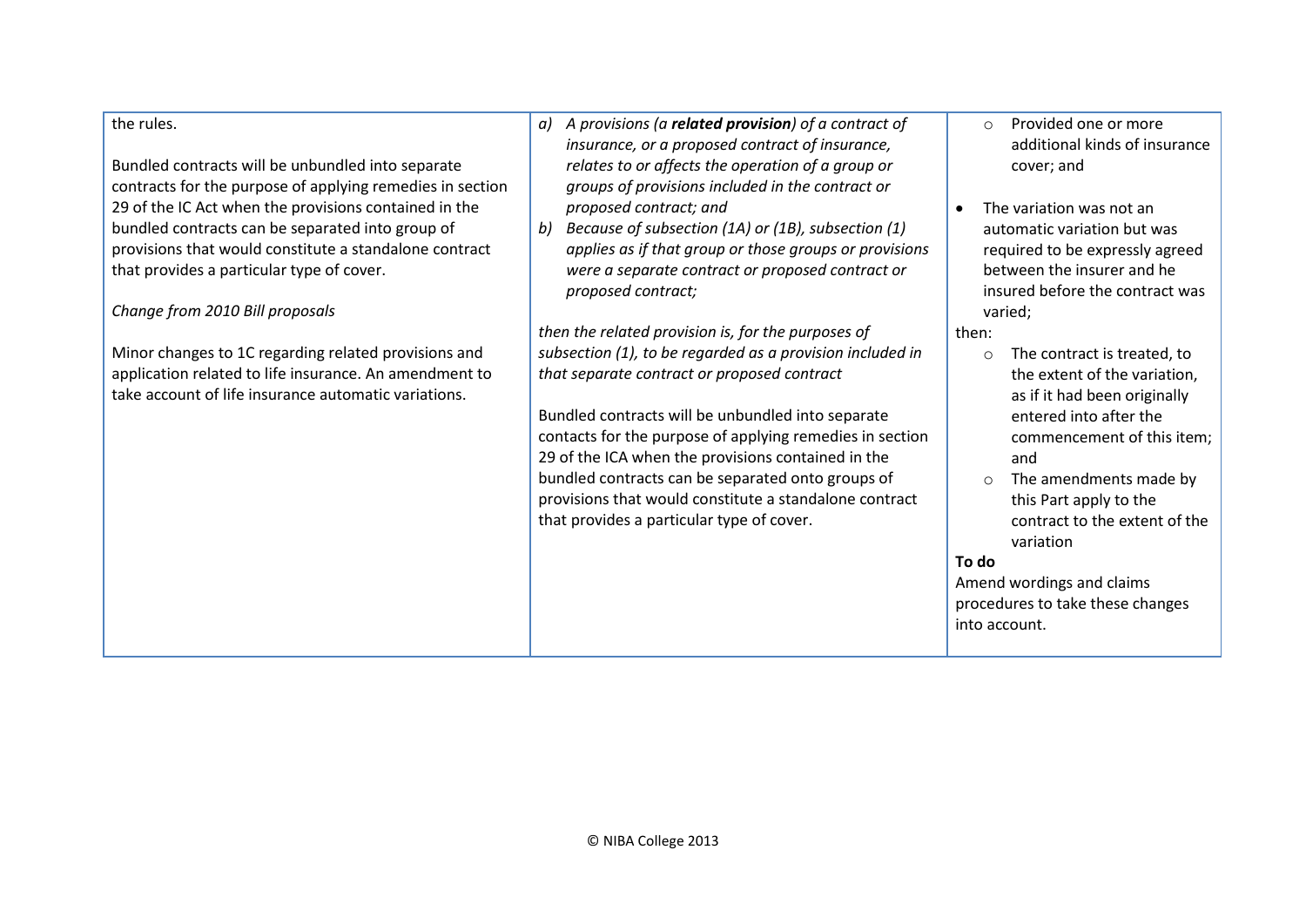| | | |
|---|---|---|
| the rules.<br><br>Bundled contracts will be unbundled into separate contracts for the purpose of applying remedies in section 29 of the IC Act when the provisions contained in the bundled contracts can be separated into group of provisions that would constitute a standalone contract that provides a particular type of cover.<br><br>*Change from 2010 Bill proposals*<br><br>Minor changes to 1C regarding related provisions and application related to life insurance. An amendment to take account of life insurance automatic variations. | *a) A provisions (a **related provision**) of a contract of insurance, or a proposed contract of insurance, relates to or affects the operation of a group or groups of provisions included in the contract or proposed contract; and*<br>*b) Because of subsection (1A) or (1B), subsection (1) applies as if that group or those groups or provisions were a separate contract or proposed contract or proposed contract;*<br><br>*then the related provision is, for the purposes of subsection (1), to be regarded as a provision included in that separate contract or proposed contract*<br><br>Bundled contracts will be unbundled into separate contacts for the purpose of applying remedies in section 29 of the ICA when the provisions contained in the bundled contracts can be separated onto groups of provisions that would constitute a standalone contract that provides a particular type of cover. | ○ Provided one or more additional kinds of insurance cover; and<br><br>• The variation was not an automatic variation but was required to be expressly agreed between the insurer and he insured before the contract was varied;<br><br>then:<br>○ The contract is treated, to the extent of the variation, as if it had been originally entered into after the commencement of this item; and<br>○ The amendments made by this Part apply to the contract to the extent of the variation<br><br>**To do**<br>Amend wordings and claims procedures to take these changes into account. |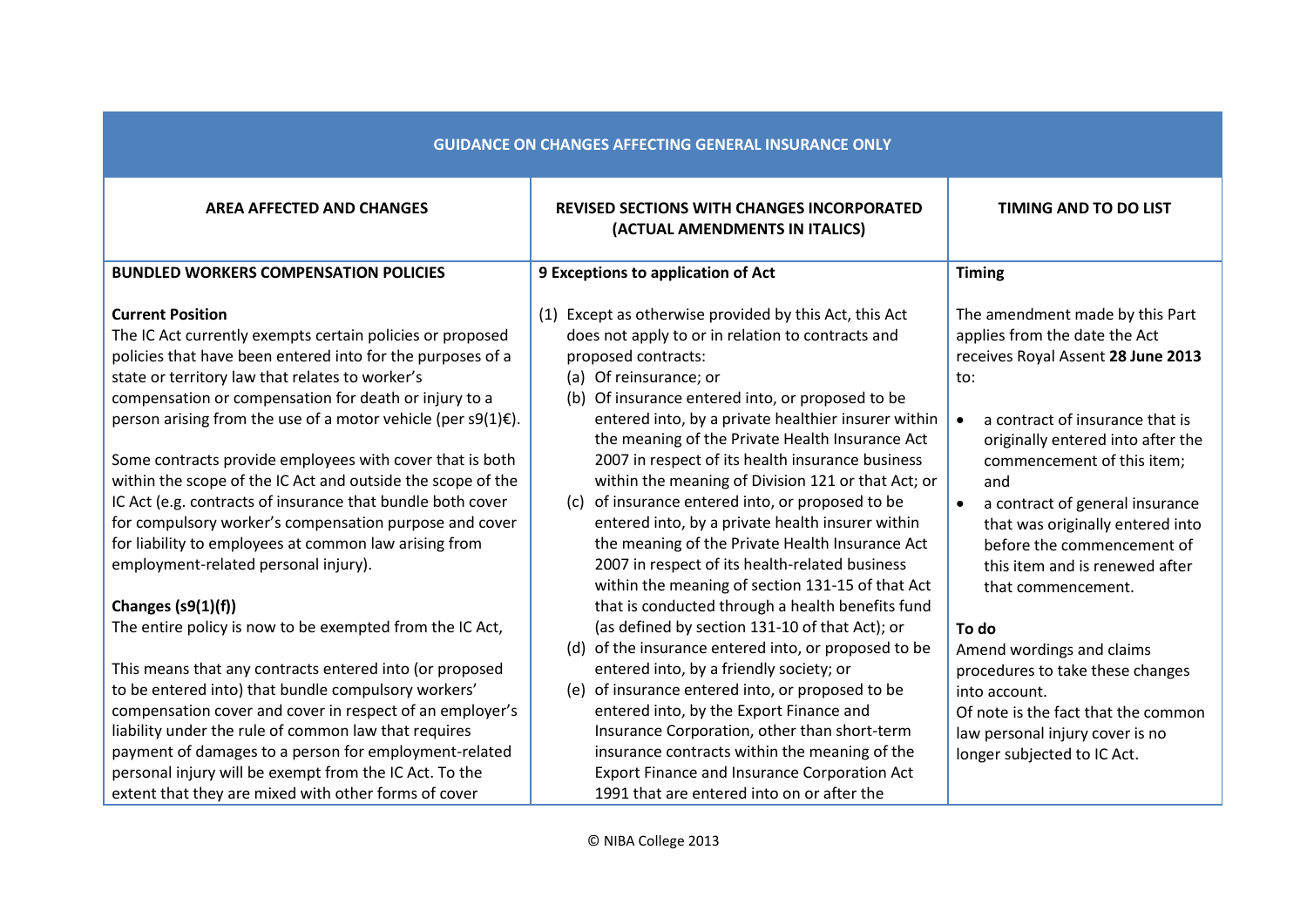| GUIDANCE ON CHANGES AFFECTING GENERAL INSURANCE ONLY | | |
|---|---|---|
| **AREA AFFECTED AND CHANGES** | **REVISED SECTIONS WITH CHANGES INCORPORATED (ACTUAL AMENDMENTS IN ITALICS)** | **TIMING AND TO DO LIST** |
| **BUNDLED WORKERS COMPENSATION POLICIES**<br><br>**Current Position**<br>The IC Act currently exempts certain policies or proposed policies that have been entered into for the purposes of a state or territory law that relates to worker's compensation or compensation for death or injury to a person arising from the use of a motor vehicle (per s9(1)€).<br><br>Some contracts provide employees with cover that is both within the scope of the IC Act and outside the scope of the IC Act (e.g. contracts of insurance that bundle both cover for compulsory worker's compensation purpose and cover for liability to employees at common law arising from employment-related personal injury).<br><br>**Changes (s9(1)(f))**<br>The entire policy is now to be exempted from the IC Act,<br><br>This means that any contracts entered into (or proposed to be entered into) that bundle compulsory workers' compensation cover and cover in respect of an employer's liability under the rule of common law that requires payment of damages to a person for employment-related personal injury will be exempt from the IC Act. To the extent that they are mixed with other forms of cover | **9 Exceptions to application of Act**<br><br>(1) Except as otherwise provided by this Act, this Act does not apply to or in relation to contracts and proposed contracts:<br>(a) Of reinsurance; or<br>(b) Of insurance entered into, or proposed to be entered into, by a private healthier insurer within the meaning of the Private Health Insurance Act 2007 in respect of its health insurance business within the meaning of Division 121 or that Act; or<br>(c) of insurance entered into, or proposed to be entered into, by a private health insurer within the meaning of the Private Health Insurance Act 2007 in respect of its health-related business within the meaning of section 131-15 of that Act that is conducted through a health benefits fund (as defined by section 131-10 of that Act); or<br>(d) of the insurance entered into, or proposed to be entered into, by a friendly society; or<br>(e) of insurance entered into, or proposed to be entered into, by the Export Finance and Insurance Corporation, other than short-term insurance contracts within the meaning of the Export Finance and Insurance Corporation Act 1991 that are entered into on or after the | **Timing**<br><br>The amendment made by this Part applies from the date the Act receives Royal Assent **28 June 2013** to:<br><br>• a contract of insurance that is originally entered into after the commencement of this item; and<br>• a contract of general insurance that was originally entered into before the commencement of this item and is renewed after that commencement.<br><br>**To do**<br>Amend wordings and claims procedures to take these changes into account.<br>Of note is the fact that the common law personal injury cover is no longer subjected to IC Act. |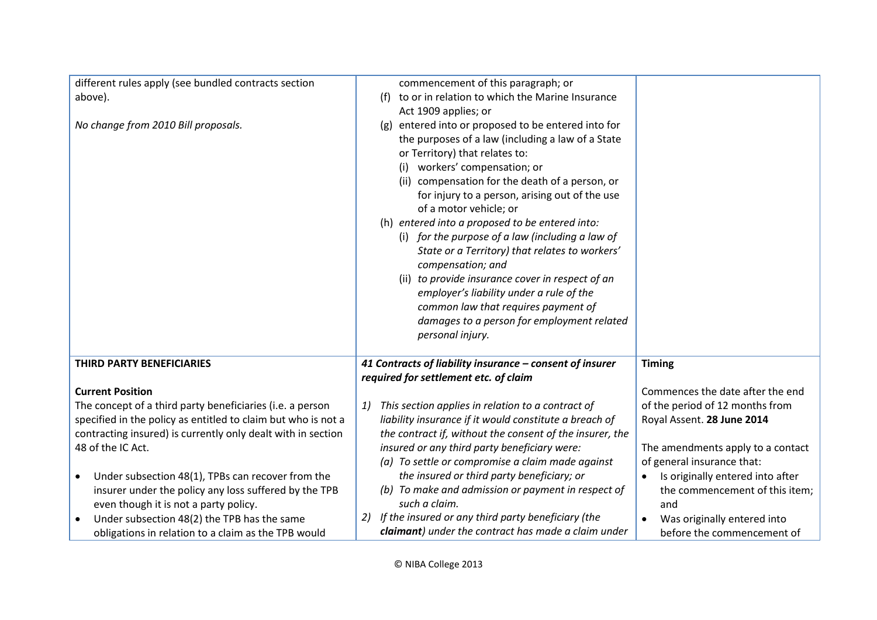| | | |
|---|---|---|
| different rules apply (see bundled contracts section above).<br><br>*No change from 2010 Bill proposals.* | commencement of this paragraph; or<br>(f) to or in relation to which the Marine Insurance Act 1909 applies; or<br>(g) entered into or proposed to be entered into for the purposes of a law (including a law of a State or Territory) that relates to:<br>(i) workers' compensation; or<br>(ii) compensation for the death of a person, or for injury to a person, arising out of the use of a motor vehicle; or<br>(h) *entered into a proposed to be entered into:*<br>*(i) for the purpose of a law (including a law of State or a Territory) that relates to workers' compensation; and*<br>*(ii) to provide insurance cover in respect of an employer's liability under a rule of the common law that requires payment of damages to a person for employment related personal injury.* | |
| **THIRD PARTY BENEFICIARIES**<br><br>**Current Position**<br>The concept of a third party beneficiaries (i.e. a person specified in the policy as entitled to claim but who is not a contracting insured) is currently only dealt with in section 48 of the IC Act.<br><br>• Under subsection 48(1), TPBs can recover from the insurer under the policy any loss suffered by the TPB even though it is not a party policy.<br>• Under subsection 48(2) the TPB has the same obligations in relation to a claim as the TPB would | ***41 Contracts of liability insurance – consent of insurer required for settlement etc. of claim***<br><br>*1) This section applies in relation to a contract of liability insurance if it would constitute a breach of the contract if, without the consent of the insurer, the insured or any third party beneficiary were:*<br>*(a) To settle or compromise a claim made against the insured or third party beneficiary; or*<br>*(b) To make and admission or payment in respect of such a claim.*<br>*2) If the insured or any third party beneficiary (the* ***claimant****) under the contract has made a claim under* | **Timing**<br><br>Commences the date after the end of the period of 12 months from Royal Assent. **28 June 2014**<br><br>The amendments apply to a contact of general insurance that:<br>• Is originally entered into after the commencement of this item; and<br>• Was originally entered into before the commencement of |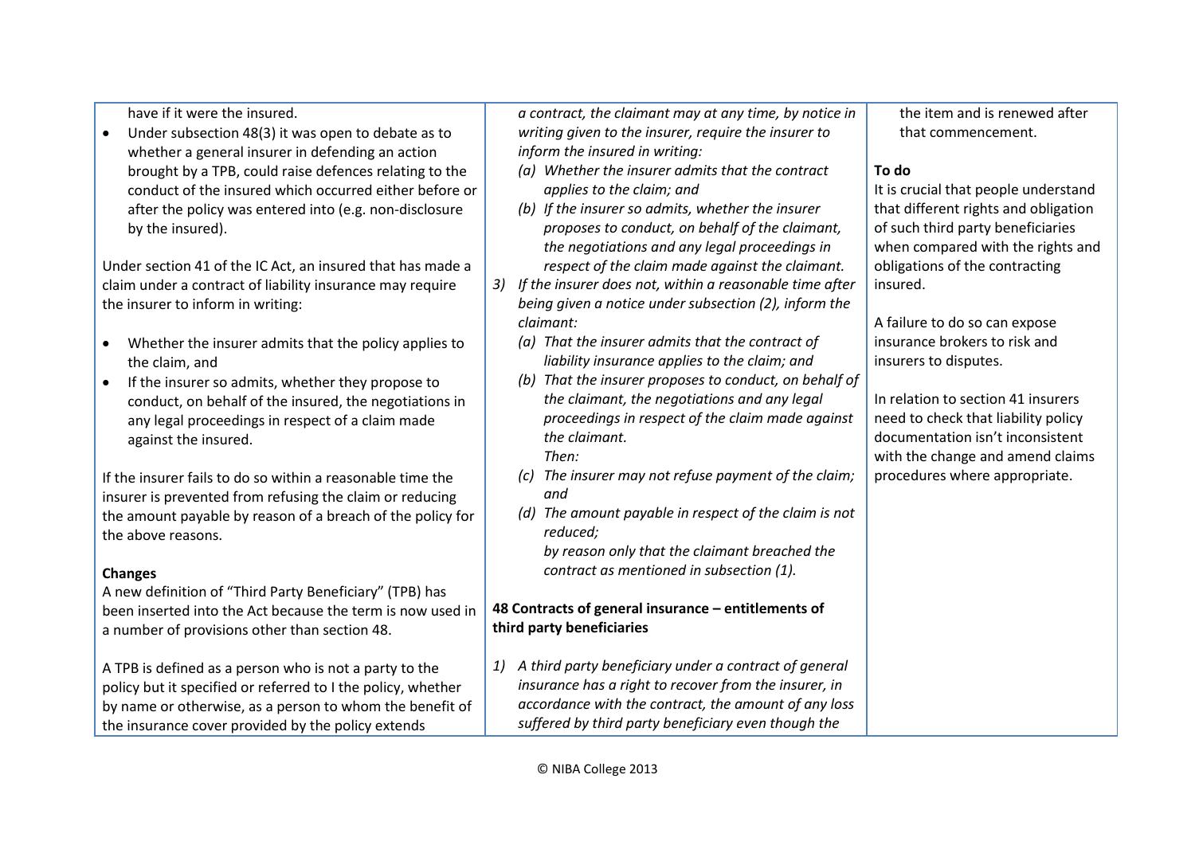have if it were the insured.

- Under subsection 48(3) it was open to debate as to whether a general insurer in defending an action brought by a TPB, could raise defences relating to the conduct of the insured which occurred either before or after the policy was entered into (e.g. non-disclosure by the insured).

Under section 41 of the IC Act, an insured that has made a claim under a contract of liability insurance may require the insurer to inform in writing:

- Whether the insurer admits that the policy applies to the claim, and
- If the insurer so admits, whether they propose to conduct, on behalf of the insured, the negotiations in any legal proceedings in respect of a claim made against the insured.

If the insurer fails to do so within a reasonable time the insurer is prevented from refusing the claim or reducing the amount payable by reason of a breach of the policy for the above reasons.

**Changes**

A new definition of "Third Party Beneficiary" (TPB) has been inserted into the Act because the term is now used in a number of provisions other than section 48.

A TPB is defined as a person who is not a party to the policy but it specified or referred to I the policy, whether by name or otherwise, as a person to whom the benefit of the insurance cover provided by the policy extends

*a contract, the claimant may at any time, by notice in writing given to the insurer, require the insurer to inform the insured in writing:*

*(a) Whether the insurer admits that the contract applies to the claim; and*

*(b) If the insurer so admits, whether the insurer proposes to conduct, on behalf of the claimant, the negotiations and any legal proceedings in respect of the claim made against the claimant.*

*3) If the insurer does not, within a reasonable time after being given a notice under subsection (2), inform the claimant:*

*(a) That the insurer admits that the contract of liability insurance applies to the claim; and*

*(b) That the insurer proposes to conduct, on behalf of the claimant, the negotiations and any legal proceedings in respect of the claim made against the claimant.*

*Then:*

*(c) The insurer may not refuse payment of the claim; and*

*(d) The amount payable in respect of the claim is not reduced;*

*by reason only that the claimant breached the contract as mentioned in subsection (1).*

**48 Contracts of general insurance – entitlements of third party beneficiaries**

*1) A third party beneficiary under a contract of general insurance has a right to recover from the insurer, in accordance with the contract, the amount of any loss suffered by third party beneficiary even though the*

the item and is renewed after that commencement.

**To do**

It is crucial that people understand that different rights and obligation of such third party beneficiaries when compared with the rights and obligations of the contracting insured.

A failure to do so can expose insurance brokers to risk and insurers to disputes.

In relation to section 41 insurers need to check that liability policy documentation isn't inconsistent with the change and amend claims procedures where appropriate.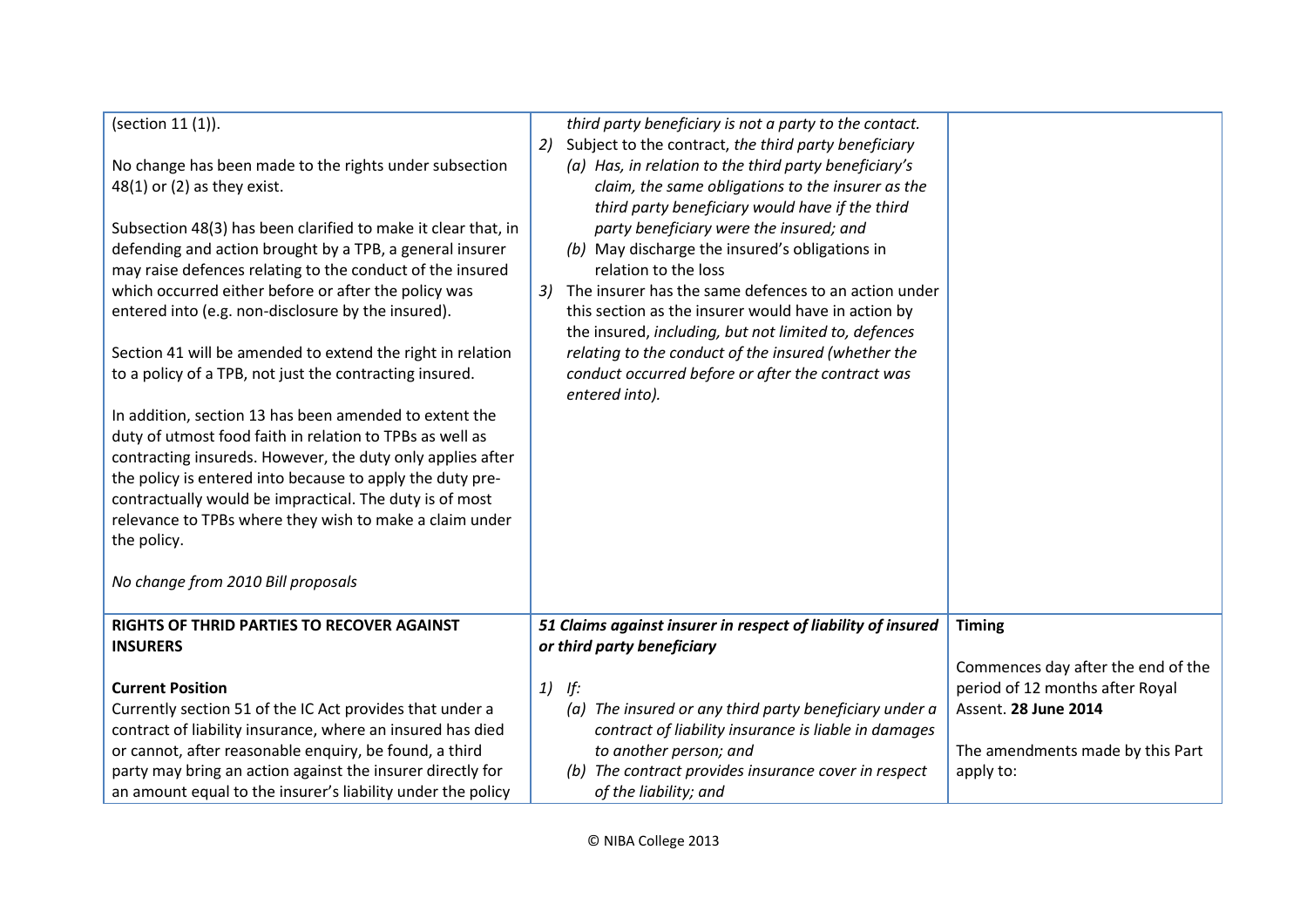| | | |
|---|---|---|
| (section 11 (1)).<br><br>No change has been made to the rights under subsection 48(1) or (2) as they exist.<br><br>Subsection 48(3) has been clarified to make it clear that, in defending and action brought by a TPB, a general insurer may raise defences relating to the conduct of the insured which occurred either before or after the policy was entered into (e.g. non-disclosure by the insured).<br><br>Section 41 will be amended to extend the right in relation to a policy of a TPB, not just the contracting insured.<br><br>In addition, section 13 has been amended to extent the duty of utmost food faith in relation to TPBs as well as contracting insureds. However, the duty only applies after the policy is entered into because to apply the duty pre-contractually would be impractical. The duty is of most relevance to TPBs where they wish to make a claim under the policy.<br><br>*No change from 2010 Bill proposals* | *third party beneficiary is not a party to the contact.*<br>2) Subject to the contract, *the third party beneficiary*<br>*(a) Has, in relation to the third party beneficiary's claim, the same obligations to the insurer as the third party beneficiary would have if the third party beneficiary were the insured; and*<br>*(b)* May discharge the insured's obligations in relation to the loss<br>3) The insurer has the same defences to an action under this section as the insurer would have in action by the insured, *including, but not limited to, defences relating to the conduct of the insured (whether the conduct occurred before or after the contract was entered into).* | |
| **RIGHTS OF THRID PARTIES TO RECOVER AGAINST INSURERS**<br><br>**Current Position**<br>Currently section 51 of the IC Act provides that under a contract of liability insurance, where an insured has died or cannot, after reasonable enquiry, be found, a third party may bring an action against the insurer directly for an amount equal to the insurer's liability under the policy | ***51 Claims against insurer in respect of liability of insured or third party beneficiary***<br><br>*1) If:*<br>*(a) The insured or any third party beneficiary under a contract of liability insurance is liable in damages to another person; and*<br>*(b) The contract provides insurance cover in respect of the liability; and* | **Timing**<br><br>Commences day after the end of the period of 12 months after Royal Assent. **28 June 2014**<br><br>The amendments made by this Part apply to: |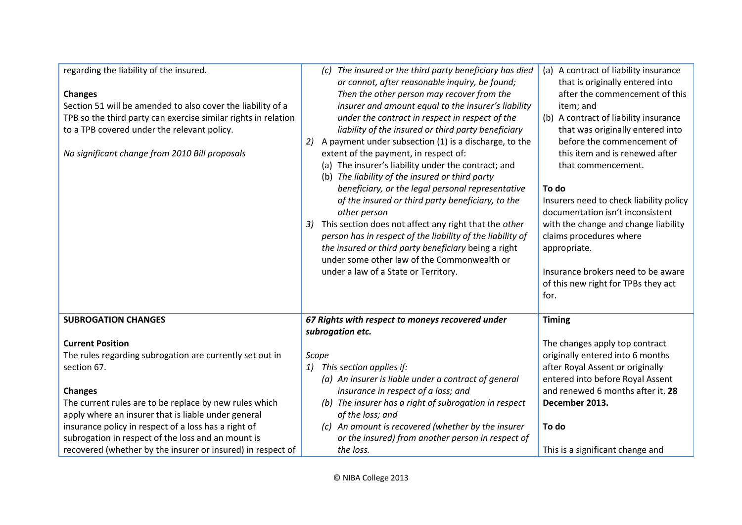| | | |
|---|---|---|
| regarding the liability of the insured.<br><br>**Changes**<br>Section 51 will be amended to also cover the liability of a TPB so the third party can exercise similar rights in relation to a TPB covered under the relevant policy.<br><br>*No significant change from 2010 Bill proposals* | (c) *The insured or the third party beneficiary has died or cannot, after reasonable inquiry, be found; Then the other person may recover from the insurer and amount equal to the insurer's liability under the contract in respect in respect of the liability of the insured or third party beneficiary*<br>2) A payment under subsection (1) is a discharge, to the extent of the payment, in respect of:<br>(a) The insurer's liability under the contract; and<br>(b) *The liability of the insured or third party beneficiary, or the legal personal representative of the insured or third party beneficiary, to the other person*<br>3) This section does not affect any right that the *other person has in respect of the liability of the liability of the insured or third party beneficiary* being a right under some other law of the Commonwealth or under a law of a State or Territory. | (a) A contract of liability insurance that is originally entered into after the commencement of this item; and<br>(b) A contract of liability insurance that was originally entered into before the commencement of this item and is renewed after that commencement.<br><br>**To do**<br>Insurers need to check liability policy documentation isn't inconsistent with the change and change liability claims procedures where appropriate.<br><br>Insurance brokers need to be aware of this new right for TPBs they act for. |
| **SUBROGATION CHANGES**<br><br>**Current Position**<br>The rules regarding subrogation are currently set out in section 67.<br><br>**Changes**<br>The current rules are to be replace by new rules which apply where an insurer that is liable under general insurance policy in respect of a loss has a right of subrogation in respect of the loss and an mount is recovered (whether by the insurer or insured) in respect of | ***67 Rights with respect to moneys recovered under subrogation etc.***<br><br>*Scope*<br>1) This section applies if:<br>*(a) An insurer is liable under a contract of general insurance in respect of a loss; and*<br>*(b) The insurer has a right of subrogation in respect of the loss; and*<br>*(c) An amount is recovered (whether by the insurer or the insured) from another person in respect of the loss.* | **Timing**<br><br>The changes apply top contract originally entered into 6 months after Royal Assent or originally entered into before Royal Assent and renewed 6 months after it. **28 December 2013.**<br><br>**To do**<br><br>This is a significant change and |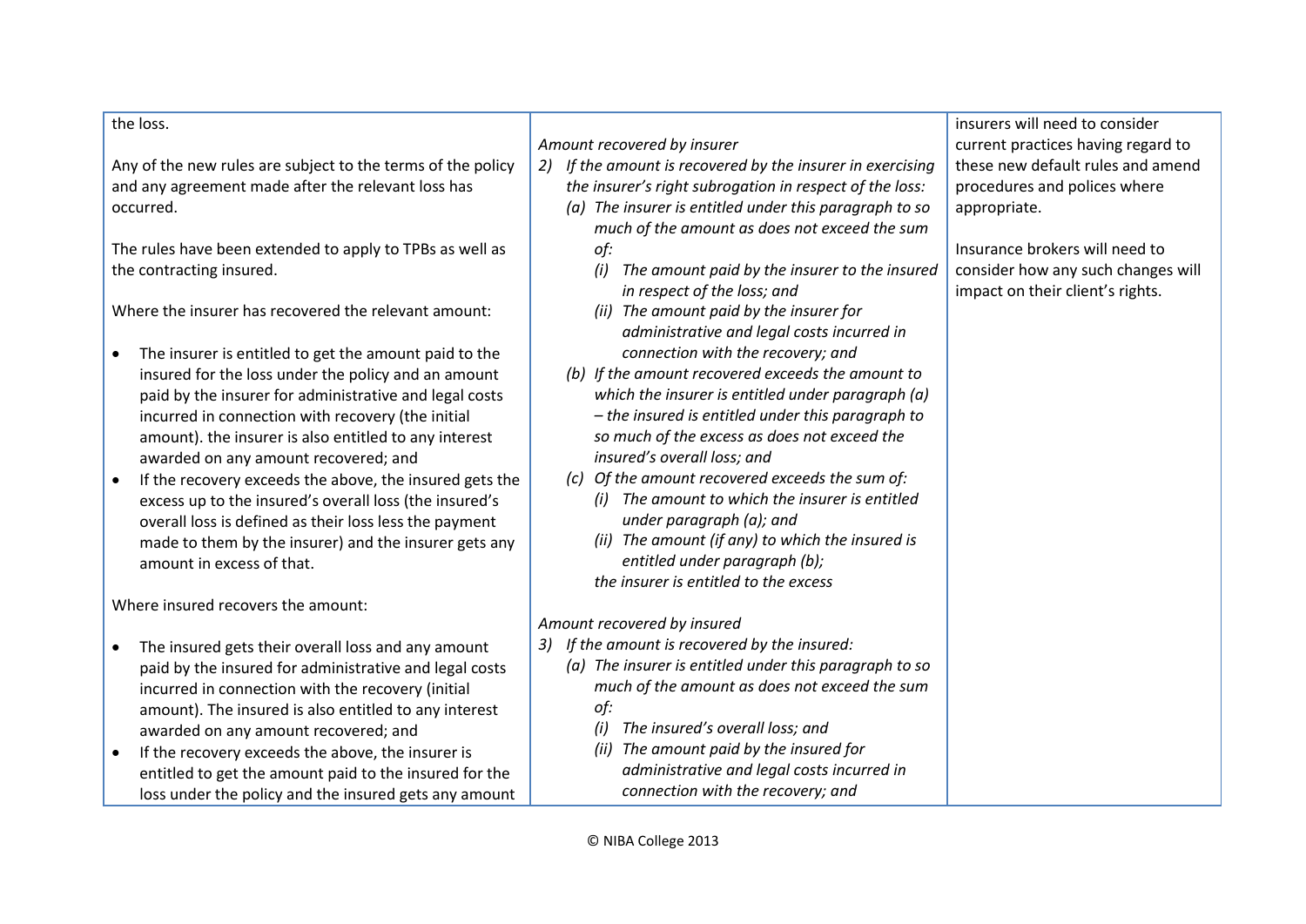| | | |
|---|---|---|
| the loss.<br><br>Any of the new rules are subject to the terms of the policy and any agreement made after the relevant loss has occurred.<br><br>The rules have been extended to apply to TPBs as well as the contracting insured.<br><br>Where the insurer has recovered the relevant amount:<br><br>• The insurer is entitled to get the amount paid to the insured for the loss under the policy and an amount paid by the insurer for administrative and legal costs incurred in connection with recovery (the initial amount). the insurer is also entitled to any interest awarded on any amount recovered; and<br>• If the recovery exceeds the above, the insured gets the excess up to the insured's overall loss (the insured's overall loss is defined as their loss less the payment made to them by the insurer) and the insurer gets any amount in excess of that.<br><br>Where insured recovers the amount:<br><br>• The insured gets their overall loss and any amount paid by the insured for administrative and legal costs incurred in connection with the recovery (initial amount). The insured is also entitled to any interest awarded on any amount recovered; and<br>• If the recovery exceeds the above, the insurer is entitled to get the amount paid to the insured for the loss under the policy and the insured gets any amount | *Amount recovered by insurer*<br>*2) If the amount is recovered by the insurer in exercising the insurer's right subrogation in respect of the loss:*<br>*(a) The insurer is entitled under this paragraph to so much of the amount as does not exceed the sum of:*<br>*(i) The amount paid by the insurer to the insured in respect of the loss; and*<br>*(ii) The amount paid by the insurer for administrative and legal costs incurred in connection with the recovery; and*<br>*(b) If the amount recovered exceeds the amount to which the insurer is entitled under paragraph (a) – the insured is entitled under this paragraph to so much of the excess as does not exceed the insured's overall loss; and*<br>*(c) Of the amount recovered exceeds the sum of:*<br>*(i) The amount to which the insurer is entitled under paragraph (a); and*<br>*(ii) The amount (if any) to which the insured is entitled under paragraph (b);*<br>*the insurer is entitled to the excess*<br><br>*Amount recovered by insured*<br>*3) If the amount is recovered by the insured:*<br>*(a) The insurer is entitled under this paragraph to so much of the amount as does not exceed the sum of:*<br>*(i) The insured's overall loss; and*<br>*(ii) The amount paid by the insured for administrative and legal costs incurred in connection with the recovery; and* | insurers will need to consider current practices having regard to these new default rules and amend procedures and polices where appropriate.<br><br>Insurance brokers will need to consider how any such changes will impact on their client's rights. |

© NIBA College 2013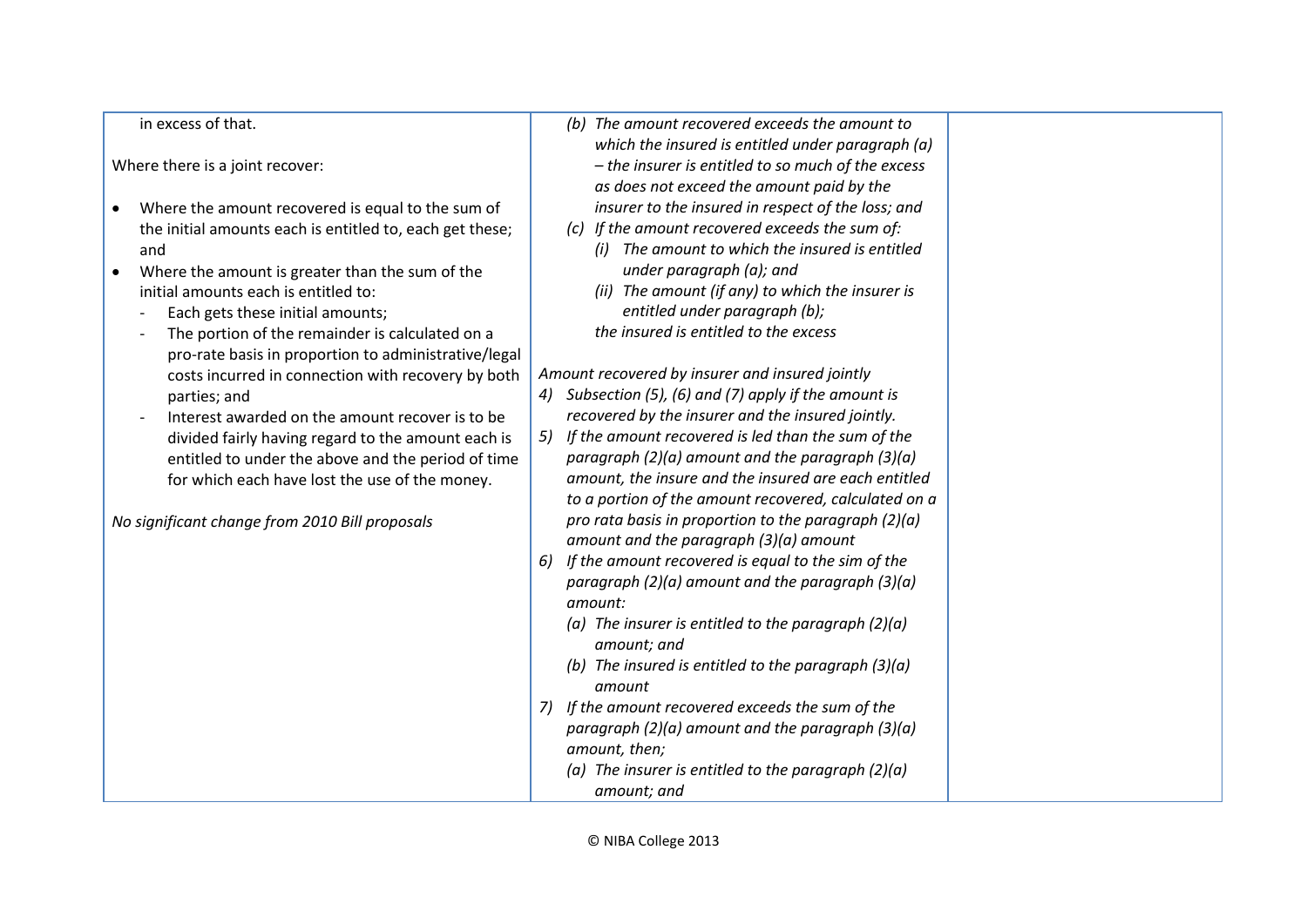| | | |
|---|---|---|
| in excess of that.<br><br>Where there is a joint recover:<br><br>• Where the amount recovered is equal to the sum of the initial amounts each is entitled to, each get these; and<br>• Where the amount is greater than the sum of the initial amounts each is entitled to:<br>  - Each gets these initial amounts;<br>  - The portion of the remainder is calculated on a pro-rate basis in proportion to administrative/legal costs incurred in connection with recovery by both parties; and<br>  - Interest awarded on the amount recover is to be divided fairly having regard to the amount each is entitled to under the above and the period of time for which each have lost the use of the money.<br><br>*No significant change from 2010 Bill proposals* | *(b) The amount recovered exceeds the amount to which the insured is entitled under paragraph (a) – the insurer is entitled to so much of the excess as does not exceed the amount paid by the insurer to the insured in respect of the loss; and*<br>*(c) If the amount recovered exceeds the sum of:*<br>*(i) The amount to which the insured is entitled under paragraph (a); and*<br>*(ii) The amount (if any) to which the insurer is entitled under paragraph (b);*<br>*the insured is entitled to the excess*<br><br>*Amount recovered by insurer and insured jointly*<br>*4) Subsection (5), (6) and (7) apply if the amount is recovered by the insurer and the insured jointly.*<br>*5) If the amount recovered is led than the sum of the paragraph (2)(a) amount and the paragraph (3)(a) amount, the insure and the insured are each entitled to a portion of the amount recovered, calculated on a pro rata basis in proportion to the paragraph (2)(a) amount and the paragraph (3)(a) amount*<br>*6) If the amount recovered is equal to the sim of the paragraph (2)(a) amount and the paragraph (3)(a) amount:*<br>*(a) The insurer is entitled to the paragraph (2)(a) amount; and*<br>*(b) The insured is entitled to the paragraph (3)(a) amount*<br>*7) If the amount recovered exceeds the sum of the paragraph (2)(a) amount and the paragraph (3)(a) amount, then;*<br>*(a) The insurer is entitled to the paragraph (2)(a) amount; and* | |

© NIBA College 2013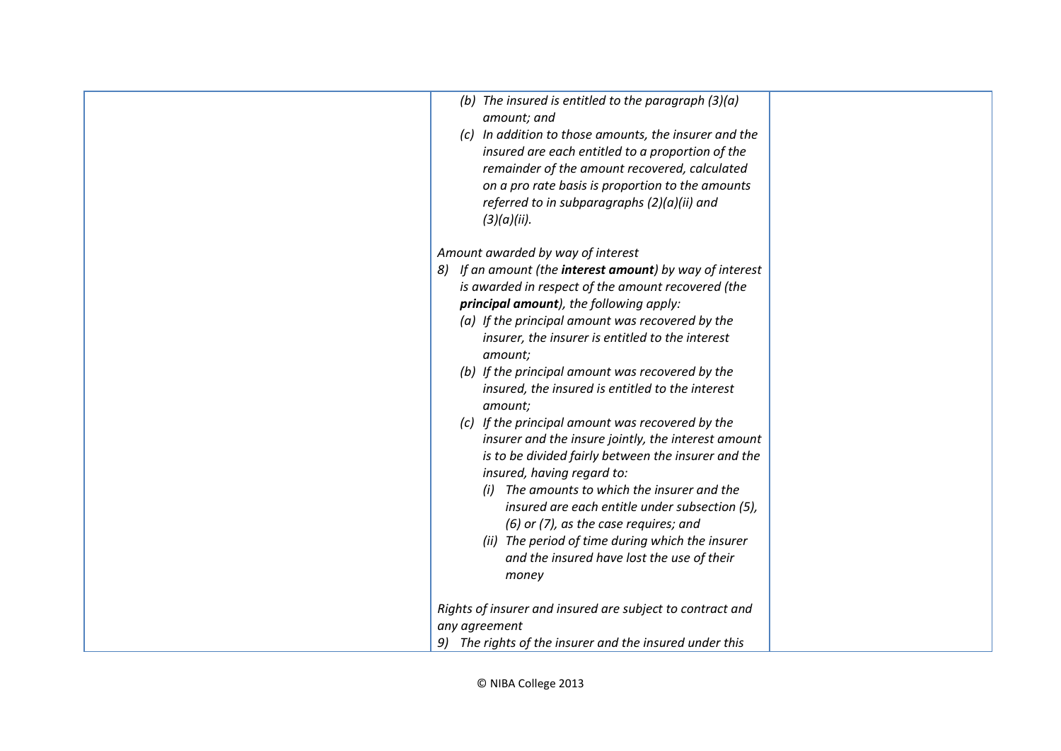| | | |
|---|---|---|
| | *(b) The insured is entitled to the paragraph (3)(a) amount; and*<br>*(c) In addition to those amounts, the insurer and the insured are each entitled to a proportion of the remainder of the amount recovered, calculated on a pro rate basis is proportion to the amounts referred to in subparagraphs (2)(a)(ii) and (3)(a)(ii).*<br><br>*Amount awarded by way of interest*<br>*8) If an amount (the* ***interest amount****) by way of interest is awarded in respect of the amount recovered (the* ***principal amount****), the following apply:*<br>*(a) If the principal amount was recovered by the insurer, the insurer is entitled to the interest amount;*<br>*(b) If the principal amount was recovered by the insured, the insured is entitled to the interest amount;*<br>*(c) If the principal amount was recovered by the insurer and the insure jointly, the interest amount is to be divided fairly between the insurer and the insured, having regard to:*<br>*(i) The amounts to which the insurer and the insured are each entitle under subsection (5), (6) or (7), as the case requires; and*<br>*(ii) The period of time during which the insurer and the insured have lost the use of their money*<br><br>*Rights of insurer and insured are subject to contract and any agreement*<br>*9) The rights of the insurer and the insured under this* | |

© NIBA College 2013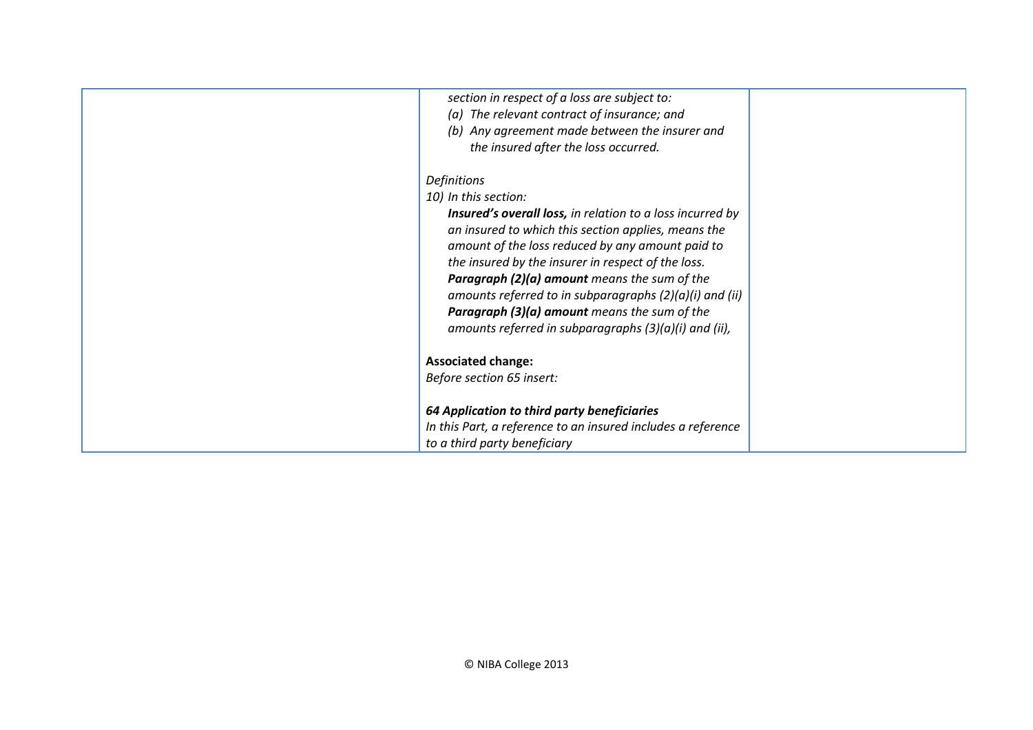| | | |
|---|---|---|
| | *section in respect of a loss are subject to:*<br>*(a) The relevant contract of insurance; and*<br>*(b) Any agreement made between the insurer and the insured after the loss occurred.*<br><br>*Definitions*<br>*10) In this section:*<br>***Insured's overall loss,** in relation to a loss incurred by an insured to which this section applies, means the amount of the loss reduced by any amount paid to the insured by the insurer in respect of the loss.*<br>***Paragraph (2)(a) amount** means the sum of the amounts referred to in subparagraphs (2)(a)(i) and (ii)*<br>***Paragraph (3)(a) amount** means the sum of the amounts referred in subparagraphs (3)(a)(i) and (ii),*<br><br>**Associated change:**<br>*Before section 65 insert:*<br><br>***64 Application to third party beneficiaries***<br>*In this Part, a reference to an insured includes a reference to a third party beneficiary* | |

© NIBA College 2013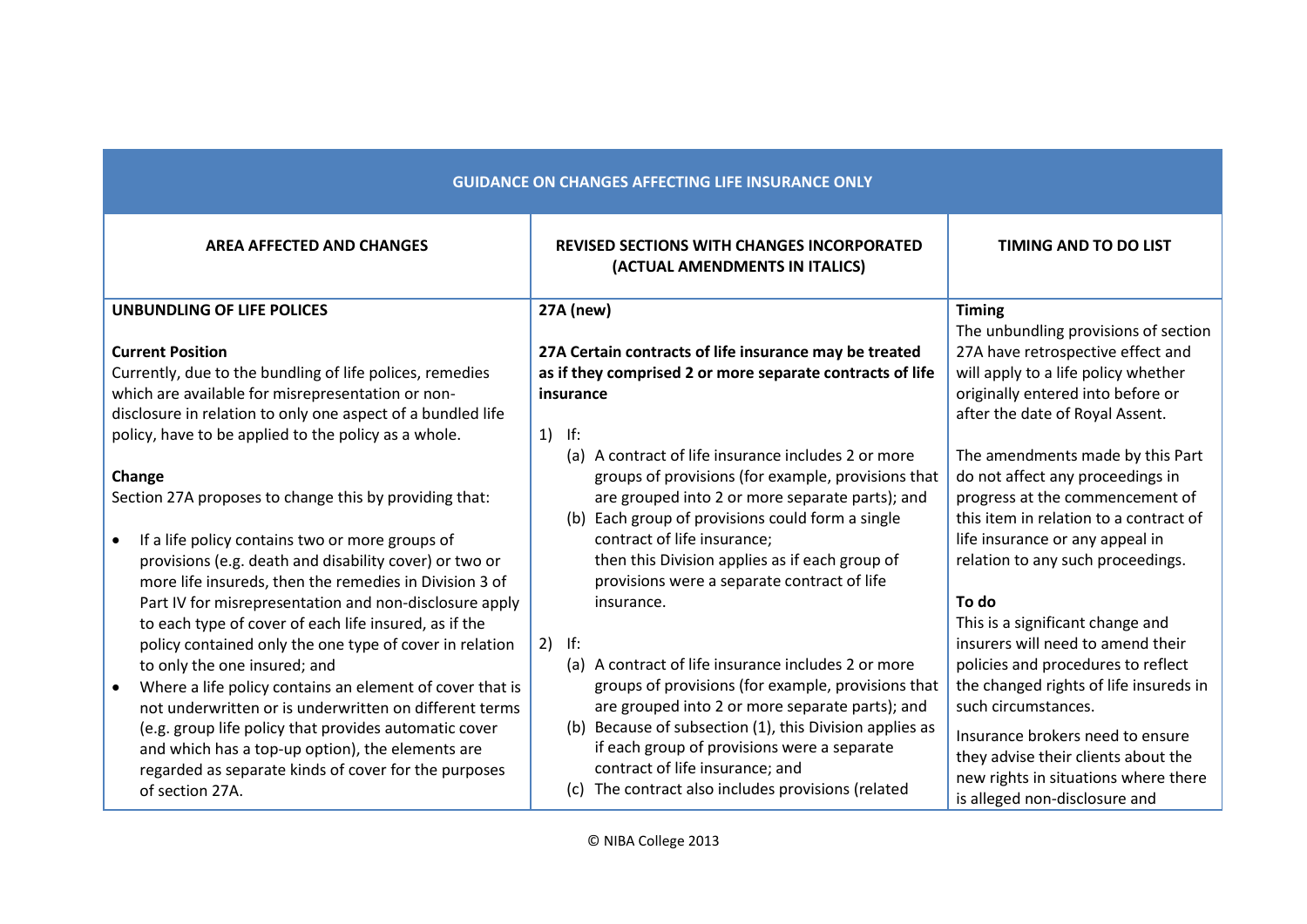| GUIDANCE ON CHANGES AFFECTING LIFE INSURANCE ONLY | | |
|---|---|---|
| **AREA AFFECTED AND CHANGES** | **REVISED SECTIONS WITH CHANGES INCORPORATED (ACTUAL AMENDMENTS IN ITALICS)** | **TIMING AND TO DO LIST** |
| **UNBUNDLING OF LIFE POLICES**<br><br>**Current Position**<br>Currently, due to the bundling of life polices, remedies which are available for misrepresentation or non-disclosure in relation to only one aspect of a bundled life policy, have to be applied to the policy as a whole.<br><br>**Change**<br>Section 27A proposes to change this by providing that:<br><br>• If a life policy contains two or more groups of provisions (e.g. death and disability cover) or two or more life insureds, then the remedies in Division 3 of Part IV for misrepresentation and non-disclosure apply to each type of cover of each life insured, as if the policy contained only the one type of cover in relation to only the one insured; and<br>• Where a life policy contains an element of cover that is not underwritten or is underwritten on different terms (e.g. group life policy that provides automatic cover and which has a top-up option), the elements are regarded as separate kinds of cover for the purposes of section 27A. | **27A (new)**<br><br>**27A Certain contracts of life insurance may be treated as if they comprised 2 or more separate contracts of life insurance**<br><br>1) If:<br>(a) A contract of life insurance includes 2 or more groups of provisions (for example, provisions that are grouped into 2 or more separate parts); and<br>(b) Each group of provisions could form a single contract of life insurance;<br>then this Division applies as if each group of provisions were a separate contract of life insurance.<br><br>2) If:<br>(a) A contract of life insurance includes 2 or more groups of provisions (for example, provisions that are grouped into 2 or more separate parts); and<br>(b) Because of subsection (1), this Division applies as if each group of provisions were a separate contract of life insurance; and<br>(c) The contract also includes provisions (related | **Timing**<br>The unbundling provisions of section 27A have retrospective effect and will apply to a life policy whether originally entered into before or after the date of Royal Assent.<br><br>The amendments made by this Part do not affect any proceedings in progress at the commencement of this item in relation to a contract of life insurance or any appeal in relation to any such proceedings.<br><br>**To do**<br>This is a significant change and insurers will need to amend their policies and procedures to reflect the changed rights of life insureds in such circumstances.<br><br>Insurance brokers need to ensure they advise their clients about the new rights in situations where there is alleged non-disclosure and |

© NIBA College 2013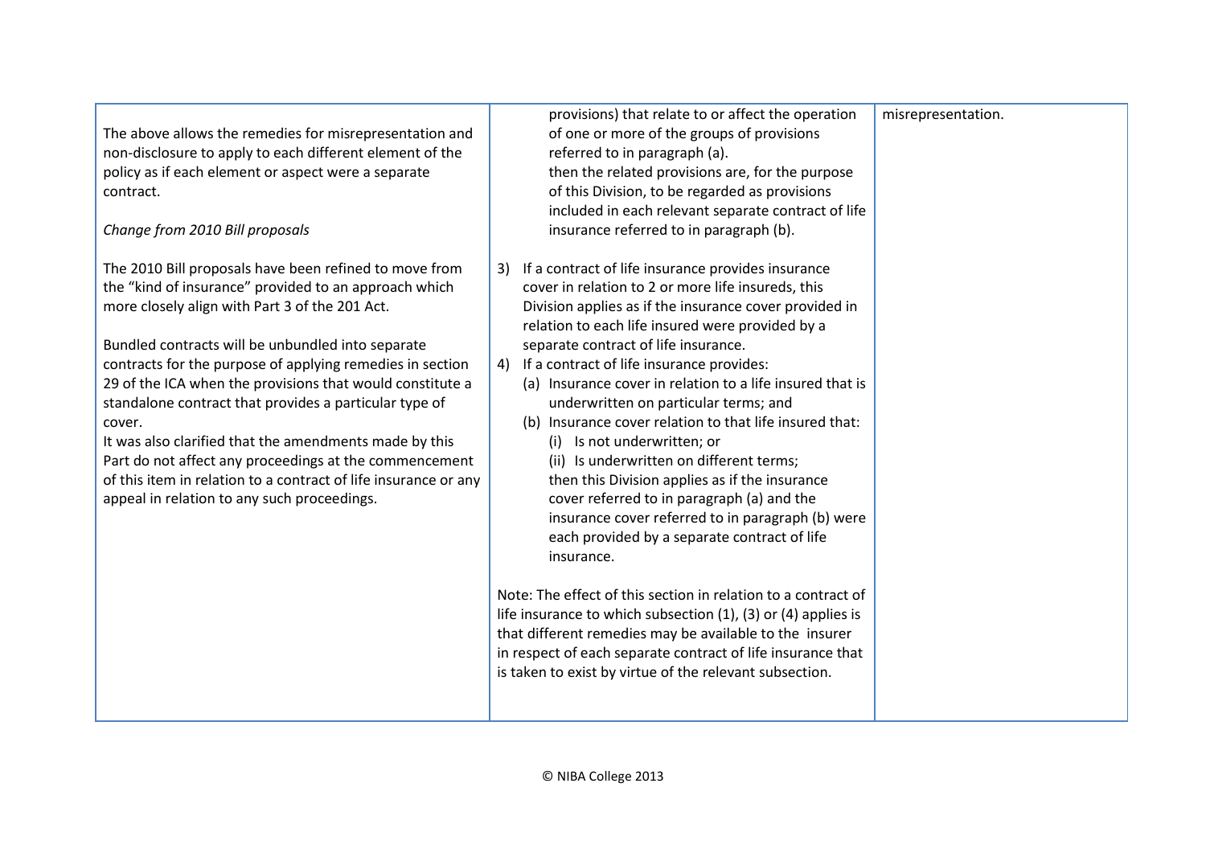| | | |
|---|---|---|
| The above allows the remedies for misrepresentation and non-disclosure to apply to each different element of the policy as if each element or aspect were a separate contract.<br><br>*Change from 2010 Bill proposals*<br><br>The 2010 Bill proposals have been refined to move from the "kind of insurance" provided to an approach which more closely align with Part 3 of the 201 Act.<br><br>Bundled contracts will be unbundled into separate contracts for the purpose of applying remedies in section 29 of the ICA when the provisions that would constitute a standalone contract that provides a particular type of cover.<br>It was also clarified that the amendments made by this Part do not affect any proceedings at the commencement of this item in relation to a contract of life insurance or any appeal in relation to any such proceedings. | provisions) that relate to or affect the operation of one or more of the groups of provisions referred to in paragraph (a).<br>then the related provisions are, for the purpose of this Division, to be regarded as provisions included in each relevant separate contract of life insurance referred to in paragraph (b).<br><br>3) If a contract of life insurance provides insurance cover in relation to 2 or more life insureds, this Division applies as if the insurance cover provided in relation to each life insured were provided by a separate contract of life insurance.<br>4) If a contract of life insurance provides:<br>(a) Insurance cover in relation to a life insured that is underwritten on particular terms; and<br>(b) Insurance cover relation to that life insured that:<br>(i) Is not underwritten; or<br>(ii) Is underwritten on different terms;<br>then this Division applies as if the insurance cover referred to in paragraph (a) and the insurance cover referred to in paragraph (b) were each provided by a separate contract of life insurance.<br><br>Note: The effect of this section in relation to a contract of life insurance to which subsection (1), (3) or (4) applies is that different remedies may be available to the insurer in respect of each separate contract of life insurance that is taken to exist by virtue of the relevant subsection. | misrepresentation. |

© NIBA College 2013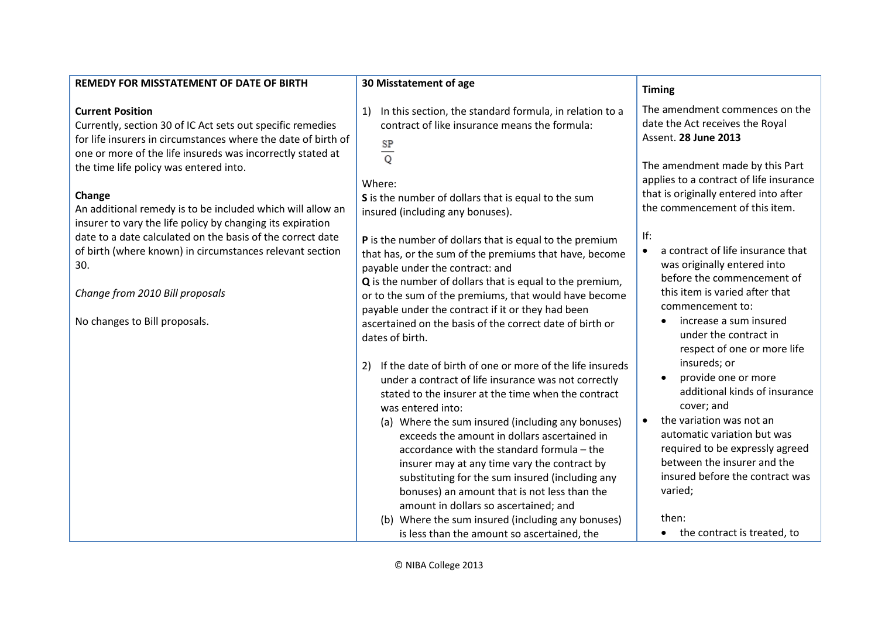| REMEDY FOR MISSTATEMENT OF DATE OF BIRTH | 30 Misstatement of age | Timing |
|---|---|---|
| **Current Position**<br>Currently, section 30 of IC Act sets out specific remedies for life insurers in circumstances where the date of birth of one or more of the life insureds was incorrectly stated at the time life policy was entered into.<br><br>**Change**<br>An additional remedy is to be included which will allow an insurer to vary the life policy by changing its expiration date to a date calculated on the basis of the correct date of birth (where known) in circumstances relevant section 30.<br><br>*Change from 2010 Bill proposals*<br><br>No changes to Bill proposals. | 1) In this section, the standard formula, in relation to a contract of like insurance means the formula:<br>$\frac{SP}{Q}$<br>Where:<br>**S** is the number of dollars that is equal to the sum insured (including any bonuses).<br><br>**P** is the number of dollars that is equal to the premium that has, or the sum of the premiums that have, become payable under the contract: and<br>**Q** is the number of dollars that is equal to the premium, or to the sum of the premiums, that would have become payable under the contract if it or they had been ascertained on the basis of the correct date of birth or dates of birth.<br><br>2) If the date of birth of one or more of the life insureds under a contract of life insurance was not correctly stated to the insurer at the time when the contract was entered into:<br>(a) Where the sum insured (including any bonuses) exceeds the amount in dollars ascertained in accordance with the standard formula – the insurer may at any time vary the contract by substituting for the sum insured (including any bonuses) an amount that is not less than the amount in dollars so ascertained; and<br>(b) Where the sum insured (including any bonuses) is less than the amount so ascertained, the | The amendment commences on the date the Act receives the Royal Assent. **28 June 2013**<br><br>The amendment made by this Part applies to a contract of life insurance that is originally entered into after the commencement of this item.<br><br>If:<br>• a contract of life insurance that was originally entered into before the commencement of this item is varied after that commencement to:<br>  ◦ increase a sum insured under the contract in respect of one or more life insureds; or<br>  ◦ provide one or more additional kinds of insurance cover; and<br>• the variation was not an automatic variation but was required to be expressly agreed between the insurer and the insured before the contract was varied;<br><br>then:<br>  ◦ the contract is treated, to |

© NIBA College 2013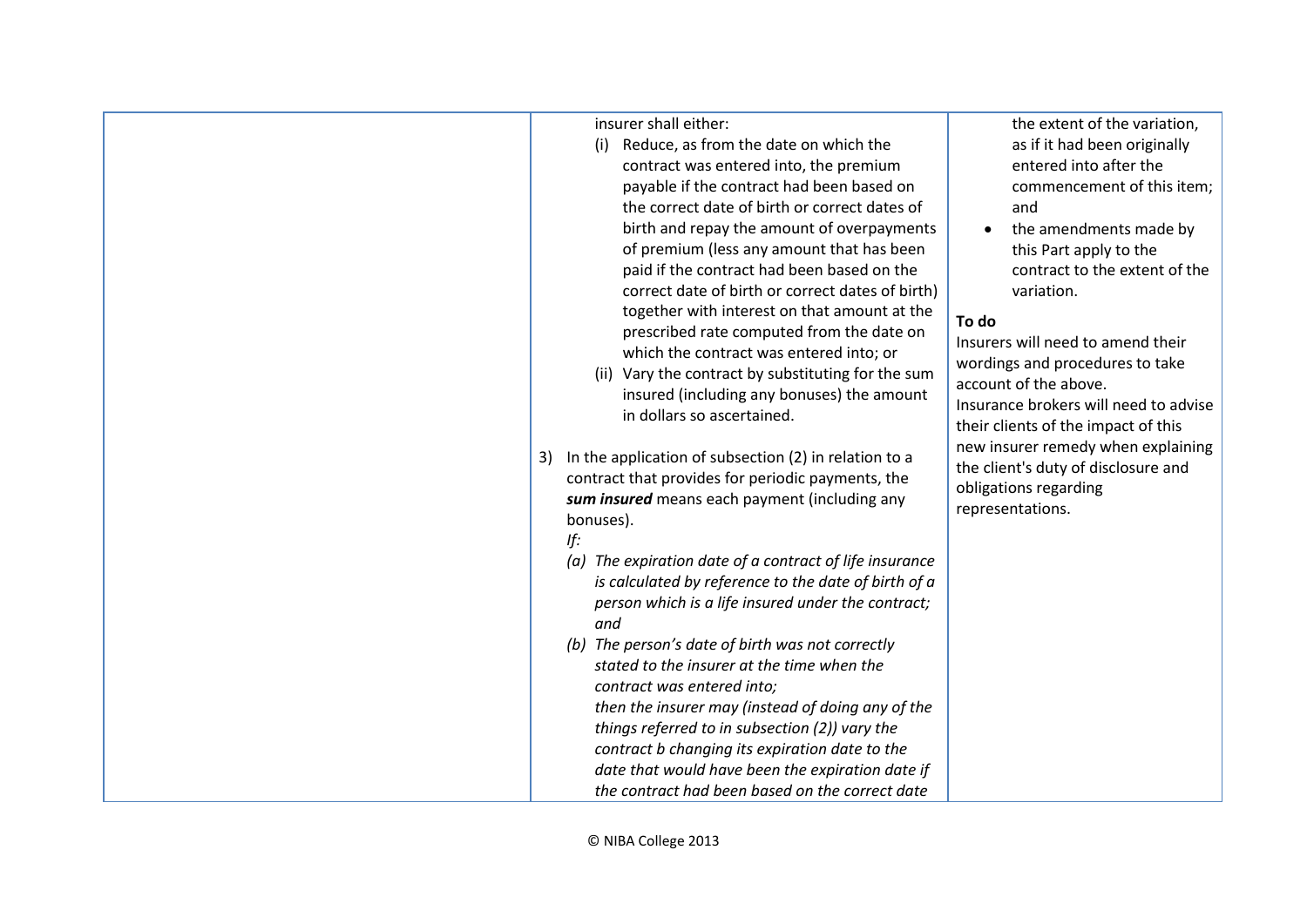| | | |
|---|---|---|
| | insurer shall either:<br>(i) Reduce, as from the date on which the contract was entered into, the premium payable if the contract had been based on the correct date of birth or correct dates of birth and repay the amount of overpayments of premium (less any amount that has been paid if the contract had been based on the correct date of birth or correct dates of birth) together with interest on that amount at the prescribed rate computed from the date on which the contract was entered into; or<br>(ii) Vary the contract by substituting for the sum insured (including any bonuses) the amount in dollars so ascertained.<br><br>3) In the application of subsection (2) in relation to a contract that provides for periodic payments, the ***sum insured*** means each payment (including any bonuses).<br>*If:*<br>*(a) The expiration date of a contract of life insurance is calculated by reference to the date of birth of a person which is a life insured under the contract; and*<br>*(b) The person's date of birth was not correctly stated to the insurer at the time when the contract was entered into;*<br>*then the insurer may (instead of doing any of the things referred to in subsection (2)) vary the contract b changing its expiration date to the date that would have been the expiration date if the contract had been based on the correct date* | the extent of the variation, as if it had been originally entered into after the commencement of this item; and<br>• the amendments made by this Part apply to the contract to the extent of the variation.<br><br>**To do**<br>Insurers will need to amend their wordings and procedures to take account of the above.<br>Insurance brokers will need to advise their clients of the impact of this new insurer remedy when explaining the client's duty of disclosure and obligations regarding representations. |

© NIBA College 2013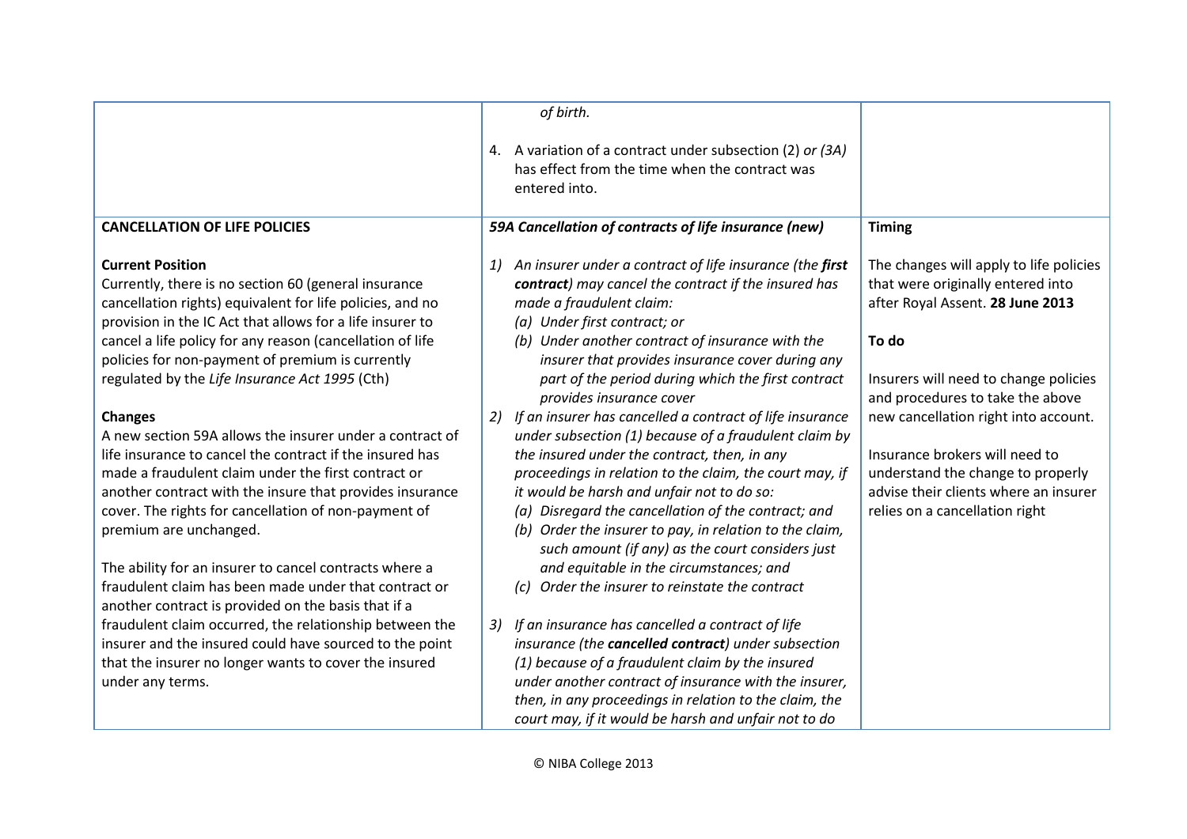| | *of birth.*<br><br>4. A variation of a contract under subsection (2) *or (3A)* has effect from the time when the contract was entered into. | |
|---|---|---|
| **CANCELLATION OF LIFE POLICIES**<br><br>**Current Position**<br>Currently, there is no section 60 (general insurance cancellation rights) equivalent for life policies, and no provision in the IC Act that allows for a life insurer to cancel a life policy for any reason (cancellation of life policies for non-payment of premium is currently regulated by the *Life Insurance Act 1995* (Cth)<br><br>**Changes**<br>A new section 59A allows the insurer under a contract of life insurance to cancel the contract if the insured has made a fraudulent claim under the first contract or another contract with the insure that provides insurance cover. The rights for cancellation of non-payment of premium are unchanged.<br><br>The ability for an insurer to cancel contracts where a fraudulent claim has been made under that contract or another contract is provided on the basis that if a fraudulent claim occurred, the relationship between the insurer and the insured could have sourced to the point that the insurer no longer wants to cover the insured under any terms. | ***59A Cancellation of contracts of life insurance (new)***<br><br>*1) An insurer under a contract of life insurance (the **first contract**) may cancel the contract if the insured has made a fraudulent claim:*<br>*(a) Under first contract; or*<br>*(b) Under another contract of insurance with the insurer that provides insurance cover during any part of the period during which the first contract provides insurance cover*<br>*2) If an insurer has cancelled a contract of life insurance under subsection (1) because of a fraudulent claim by the insured under the contract, then, in any proceedings in relation to the claim, the court may, if it would be harsh and unfair not to do so:*<br>*(a) Disregard the cancellation of the contract; and*<br>*(b) Order the insurer to pay, in relation to the claim, such amount (if any) as the court considers just and equitable in the circumstances; and*<br>*(c) Order the insurer to reinstate the contract*<br><br>*3) If an insurance has cancelled a contract of life insurance (the **cancelled contract**) under subsection (1) because of a fraudulent claim by the insured under another contract of insurance with the insurer, then, in any proceedings in relation to the claim, the court may, if it would be harsh and unfair not to do* | **Timing**<br><br>The changes will apply to life policies that were originally entered into after Royal Assent. **28 June 2013**<br><br>**To do**<br><br>Insurers will need to change policies and procedures to take the above new cancellation right into account.<br><br>Insurance brokers will need to understand the change to properly advise their clients where an insurer relies on a cancellation right |

© NIBA College 2013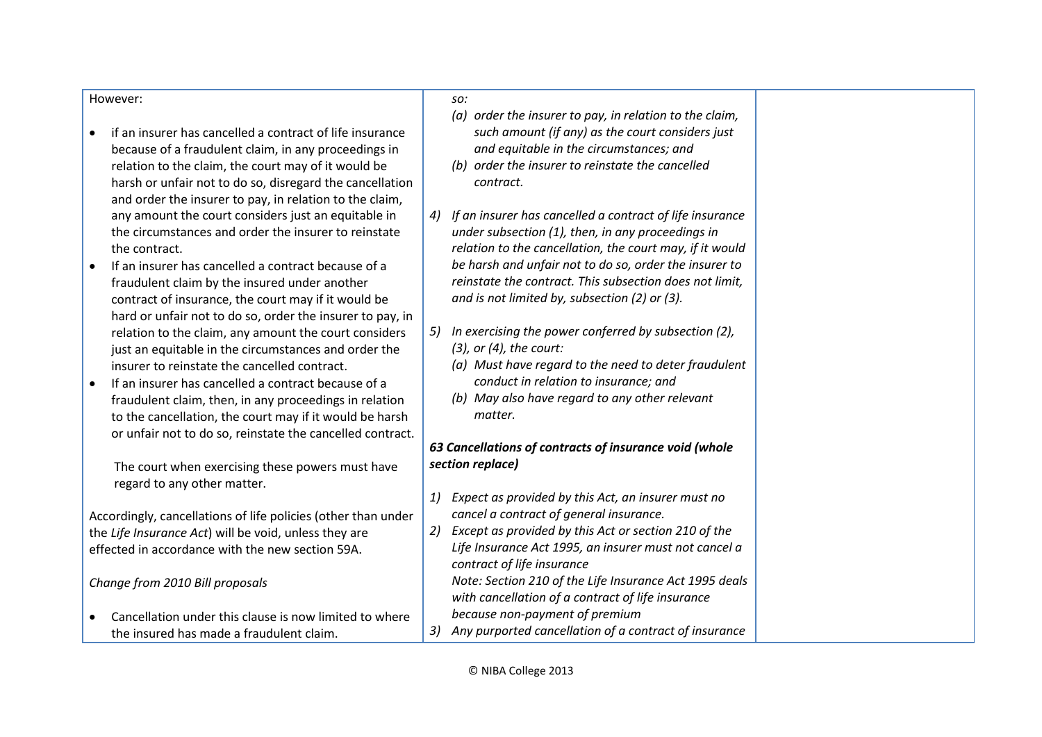| | | |
|---|---|---|
| However:<br><br>• if an insurer has cancelled a contract of life insurance because of a fraudulent claim, in any proceedings in relation to the claim, the court may of it would be harsh or unfair not to do so, disregard the cancellation and order the insurer to pay, in relation to the claim, any amount the court considers just an equitable in the circumstances and order the insurer to reinstate the contract.<br>• If an insurer has cancelled a contract because of a fraudulent claim by the insured under another contract of insurance, the court may if it would be hard or unfair not to do so, order the insurer to pay, in relation to the claim, any amount the court considers just an equitable in the circumstances and order the insurer to reinstate the cancelled contract.<br>• If an insurer has cancelled a contract because of a fraudulent claim, then, in any proceedings in relation to the cancellation, the court may if it would be harsh or unfair not to do so, reinstate the cancelled contract.<br><br>The court when exercising these powers must have regard to any other matter.<br><br>Accordingly, cancellations of life policies (other than under the *Life Insurance Act*) will be void, unless they are effected in accordance with the new section 59A.<br><br>*Change from 2010 Bill proposals*<br><br>• Cancellation under this clause is now limited to where the insured has made a fraudulent claim. | *so:*<br>*(a) order the insurer to pay, in relation to the claim, such amount (if any) as the court considers just and equitable in the circumstances; and*<br>*(b) order the insurer to reinstate the cancelled contract.*<br><br>*4) If an insurer has cancelled a contract of life insurance under subsection (1), then, in any proceedings in relation to the cancellation, the court may, if it would be harsh and unfair not to do so, order the insurer to reinstate the contract. This subsection does not limit, and is not limited by, subsection (2) or (3).*<br><br>*5) In exercising the power conferred by subsection (2), (3), or (4), the court:*<br>*(a) Must have regard to the need to deter fraudulent conduct in relation to insurance; and*<br>*(b) May also have regard to any other relevant matter.*<br><br>***63 Cancellations of contracts of insurance void (whole section replace)***<br><br>*1) Expect as provided by this Act, an insurer must no cancel a contract of general insurance.*<br>*2) Except as provided by this Act or section 210 of the Life Insurance Act 1995, an insurer must not cancel a contract of life insurance*<br>*Note: Section 210 of the Life Insurance Act 1995 deals with cancellation of a contract of life insurance because non-payment of premium*<br>*3) Any purported cancellation of a contract of insurance* | |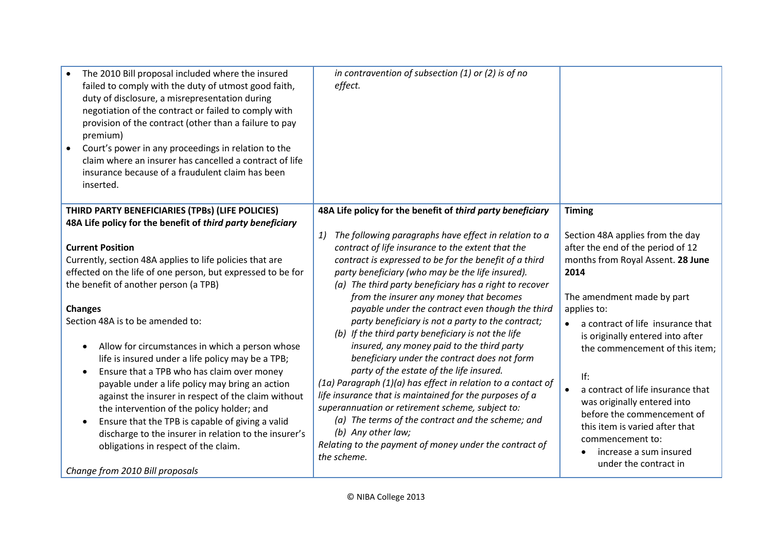| | | |
|---|---|---|
| • The 2010 Bill proposal included where the insured failed to comply with the duty of utmost good faith, duty of disclosure, a misrepresentation during negotiation of the contract or failed to comply with provision of the contract (other than a failure to pay premium)<br>• Court's power in any proceedings in relation to the claim where an insurer has cancelled a contract of life insurance because of a fraudulent claim has been inserted. | *in contravention of subsection (1) or (2) is of no effect.* | |
| **THIRD PARTY BENEFICIARIES (TPBs) (LIFE POLICIES)**<br>**48A Life policy for the benefit of *third party beneficiary***<br><br>**Current Position**<br>Currently, section 48A applies to life policies that are effected on the life of one person, but expressed to be for the benefit of another person (a TPB)<br><br>**Changes**<br>Section 48A is to be amended to:<br>• Allow for circumstances in which a person whose life is insured under a life policy may be a TPB;<br>• Ensure that a TPB who has claim over money payable under a life policy may bring an action against the insurer in respect of the claim without the intervention of the policy holder; and<br>• Ensure that the TPB is capable of giving a valid discharge to the insurer in relation to the insurer's obligations in respect of the claim.<br><br>*Change from 2010 Bill proposals* | **48A Life policy for the benefit of *third party beneficiary***<br><br>*1) The following paragraphs have effect in relation to a contract of life insurance to the extent that the contract is expressed to be for the benefit of a third party beneficiary (who may be the life insured).*<br>*(a) The third party beneficiary has a right to recover from the insurer any money that becomes payable under the contract even though the third party beneficiary is not a party to the contract;*<br>*(b) If the third party beneficiary is not the life insured, any money paid to the third party beneficiary under the contract does not form party of the estate of the life insured.*<br>*(1a) Paragraph (1)(a) has effect in relation to a contact of life insurance that is maintained for the purposes of a superannuation or retirement scheme, subject to:*<br>*(a) The terms of the contract and the scheme; and*<br>*(b) Any other law;*<br>*Relating to the payment of money under the contract of the scheme.* | **Timing**<br><br>Section 48A applies from the day after the end of the period of 12 months from Royal Assent. **28 June 2014**<br><br>The amendment made by part applies to:<br>• a contract of life insurance that is originally entered into after the commencement of this item;<br><br>If:<br>• a contract of life insurance that was originally entered into before the commencement of this item is varied after that commencement to:<br>  • increase a sum insured under the contract in |

© NIBA College 2013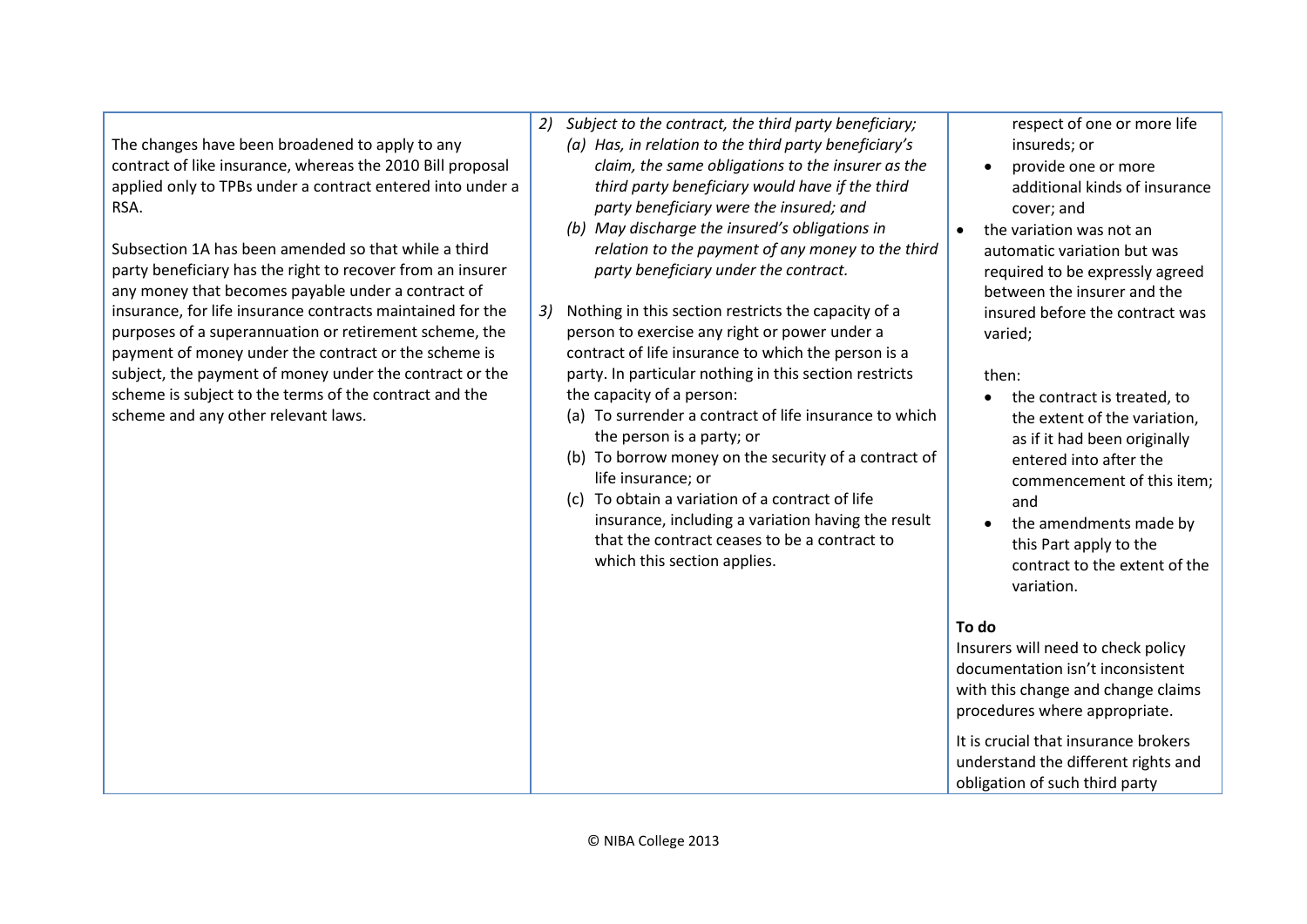| | | |
|---|---|---|
| The changes have been broadened to apply to any contract of like insurance, whereas the 2010 Bill proposal applied only to TPBs under a contract entered into under a RSA.<br><br>Subsection 1A has been amended so that while a third party beneficiary has the right to recover from an insurer any money that becomes payable under a contract of insurance, for life insurance contracts maintained for the purposes of a superannuation or retirement scheme, the payment of money under the contract or the scheme is subject, the payment of money under the contract or the scheme is subject to the terms of the contract and the scheme and any other relevant laws. | 2) *Subject to the contract, the third party beneficiary;*<br>*(a) Has, in relation to the third party beneficiary's claim, the same obligations to the insurer as the third party beneficiary would have if the third party beneficiary were the insured; and*<br>*(b) May discharge the insured's obligations in relation to the payment of any money to the third party beneficiary under the contract.*<br><br>3) Nothing in this section restricts the capacity of a person to exercise any right or power under a contract of life insurance to which the person is a party. In particular nothing in this section restricts the capacity of a person:<br>(a) To surrender a contract of life insurance to which the person is a party; or<br>(b) To borrow money on the security of a contract of life insurance; or<br>(c) To obtain a variation of a contract of life insurance, including a variation having the result that the contract ceases to be a contract to which this section applies. | respect of one or more life insureds; or<br>• provide one or more additional kinds of insurance cover; and<br>• the variation was not an automatic variation but was required to be expressly agreed between the insurer and the insured before the contract was varied;<br><br>then:<br>• the contract is treated, to the extent of the variation, as if it had been originally entered into after the commencement of this item; and<br>• the amendments made by this Part apply to the contract to the extent of the variation.<br><br>**To do**<br>Insurers will need to check policy documentation isn't inconsistent with this change and change claims procedures where appropriate.<br><br>It is crucial that insurance brokers understand the different rights and obligation of such third party |

© NIBA College 2013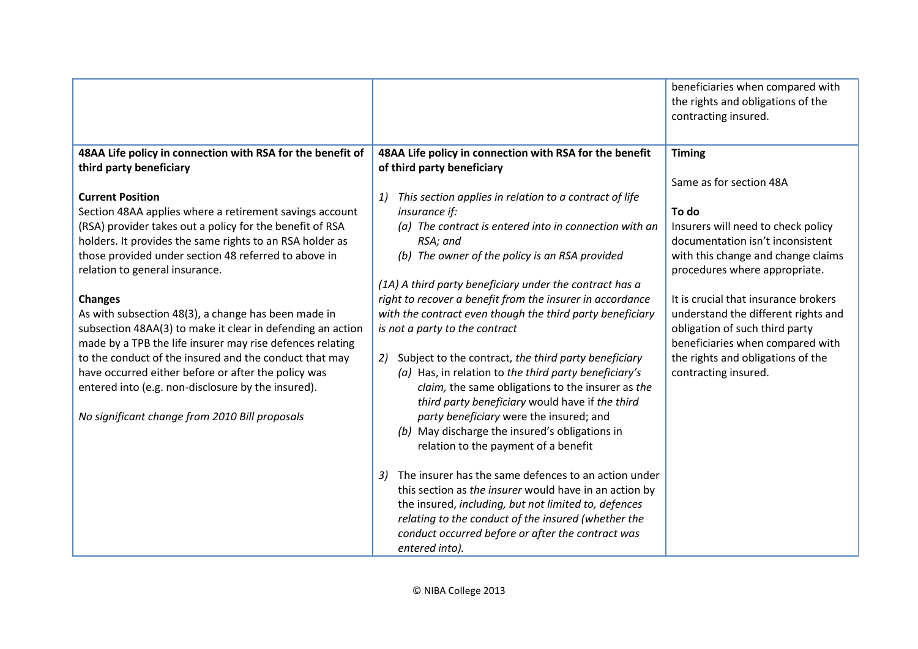| | | |
|---|---|---|
| | | beneficiaries when compared with the rights and obligations of the contracting insured. |
| **48AA Life policy in connection with RSA for the benefit of third party beneficiary**<br><br>**Current Position**<br>Section 48AA applies where a retirement savings account (RSA) provider takes out a policy for the benefit of RSA holders. It provides the same rights to an RSA holder as those provided under section 48 referred to above in relation to general insurance.<br><br>**Changes**<br>As with subsection 48(3), a change has been made in subsection 48AA(3) to make it clear in defending an action made by a TPB the life insurer may rise defences relating to the conduct of the insured and the conduct that may have occurred either before or after the policy was entered into (e.g. non-disclosure by the insured).<br><br>*No significant change from 2010 Bill proposals* | **48AA Life policy in connection with RSA for the benefit of third party beneficiary**<br><br>1) This section applies in relation to a contract of life *insurance if:*<br>*(a) The contract is entered into in connection with an RSA; and*<br>*(b) The owner of the policy is an RSA provided*<br><br>*(1A) A third party beneficiary under the contract has a right to recover a benefit from the insurer in accordance with the contract even though the third party beneficiary is not a party to the contract*<br><br>2) Subject to the contract, *the third party beneficiary*<br>(a) Has, in relation to *the third party beneficiary's claim,* the same obligations to the insurer as *the third party beneficiary* would have if *the third party beneficiary* were the insured; and<br>(b) May discharge the insured's obligations in relation to the payment of a benefit<br><br>3) The insurer has the same defences to an action under this section as *the insurer* would have in an action by the insured, *including, but not limited to, defences relating to the conduct of the insured (whether the conduct occurred before or after the contract was entered into).* | **Timing**<br><br>Same as for section 48A<br><br>**To do**<br>Insurers will need to check policy documentation isn't inconsistent with this change and change claims procedures where appropriate.<br><br>It is crucial that insurance brokers understand the different rights and obligation of such third party beneficiaries when compared with the rights and obligations of the contracting insured. |

© NIBA College 2013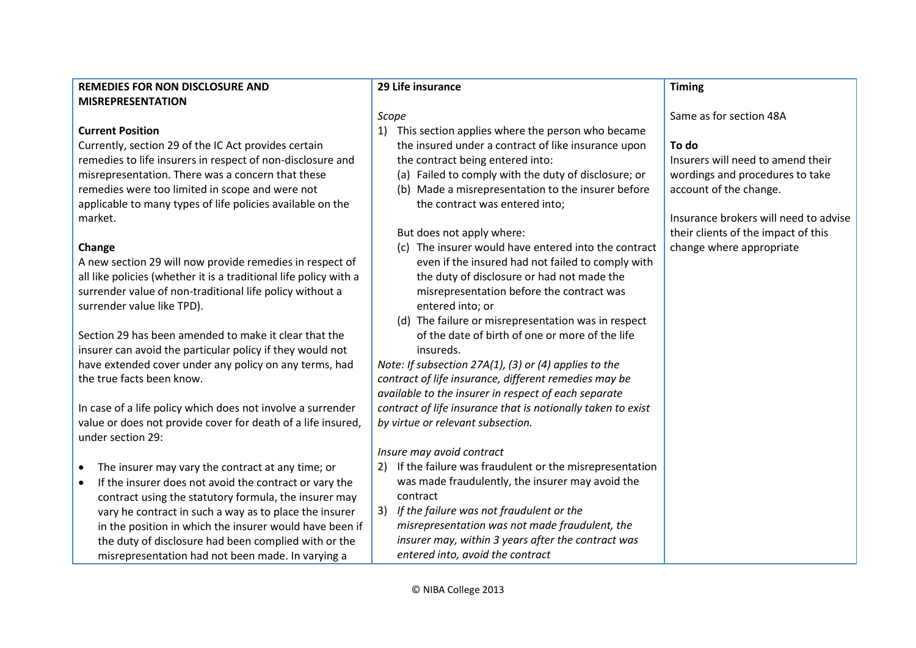| REMEDIES FOR NON DISCLOSURE AND MISREPRESENTATION | 29 Life insurance | Timing |
|---|---|---|
| **Current Position**<br>Currently, section 29 of the IC Act provides certain remedies to life insurers in respect of non-disclosure and misrepresentation. There was a concern that these remedies were too limited in scope and were not applicable to many types of life policies available on the market.<br><br>**Change**<br>A new section 29 will now provide remedies in respect of all like policies (whether it is a traditional life policy with a surrender value of non-traditional life policy without a surrender value like TPD).<br><br>Section 29 has been amended to make it clear that the insurer can avoid the particular policy if they would not have extended cover under any policy on any terms, had the true facts been know.<br><br>In case of a life policy which does not involve a surrender value or does not provide cover for death of a life insured, under section 29:<br><br>• The insurer may vary the contract at any time; or<br>• If the insurer does not avoid the contract or vary the contract using the statutory formula, the insurer may vary he contract in such a way as to place the insurer in the position in which the insurer would have been if the duty of disclosure had been complied with or the misrepresentation had not been made. In varying a | *Scope*<br>1) This section applies where the person who became the insured under a contract of like insurance upon the contract being entered into:<br>(a) Failed to comply with the duty of disclosure; or<br>(b) Made a misrepresentation to the insurer before the contract was entered into;<br><br>But does not apply where:<br>(c) The insurer would have entered into the contract even if the insured had not failed to comply with the duty of disclosure or had not made the misrepresentation before the contract was entered into; or<br>(d) The failure or misrepresentation was in respect of the date of birth of one or more of the life insureds.<br>*Note: If subsection 27A(1), (3) or (4) applies to the contract of life insurance, different remedies may be available to the insurer in respect of each separate contract of life insurance that is notionally taken to exist by virtue or relevant subsection.*<br><br>*Insure may avoid contract*<br>2) If the failure was fraudulent or the misrepresentation was made fraudulently, the insurer may avoid the contract<br>3) *If the failure was not fraudulent or the misrepresentation was not made fraudulent, the insurer may, within 3 years after the contract was entered into, avoid the contract* | Same as for section 48A<br><br>**To do**<br>Insurers will need to amend their wordings and procedures to take account of the change.<br><br>Insurance brokers will need to advise their clients of the impact of this change where appropriate |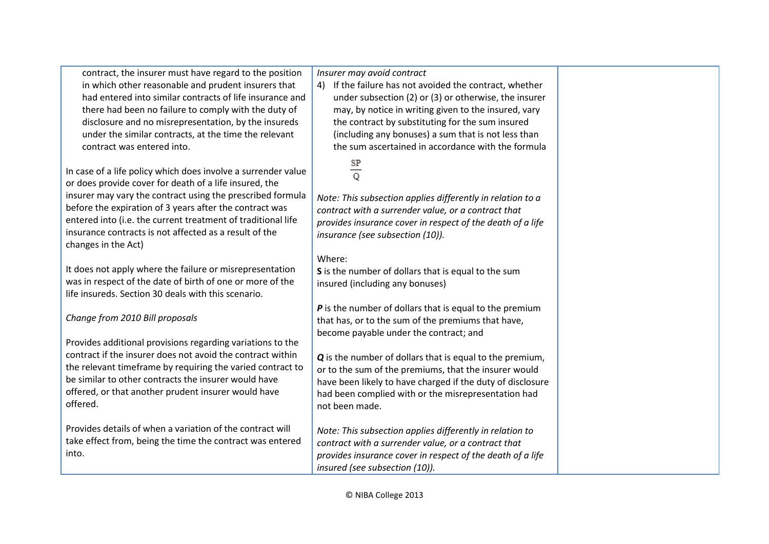| | | |
|---|---|---|
| contract, the insurer must have regard to the position in which other reasonable and prudent insurers that had entered into similar contracts of life insurance and there had been no failure to comply with the duty of disclosure and no misrepresentation, by the insureds under the similar contracts, at the time the relevant contract was entered into.<br><br>In case of a life policy which does involve a surrender value or does provide cover for death of a life insured, the insurer may vary the contract using the prescribed formula before the expiration of 3 years after the contract was entered into (i.e. the current treatment of traditional life insurance contracts is not affected as a result of the changes in the Act)<br><br>It does not apply where the failure or misrepresentation was in respect of the date of birth of one or more of the life insureds. Section 30 deals with this scenario.<br><br>*Change from 2010 Bill proposals*<br><br>Provides additional provisions regarding variations to the contract if the insurer does not avoid the contract within the relevant timeframe by requiring the varied contract to be similar to other contracts the insurer would have offered, or that another prudent insurer would have offered.<br><br>Provides details of when a variation of the contract will take effect from, being the time the contract was entered into. | *Insurer may avoid contract*<br>4) If the failure has not avoided the contract, whether under subsection (2) or (3) or otherwise, the insurer may, by notice in writing given to the insured, vary the contract by substituting for the sum insured (including any bonuses) a sum that is not less than the sum ascertained in accordance with the formula<br><br>$\frac{SP}{Q}$<br><br>*Note: This subsection applies differently in relation to a contract with a surrender value, or a contract that provides insurance cover in respect of the death of a life insurance (see subsection (10)).*<br><br>Where:<br>**S** is the number of dollars that is equal to the sum insured (including any bonuses)<br><br>***P*** is the number of dollars that is equal to the premium that has, or to the sum of the premiums that have, become payable under the contract; and<br><br>***Q*** is the number of dollars that is equal to the premium, or to the sum of the premiums, that the insurer would have been likely to have charged if the duty of disclosure had been complied with or the misrepresentation had not been made.<br><br>*Note: This subsection applies differently in relation to contract with a surrender value, or a contract that provides insurance cover in respect of the death of a life insured (see subsection (10)).* | |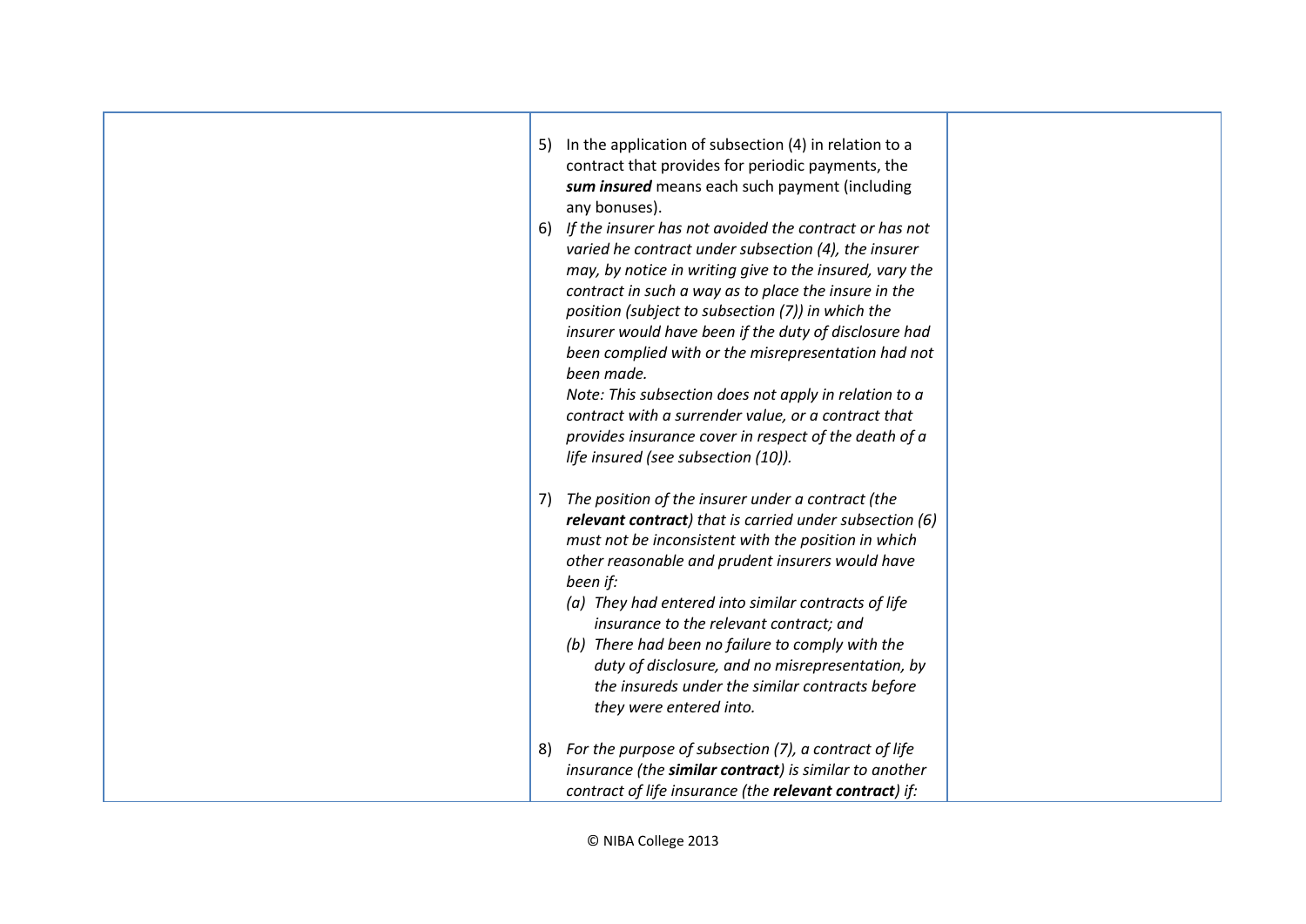| | | |
|---|---|---|
| | 5) In the application of subsection (4) in relation to a contract that provides for periodic payments, the ***sum insured*** means each such payment (including any bonuses).<br>6) *If the insurer has not avoided the contract or has not varied he contract under subsection (4), the insurer may, by notice in writing give to the insured, vary the contract in such a way as to place the insure in the position (subject to subsection (7)) in which the insurer would have been if the duty of disclosure had been complied with or the misrepresentation had not been made.*<br>*Note: This subsection does not apply in relation to a contract with a surrender value, or a contract that provides insurance cover in respect of the death of a life insured (see subsection (10)).*<br><br>7) *The position of the insurer under a contract (the **relevant contract**) that is carried under subsection (6) must not be inconsistent with the position in which other reasonable and prudent insurers would have been if:*<br>*(a) They had entered into similar contracts of life insurance to the relevant contract; and*<br>*(b) There had been no failure to comply with the duty of disclosure, and no misrepresentation, by the insureds under the similar contracts before they were entered into.*<br><br>8) *For the purpose of subsection (7), a contract of life insurance (the **similar contract**) is similar to another contract of life insurance (the **relevant contract**) if:* | |

© NIBA College 2013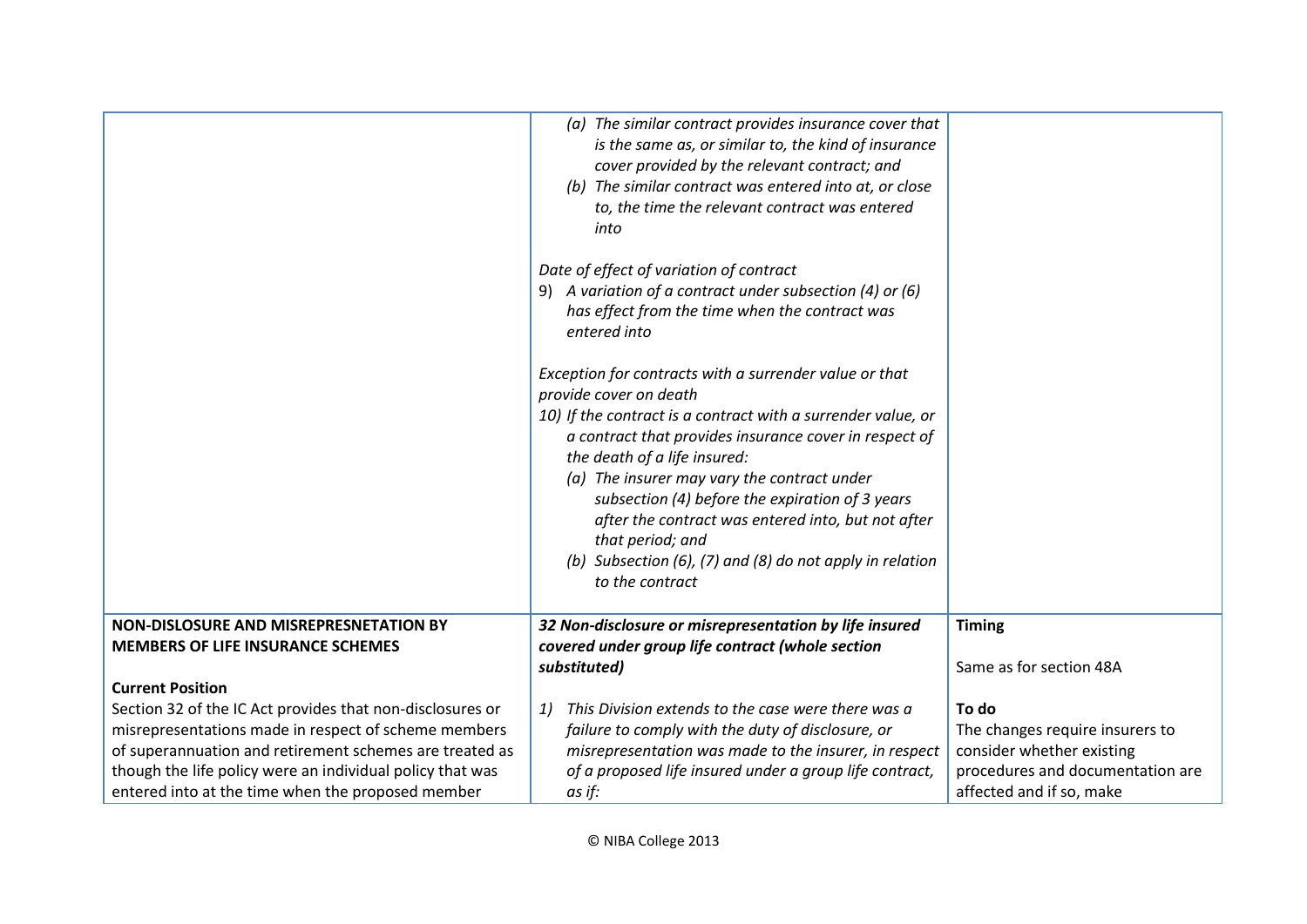| | | |
|---|---|---|
| | (a) *The similar contract provides insurance cover that is the same as, or similar to, the kind of insurance cover provided by the relevant contract; and*<br>(b) *The similar contract was entered into at, or close to, the time the relevant contract was entered into*<br><br>*Date of effect of variation of contract*<br>9) *A variation of a contract under subsection (4) or (6) has effect from the time when the contract was entered into*<br><br>*Exception for contracts with a surrender value or that provide cover on death*<br>10) *If the contract is a contract with a surrender value, or a contract that provides insurance cover in respect of the death of a life insured:*<br>(a) *The insurer may vary the contract under subsection (4) before the expiration of 3 years after the contract was entered into, but not after that period; and*<br>(b) *Subsection (6), (7) and (8) do not apply in relation to the contract* | |
| **NON-DISCLOSURE AND MISREPRESNETATION BY MEMBERS OF LIFE INSURANCE SCHEMES**<br><br>**Current Position**<br>Section 32 of the IC Act provides that non-disclosures or misrepresentations made in respect of scheme members of superannuation and retirement schemes are treated as though the life policy were an individual policy that was entered into at the time when the proposed member | ***32 Non-disclosure or misrepresentation by life insured covered under group life contract (whole section substituted)***<br><br>1) *This Division extends to the case were there was a failure to comply with the duty of disclosure, or misrepresentation was made to the insurer, in respect of a proposed life insured under a group life contract, as if:* | **Timing**<br><br>Same as for section 48A<br><br>**To do**<br>The changes require insurers to consider whether existing procedures and documentation are affected and if so, make |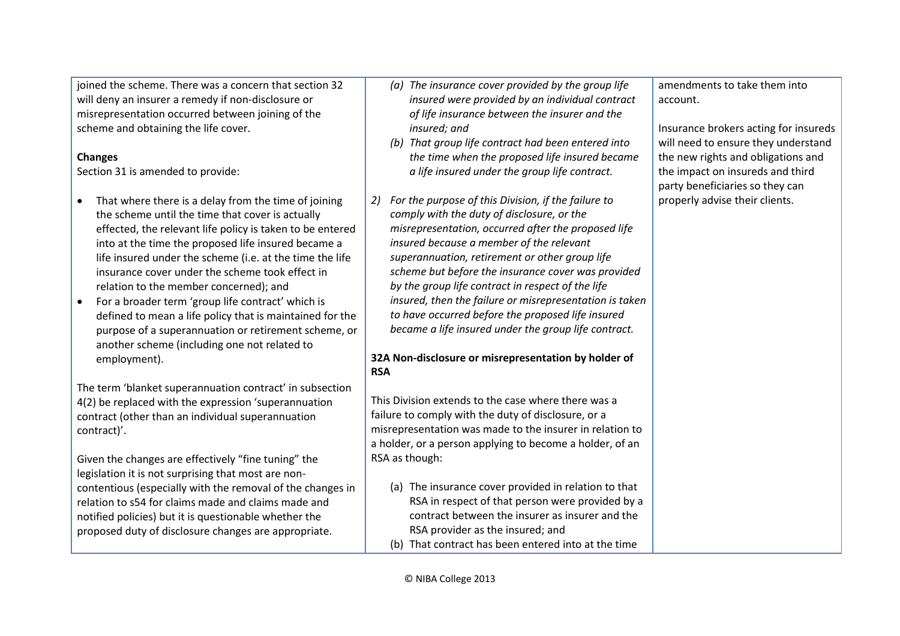| | | |
|---|---|---|
| joined the scheme. There was a concern that section 32 will deny an insurer a remedy if non-disclosure or misrepresentation occurred between joining of the scheme and obtaining the life cover.<br><br>**Changes**<br>Section 31 is amended to provide:<br><br>• That where there is a delay from the time of joining the scheme until the time that cover is actually effected, the relevant life policy is taken to be entered into at the time the proposed life insured became a life insured under the scheme (i.e. at the time the life insurance cover under the scheme took effect in relation to the member concerned); and<br>• For a broader term 'group life contract' which is defined to mean a life policy that is maintained for the purpose of a superannuation or retirement scheme, or another scheme (including one not related to employment).<br><br>The term 'blanket superannuation contract' in subsection 4(2) be replaced with the expression 'superannuation contract (other than an individual superannuation contract)'.<br><br>Given the changes are effectively "fine tuning" the legislation it is not surprising that most are non-contentious (especially with the removal of the changes in relation to s54 for claims made and claims made and notified policies) but it is questionable whether the proposed duty of disclosure changes are appropriate. | *(a) The insurance cover provided by the group life insured were provided by an individual contract of life insurance between the insurer and the insured; and*<br>*(b) That group life contract had been entered into the time when the proposed life insured became a life insured under the group life contract.*<br><br>*2) For the purpose of this Division, if the failure to comply with the duty of disclosure, or the misrepresentation, occurred after the proposed life insured because a member of the relevant superannuation, retirement or other group life scheme but before the insurance cover was provided by the group life contract in respect of the life insured, then the failure or misrepresentation is taken to have occurred before the proposed life insured became a life insured under the group life contract.*<br><br>**32A Non-disclosure or misrepresentation by holder of RSA**<br><br>This Division extends to the case where there was a failure to comply with the duty of disclosure, or a misrepresentation was made to the insurer in relation to a holder, or a person applying to become a holder, of an RSA as though:<br><br>(a) The insurance cover provided in relation to that RSA in respect of that person were provided by a contract between the insurer as insurer and the RSA provider as the insured; and<br>(b) That contract has been entered into at the time | amendments to take them into account.<br><br>Insurance brokers acting for insureds will need to ensure they understand the new rights and obligations and the impact on insureds and third party beneficiaries so they can properly advise their clients. |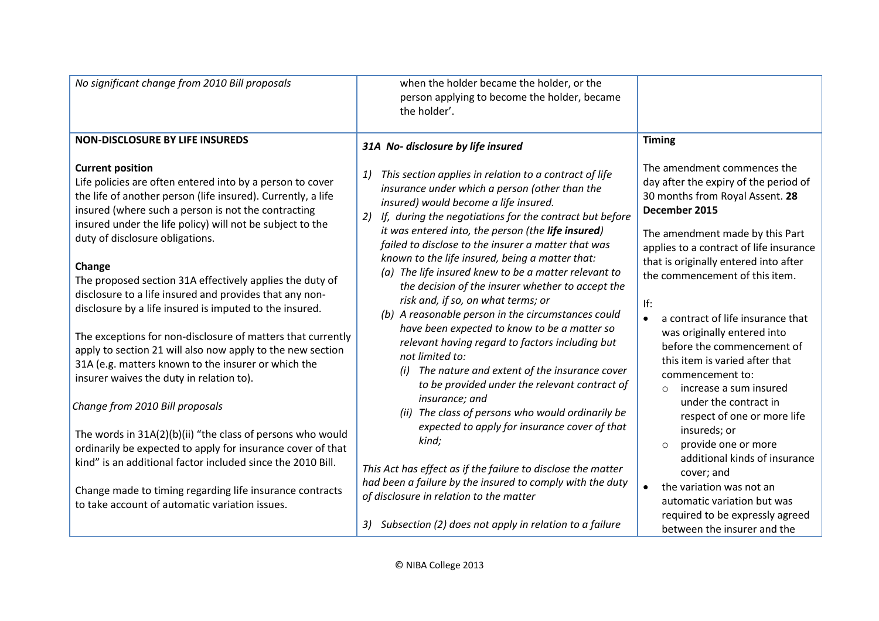| | | |
|---|---|---|
| *No significant change from 2010 Bill proposals* | when the holder became the holder, or the person applying to become the holder, became the holder'. | |
| **NON-DISCLOSURE BY LIFE INSUREDS**<br><br>**Current position**<br>Life policies are often entered into by a person to cover the life of another person (life insured). Currently, a life insured (where such a person is not the contracting insured under the life policy) will not be subject to the duty of disclosure obligations.<br><br>**Change**<br>The proposed section 31A effectively applies the duty of disclosure to a life insured and provides that any non-disclosure by a life insured is imputed to the insured.<br><br>The exceptions for non-disclosure of matters that currently apply to section 21 will also now apply to the new section 31A (e.g. matters known to the insurer or which the insurer waives the duty in relation to).<br><br>*Change from 2010 Bill proposals*<br><br>The words in 31A(2)(b)(ii) "the class of persons who would ordinarily be expected to apply for insurance cover of that kind" is an additional factor included since the 2010 Bill.<br><br>Change made to timing regarding life insurance contracts to take account of automatic variation issues. | ***31A No- disclosure by life insured***<br><br>1) *This section applies in relation to a contract of life insurance under which a person (other than the insured) would become a life insured.*<br>2) *If, during the negotiations for the contract but before it was entered into, the person (the **life insured**) failed to disclose to the insurer a matter that was known to the life insured, being a matter that:*<br>(a) *The life insured knew to be a matter relevant to the decision of the insurer whether to accept the risk and, if so, on what terms; or*<br>(b) *A reasonable person in the circumstances could have been expected to know to be a matter so relevant having regard to factors including but not limited to:*<br>(i) *The nature and extent of the insurance cover to be provided under the relevant contract of insurance; and*<br>(ii) *The class of persons who would ordinarily be expected to apply for insurance cover of that kind;*<br><br>*This Act has effect as if the failure to disclose the matter had been a failure by the insured to comply with the duty of disclosure in relation to the matter*<br><br>3) *Subsection (2) does not apply in relation to a failure* | **Timing**<br><br>The amendment commences the day after the expiry of the period of 30 months from Royal Assent. **28 December 2015**<br><br>The amendment made by this Part applies to a contract of life insurance that is originally entered into after the commencement of this item.<br><br>If:<br>• a contract of life insurance that was originally entered into before the commencement of this item is varied after that commencement to:<br>○ increase a sum insured under the contract in respect of one or more life insureds; or<br>○ provide one or more additional kinds of insurance cover; and<br>• the variation was not an automatic variation but was required to be expressly agreed between the insurer and the |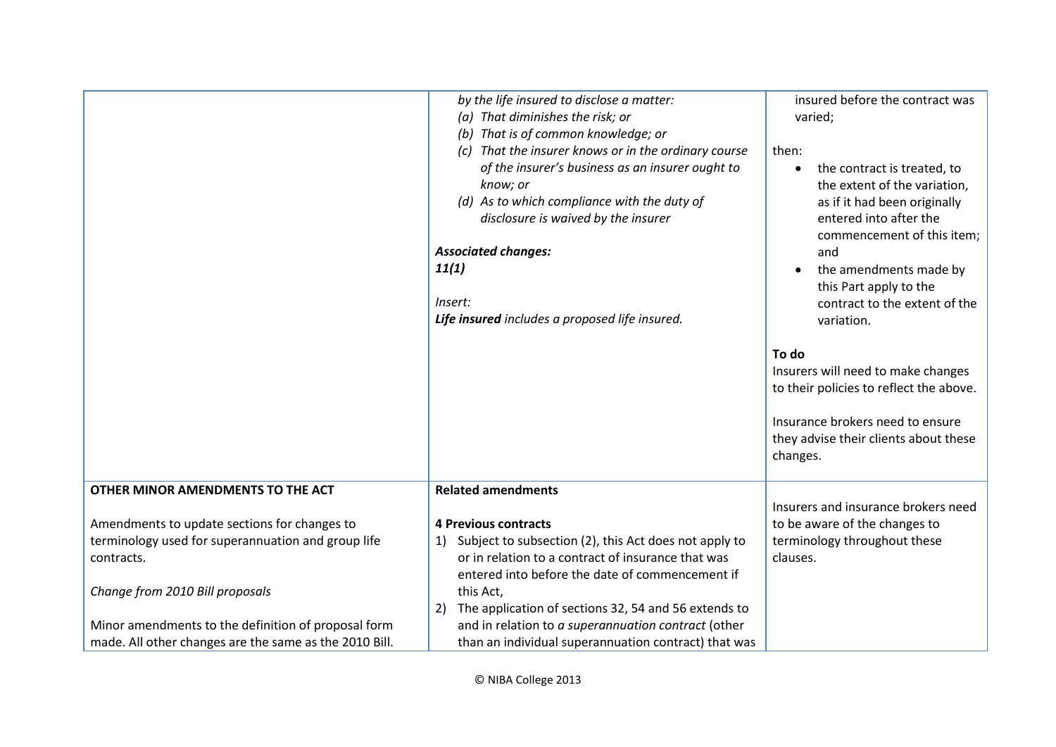| | | |
|---|---|---|
| | *by the life insured to disclose a matter:*<br>*(a) That diminishes the risk; or*<br>*(b) That is of common knowledge; or*<br>*(c) That the insurer knows or in the ordinary course of the insurer's business as an insurer ought to know; or*<br>*(d) As to which compliance with the duty of disclosure is waived by the insurer*<br><br>***Associated changes:***<br>***11(1)***<br><br>*Insert:*<br>***Life insured** includes a proposed life insured.* | insured before the contract was varied;<br><br>then:<br>• the contract is treated, to the extent of the variation, as if it had been originally entered into after the commencement of this item; and<br>• the amendments made by this Part apply to the contract to the extent of the variation.<br><br>**To do**<br>Insurers will need to make changes to their policies to reflect the above.<br><br>Insurance brokers need to ensure they advise their clients about these changes. |
| **OTHER MINOR AMENDMENTS TO THE ACT**<br><br>Amendments to update sections for changes to terminology used for superannuation and group life contracts.<br><br>*Change from 2010 Bill proposals*<br><br>Minor amendments to the definition of proposal form made. All other changes are the same as the 2010 Bill. | **Related amendments**<br><br>**4 Previous contracts**<br>1) Subject to subsection (2), this Act does not apply to or in relation to a contract of insurance that was entered into before the date of commencement if this Act,<br>2) The application of sections 32, 54 and 56 extends to and in relation to *a superannuation contract* (other than an individual superannuation contract) that was | Insurers and insurance brokers need to be aware of the changes to terminology throughout these clauses. |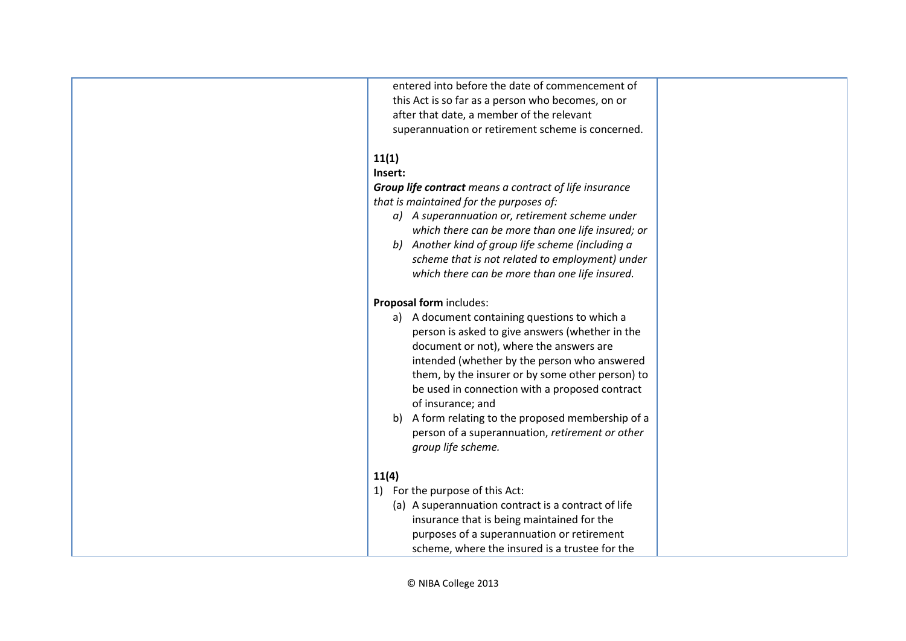| | | |
|---|---|---|
| | entered into before the date of commencement of this Act is so far as a person who becomes, on or after that date, a member of the relevant superannuation or retirement scheme is concerned.<br><br>**11(1)**<br>**Insert:**<br>***Group life contract*** *means a contract of life insurance that is maintained for the purposes of:*<br>*a) A superannuation or, retirement scheme under which there can be more than one life insured; or*<br>*b) Another kind of group life scheme (including a scheme that is not related to employment) under which there can be more than one life insured.*<br><br>**Proposal form** includes:<br>a) A document containing questions to which a person is asked to give answers (whether in the document or not), where the answers are intended (whether by the person who answered them, by the insurer or by some other person) to be used in connection with a proposed contract of insurance; and<br>b) A form relating to the proposed membership of a person of a superannuation, *retirement or other group life scheme.*<br><br>**11(4)**<br>1) For the purpose of this Act:<br>(a) A superannuation contract is a contract of life insurance that is being maintained for the purposes of a superannuation or retirement scheme, where the insured is a trustee for the | |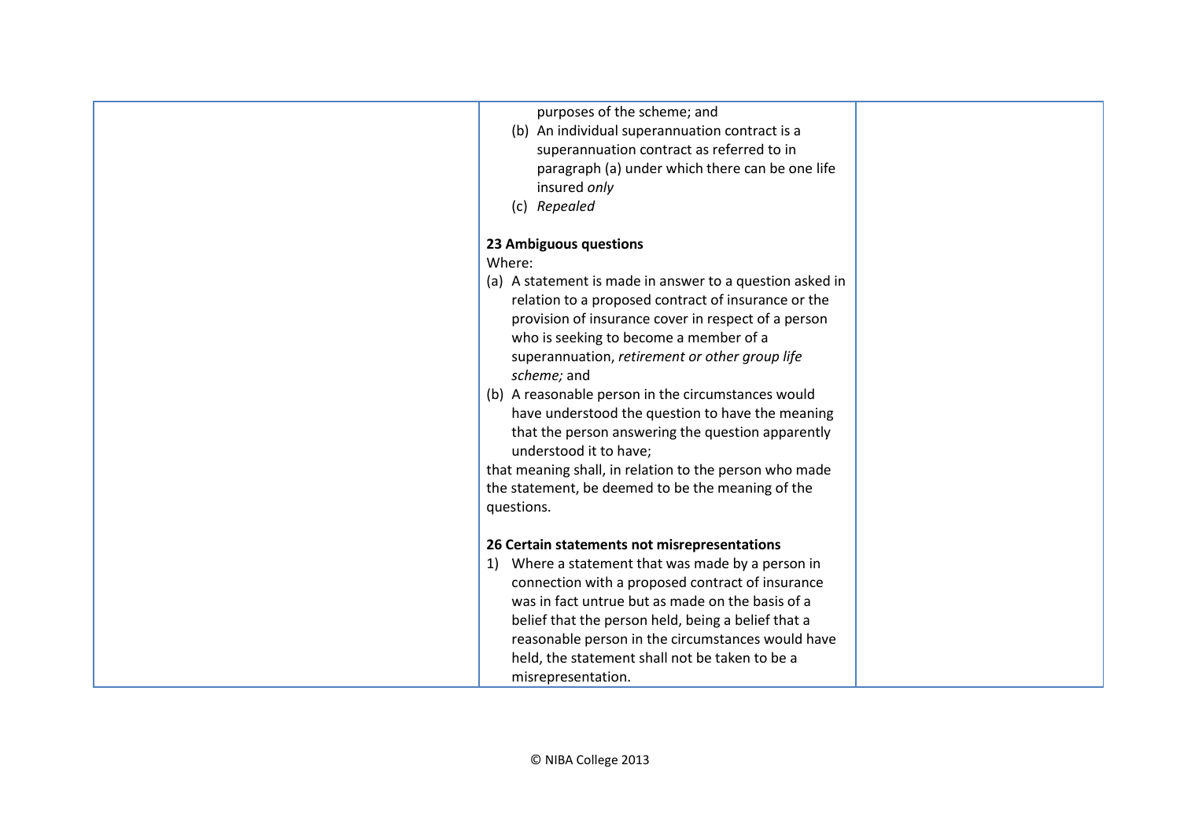| | | |
|---|---|---|
| | purposes of the scheme; and<br>(b) An individual superannuation contract is a superannuation contract as referred to in paragraph (a) under which there can be one life insured *only*<br>(c) *Repealed*<br><br>**23 Ambiguous questions**<br>Where:<br>(a) A statement is made in answer to a question asked in relation to a proposed contract of insurance or the provision of insurance cover in respect of a person who is seeking to become a member of a superannuation, *retirement or other group life scheme;* and<br>(b) A reasonable person in the circumstances would have understood the question to have the meaning that the person answering the question apparently understood it to have;<br>that meaning shall, in relation to the person who made the statement, be deemed to be the meaning of the questions.<br><br>**26 Certain statements not misrepresentations**<br>1) Where a statement that was made by a person in connection with a proposed contract of insurance was in fact untrue but as made on the basis of a belief that the person held, being a belief that a reasonable person in the circumstances would have held, the statement shall not be taken to be a misrepresentation. | |

© NIBA College 2013